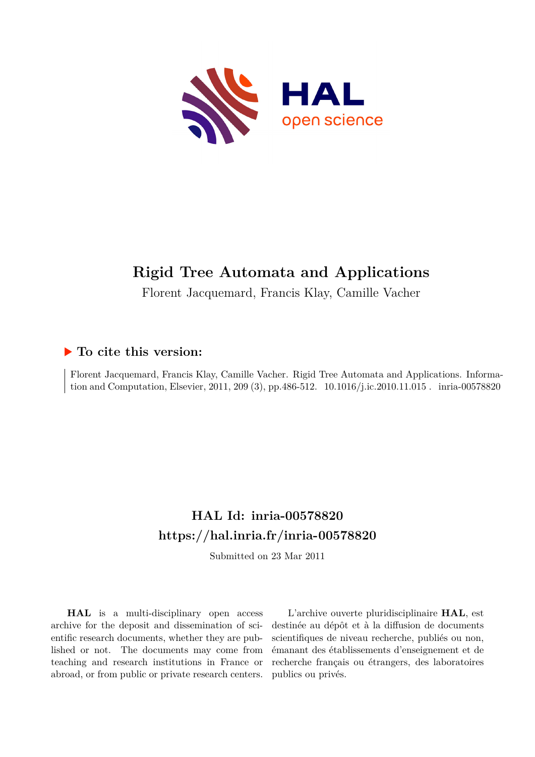# Rigid Tree Automata and Applications

Florent Jacquemard, Francis Klay, Camille Vacher

## ▶ To cite this version:

Florent Jacquemard, Francis Klay, Camille Vacher. Rigid Tree Automata and Applications. Information and Computation, Elsevier, 2011, 209 (3), pp.486-512. 10.1016/j.ic.2010.11.015 . inria-00578820

## HAL Id: inria-00578820
## https://hal.inria.fr/inria-00578820

Submitted on 23 Mar 2011

**HAL** is a multi-disciplinary open access archive for the deposit and dissemination of scientific research documents, whether they are published or not. The documents may come from teaching and research institutions in France or abroad, or from public or private research centers.

L'archive ouverte pluridisciplinaire **HAL**, est destinée au dépôt et à la diffusion de documents scientifiques de niveau recherche, publiés ou non, émanant des établissements d'enseignement et de recherche français ou étrangers, des laboratoires publics ou privés.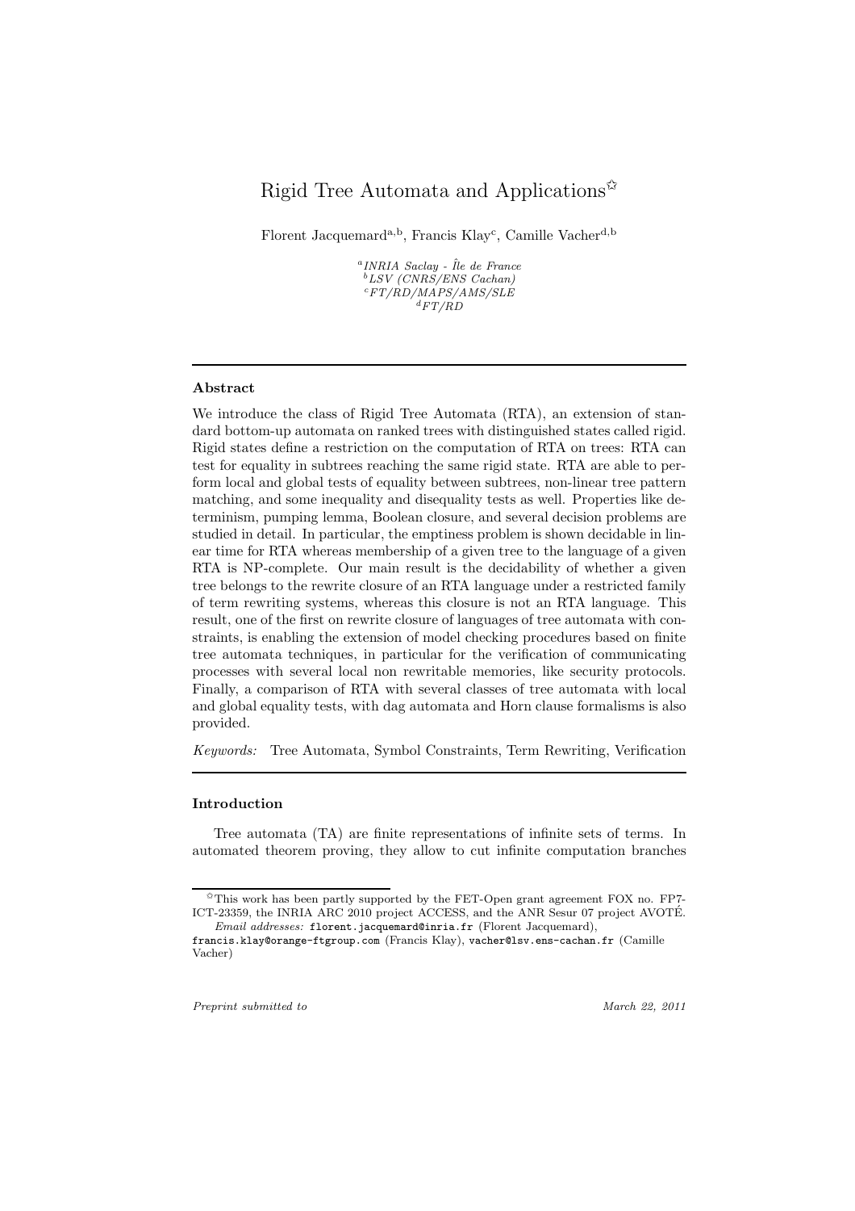# Rigid Tree Automata and Applications[☆]

Florent Jacquemard[a,b], Francis Klay[c], Camille Vacher[d,b]

[a]*INRIA Saclay - Île de France*
[b]*LSV (CNRS/ENS Cachan)*
[c]*FT/RD/MAPS/AMS/SLE*
[d]*FT/RD*

---

**Abstract**

We introduce the class of Rigid Tree Automata (RTA), an extension of standard bottom-up automata on ranked trees with distinguished states called rigid. Rigid states define a restriction on the computation of RTA on trees: RTA can test for equality in subtrees reaching the same rigid state. RTA are able to perform local and global tests of equality between subtrees, non-linear tree pattern matching, and some inequality and disequality tests as well. Properties like determinism, pumping lemma, Boolean closure, and several decision problems are studied in detail. In particular, the emptiness problem is shown decidable in linear time for RTA whereas membership of a given tree to the language of a given RTA is NP-complete. Our main result is the decidability of whether a given tree belongs to the rewrite closure of an RTA language under a restricted family of term rewriting systems, whereas this closure is not an RTA language. This result, one of the first on rewrite closure of languages of tree automata with constraints, is enabling the extension of model checking procedures based on finite tree automata techniques, in particular for the verification of communicating processes with several local non rewritable memories, like security protocols. Finally, a comparison of RTA with several classes of tree automata with local and global equality tests, with dag automata and Horn clause formalisms is also provided.

*Keywords:* Tree Automata, Symbol Constraints, Term Rewriting, Verification

---

**Introduction**

Tree automata (TA) are finite representations of infinite sets of terms. In automated theorem proving, they allow to cut infinite computation branches

---

[☆]This work has been partly supported by the FET-Open grant agreement FOX no. FP7-ICT-23359, the INRIA ARC 2010 project ACCESS, and the ANR Sesur 07 project AVOTÉ.

*Email addresses:* `florent.jacquemard@inria.fr` (Florent Jacquemard), `francis.klay@orange-ftgroup.com` (Francis Klay), `vacher@lsv.ens-cachan.fr` (Camille Vacher)

*Preprint submitted to* *March 22, 2011*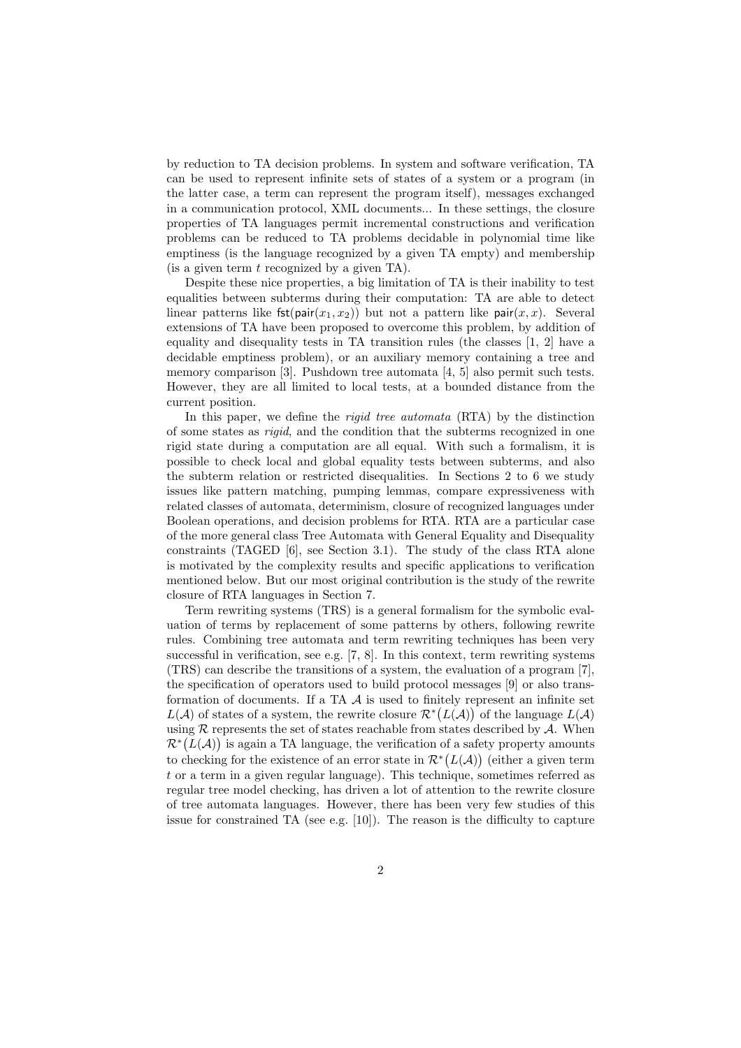by reduction to TA decision problems. In system and software verification, TA can be used to represent infinite sets of states of a system or a program (in the latter case, a term can represent the program itself), messages exchanged in a communication protocol, XML documents... In these settings, the closure properties of TA languages permit incremental constructions and verification problems can be reduced to TA problems decidable in polynomial time like emptiness (is the language recognized by a given TA empty) and membership (is a given term $t$ recognized by a given TA).

Despite these nice properties, a big limitation of TA is their inability to test equalities between subterms during their computation: TA are able to detect linear patterns like $\mathsf{fst}(\mathsf{pair}(x_1, x_2))$ but not a pattern like $\mathsf{pair}(x, x)$. Several extensions of TA have been proposed to overcome this problem, by addition of equality and disequality tests in TA transition rules (the classes [1, 2] have a decidable emptiness problem), or an auxiliary memory containing a tree and memory comparison [3]. Pushdown tree automata [4, 5] also permit such tests. However, they are all limited to local tests, at a bounded distance from the current position.

In this paper, we define the *rigid tree automata* (RTA) by the distinction of some states as *rigid*, and the condition that the subterms recognized in one rigid state during a computation are all equal. With such a formalism, it is possible to check local and global equality tests between subterms, and also the subterm relation or restricted disequalities. In Sections 2 to 6 we study issues like pattern matching, pumping lemmas, compare expressiveness with related classes of automata, determinism, closure of recognized languages under Boolean operations, and decision problems for RTA. RTA are a particular case of the more general class Tree Automata with General Equality and Disequality constraints (TAGED [6], see Section 3.1). The study of the class RTA alone is motivated by the complexity results and specific applications to verification mentioned below. But our most original contribution is the study of the rewrite closure of RTA languages in Section 7.

Term rewriting systems (TRS) is a general formalism for the symbolic evaluation of terms by replacement of some patterns by others, following rewrite rules. Combining tree automata and term rewriting techniques has been very successful in verification, see e.g. [7, 8]. In this context, term rewriting systems (TRS) can describe the transitions of a system, the evaluation of a program [7], the specification of operators used to build protocol messages [9] or also transformation of documents. If a TA $\mathcal{A}$ is used to finitely represent an infinite set $L(\mathcal{A})$ of states of a system, the rewrite closure $\mathcal{R}^*\big(L(\mathcal{A})\big)$ of the language $L(\mathcal{A})$ using $\mathcal{R}$ represents the set of states reachable from states described by $\mathcal{A}$. When $\mathcal{R}^*\big(L(\mathcal{A})\big)$ is again a TA language, the verification of a safety property amounts to checking for the existence of an error state in $\mathcal{R}^*\big(L(\mathcal{A})\big)$ (either a given term $t$ or a term in a given regular language). This technique, sometimes referred as regular tree model checking, has driven a lot of attention to the rewrite closure of tree automata languages. However, there has been very few studies of this issue for constrained TA (see e.g. [10]). The reason is the difficulty to capture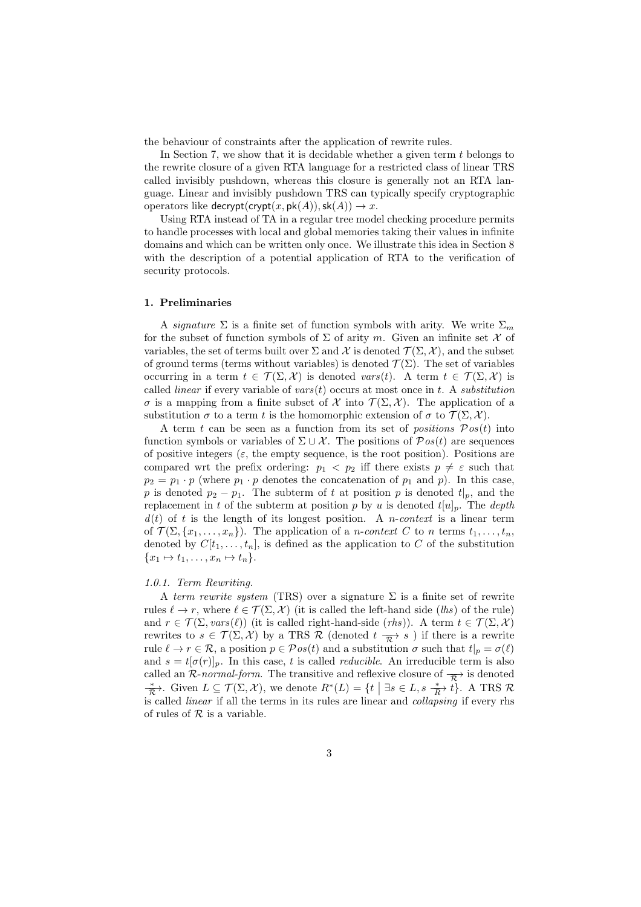the behaviour of constraints after the application of rewrite rules.

In Section 7, we show that it is decidable whether a given term $t$ belongs to the rewrite closure of a given RTA language for a restricted class of linear TRS called invisibly pushdown, whereas this closure is generally not an RTA language. Linear and invisibly pushdown TRS can typically specify cryptographic operators like $\mathsf{decrypt}(\mathsf{crypt}(x, \mathsf{pk}(A)), \mathsf{sk}(A)) \to x$.

Using RTA instead of TA in a regular tree model checking procedure permits to handle processes with local and global memories taking their values in infinite domains and which can be written only once. We illustrate this idea in Section 8 with the description of a potential application of RTA to the verification of security protocols.

### 1. Preliminaries

A *signature* $\Sigma$ is a finite set of function symbols with arity. We write $\Sigma_m$ for the subset of function symbols of $\Sigma$ of arity $m$. Given an infinite set $\mathcal{X}$ of variables, the set of terms built over $\Sigma$ and $\mathcal{X}$ is denoted $\mathcal{T}(\Sigma, \mathcal{X})$, and the subset of ground terms (terms without variables) is denoted $\mathcal{T}(\Sigma)$. The set of variables occurring in a term $t \in \mathcal{T}(\Sigma, \mathcal{X})$ is denoted $vars(t)$. A term $t \in \mathcal{T}(\Sigma, \mathcal{X})$ is called *linear* if every variable of $vars(t)$ occurs at most once in $t$. A *substitution* $\sigma$ is a mapping from a finite subset of $\mathcal{X}$ into $\mathcal{T}(\Sigma, \mathcal{X})$. The application of a substitution $\sigma$ to a term $t$ is the homomorphic extension of $\sigma$ to $\mathcal{T}(\Sigma, \mathcal{X})$.

A term $t$ can be seen as a function from its set of *positions* $\mathcal{P}os(t)$ into function symbols or variables of $\Sigma \cup \mathcal{X}$. The positions of $\mathcal{P}os(t)$ are sequences of positive integers ($\varepsilon$, the empty sequence, is the root position). Positions are compared wrt the prefix ordering: $p_1 < p_2$ iff there exists $p \neq \varepsilon$ such that $p_2 = p_1 \cdot p$ (where $p_1 \cdot p$ denotes the concatenation of $p_1$ and $p$). In this case, $p$ is denoted $p_2 - p_1$. The subterm of $t$ at position $p$ is denoted $t|_p$, and the replacement in $t$ of the subterm at position $p$ by $u$ is denoted $t[u]_p$. The *depth* $d(t)$ of $t$ is the length of its longest position. A *$n$-context* is a linear term of $\mathcal{T}(\Sigma, \{x_1, \ldots, x_n\})$. The application of a $n$-context $C$ to $n$ terms $t_1, \ldots, t_n$, denoted by $C[t_1, \ldots, t_n]$, is defined as the application to $C$ of the substitution $\{x_1 \mapsto t_1, \ldots, x_n \mapsto t_n\}$.

#### 1.0.1. Term Rewriting.

A *term rewrite system* (TRS) over a signature $\Sigma$ is a finite set of rewrite rules $\ell \to r$, where $\ell \in \mathcal{T}(\Sigma, \mathcal{X})$ (it is called the left-hand side (*lhs*) of the rule) and $r \in \mathcal{T}(\Sigma, vars(\ell))$ (it is called right-hand-side (*rhs*)). A term $t \in \mathcal{T}(\Sigma, \mathcal{X})$ rewrites to $s \in \mathcal{T}(\Sigma, \mathcal{X})$ by a TRS $\mathcal{R}$ (denoted $t \xrightarrow[\mathcal{R}]{} s$ ) if there is a rewrite rule $\ell \to r \in \mathcal{R}$, a position $p \in \mathcal{P}os(t)$ and a substitution $\sigma$ such that $t|_p = \sigma(\ell)$ and $s = t[\sigma(r)]_p$. In this case, $t$ is called *reducible*. An irreducible term is also called an *$\mathcal{R}$-normal-form*. The transitive and reflexive closure of $\xrightarrow[\mathcal{R}]{}$ is denoted $\xrightarrow[\mathcal{R}]{*}$. Given $L \subseteq \mathcal{T}(\Sigma, \mathcal{X})$, we denote $R^*(L) = \{t \mid \exists s \in L, s \xrightarrow[R]{*} t\}$. A TRS $\mathcal{R}$ is called *linear* if all the terms in its rules are linear and *collapsing* if every rhs of rules of $\mathcal{R}$ is a variable.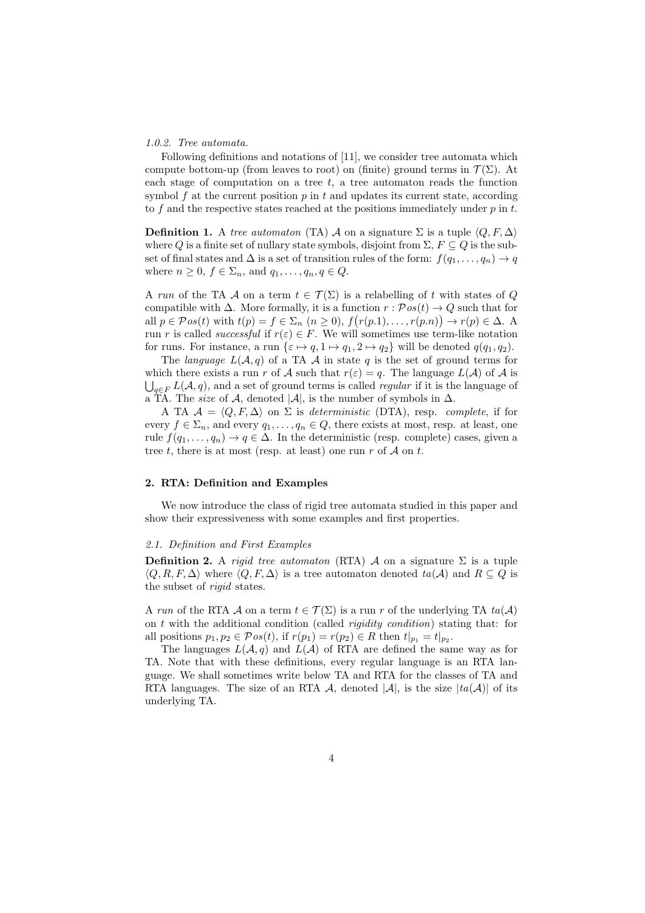#### 1.0.2. Tree automata.

Following definitions and notations of [11], we consider tree automata which compute bottom-up (from leaves to root) on (finite) ground terms in $\mathcal{T}(\Sigma)$. At each stage of computation on a tree $t$, a tree automaton reads the function symbol $f$ at the current position $p$ in $t$ and updates its current state, according to $f$ and the respective states reached at the positions immediately under $p$ in $t$.

**Definition 1.** A *tree automaton* (TA) $\mathcal{A}$ on a signature $\Sigma$ is a tuple $\langle Q, F, \Delta \rangle$ where $Q$ is a finite set of nullary state symbols, disjoint from $\Sigma$, $F \subseteq Q$ is the subset of final states and $\Delta$ is a set of transition rules of the form: $f(q_1, \ldots, q_n) \to q$ where $n \geq 0$, $f \in \Sigma_n$, and $q_1, \ldots, q_n, q \in Q$.

A *run* of the TA $\mathcal{A}$ on a term $t \in \mathcal{T}(\Sigma)$ is a relabelling of $t$ with states of $Q$ compatible with $\Delta$. More formally, it is a function $r : \mathcal{P}os(t) \to Q$ such that for all $p \in \mathcal{P}os(t)$ with $t(p) = f \in \Sigma_n$ ($n \geq 0$), $f\big(r(p.1), \ldots, r(p.n)\big) \to r(p) \in \Delta$. A run $r$ is called *successful* if $r(\varepsilon) \in F$. We will sometimes use term-like notation for runs. For instance, a run $\{\varepsilon \mapsto q, 1 \mapsto q_1, 2 \mapsto q_2\}$ will be denoted $q(q_1, q_2)$.

The *language* $L(\mathcal{A}, q)$ of a TA $\mathcal{A}$ in state $q$ is the set of ground terms for which there exists a run $r$ of $\mathcal{A}$ such that $r(\varepsilon) = q$. The language $L(\mathcal{A})$ of $\mathcal{A}$ is $\bigcup_{q \in F} L(\mathcal{A}, q)$, and a set of ground terms is called *regular* if it is the language of a TA. The *size* of $\mathcal{A}$, denoted $|\mathcal{A}|$, is the number of symbols in $\Delta$.

A TA $\mathcal{A} = \langle Q, F, \Delta \rangle$ on $\Sigma$ is *deterministic* (DTA), resp. *complete*, if for every $f \in \Sigma_n$, and every $q_1, \ldots, q_n \in Q$, there exists at most, resp. at least, one rule $f(q_1, \ldots, q_n) \to q \in \Delta$. In the deterministic (resp. complete) cases, given a tree $t$, there is at most (resp. at least) one run $r$ of $\mathcal{A}$ on $t$.

## 2. RTA: Definition and Examples

We now introduce the class of rigid tree automata studied in this paper and show their expressiveness with some examples and first properties.

### 2.1. Definition and First Examples

**Definition 2.** A *rigid tree automaton* (RTA) $\mathcal{A}$ on a signature $\Sigma$ is a tuple $\langle Q, R, F, \Delta \rangle$ where $\langle Q, F, \Delta \rangle$ is a tree automaton denoted $ta(\mathcal{A})$ and $R \subseteq Q$ is the subset of *rigid* states.

A *run* of the RTA $\mathcal{A}$ on a term $t \in \mathcal{T}(\Sigma)$ is a run $r$ of the underlying TA $ta(\mathcal{A})$ on $t$ with the additional condition (called *rigidity condition*) stating that: for all positions $p_1, p_2 \in \mathcal{P}os(t)$, if $r(p_1) = r(p_2) \in R$ then $t|_{p_1} = t|_{p_2}$.

The languages $L(\mathcal{A}, q)$ and $L(\mathcal{A})$ of RTA are defined the same way as for TA. Note that with these definitions, every regular language is an RTA language. We shall sometimes write below TA and RTA for the classes of TA and RTA languages. The size of an RTA $\mathcal{A}$, denoted $|\mathcal{A}|$, is the size $|ta(\mathcal{A})|$ of its underlying TA.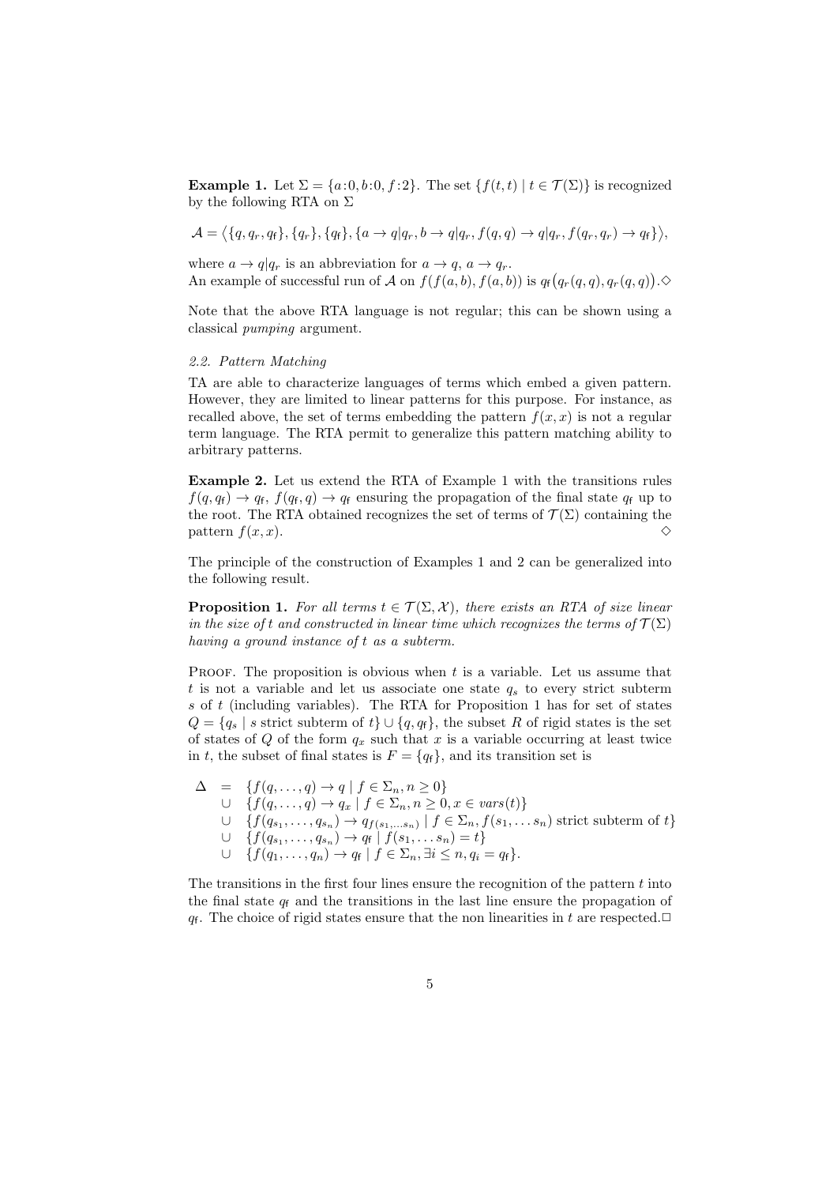**Example 1.** Let $\Sigma = \{a:0, b:0, f:2\}$. The set $\{f(t,t) \mid t \in \mathcal{T}(\Sigma)\}$ is recognized by the following RTA on $\Sigma$

$$\mathcal{A} = \big\langle \{q, q_r, q_\mathsf{f}\}, \{q_r\}, \{q_\mathsf{f}\}, \{a \to q|q_r, b \to q|q_r, f(q,q) \to q|q_r, f(q_r,q_r) \to q_\mathsf{f}\}\big\rangle,$$

where $a \to q|q_r$ is an abbreviation for $a \to q$, $a \to q_r$.
An example of successful run of $\mathcal{A}$ on $f(f(a,b), f(a,b))$ is $q_\mathsf{f}\big(q_r(q,q), q_r(q,q)\big)$.$\diamond$

Note that the above RTA language is not regular; this can be shown using a classical *pumping* argument.

*2.2. Pattern Matching*

TA are able to characterize languages of terms which embed a given pattern. However, they are limited to linear patterns for this purpose. For instance, as recalled above, the set of terms embedding the pattern $f(x,x)$ is not a regular term language. The RTA permit to generalize this pattern matching ability to arbitrary patterns.

**Example 2.** Let us extend the RTA of Example 1 with the transitions rules $f(q, q_\mathsf{f}) \to q_\mathsf{f}$, $f(q_\mathsf{f}, q) \to q_\mathsf{f}$ ensuring the propagation of the final state $q_\mathsf{f}$ up to the root. The RTA obtained recognizes the set of terms of $\mathcal{T}(\Sigma)$ containing the pattern $f(x,x)$. $\diamond$

The principle of the construction of Examples 1 and 2 can be generalized into the following result.

**Proposition 1.** *For all terms $t \in \mathcal{T}(\Sigma, \mathcal{X})$, there exists an RTA of size linear in the size of $t$ and constructed in linear time which recognizes the terms of $\mathcal{T}(\Sigma)$ having a ground instance of $t$ as a subterm.*

Proof. The proposition is obvious when $t$ is a variable. Let us assume that $t$ is not a variable and let us associate one state $q_s$ to every strict subterm $s$ of $t$ (including variables). The RTA for Proposition 1 has for set of states $Q = \{q_s \mid s \text{ strict subterm of } t\} \cup \{q, q_\mathsf{f}\}$, the subset $R$ of rigid states is the set of states of $Q$ of the form $q_x$ such that $x$ is a variable occurring at least twice in $t$, the subset of final states is $F = \{q_\mathsf{f}\}$, and its transition set is

$$\begin{array}{rcl}
\Delta & = & \{f(q,\ldots,q) \to q \mid f \in \Sigma_n, n \geq 0\} \\
& \cup & \{f(q,\ldots,q) \to q_x \mid f \in \Sigma_n, n \geq 0, x \in \mathit{vars}(t)\} \\
& \cup & \{f(q_{s_1},\ldots,q_{s_n}) \to q_{f(s_1,\ldots s_n)} \mid f \in \Sigma_n, f(s_1,\ldots s_n) \text{ strict subterm of } t\} \\
& \cup & \{f(q_{s_1},\ldots,q_{s_n}) \to q_\mathsf{f} \mid f(s_1,\ldots s_n) = t\} \\
& \cup & \{f(q_1,\ldots,q_n) \to q_\mathsf{f} \mid f \in \Sigma_n, \exists i \leq n, q_i = q_\mathsf{f}\}.
\end{array}$$

The transitions in the first four lines ensure the recognition of the pattern $t$ into the final state $q_\mathsf{f}$ and the transitions in the last line ensure the propagation of $q_\mathsf{f}$. The choice of rigid states ensure that the non linearities in $t$ are respected.$\Box$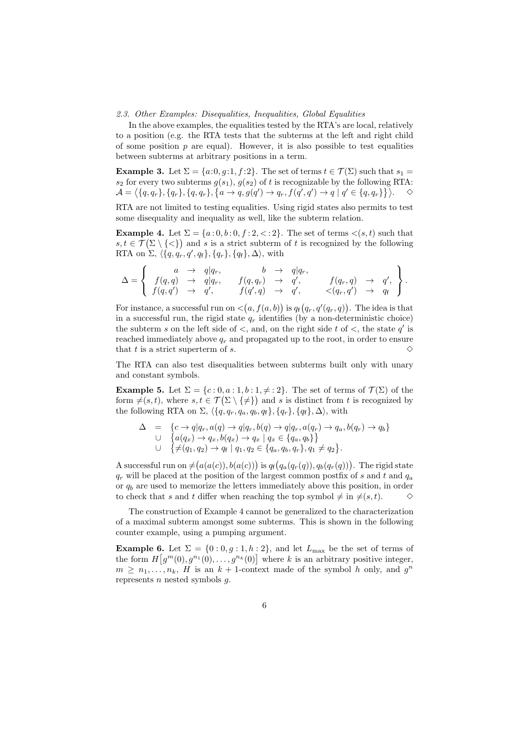*2.3. Other Examples: Disequalities, Inequalities, Global Equalities*

In the above examples, the equalities tested by the RTA's are local, relatively to a position (e.g. the RTA tests that the subterms at the left and right child of some position $p$ are equal). However, it is also possible to test equalities between subterms at arbitrary positions in a term.

**Example 3.** Let $\Sigma = \{a{:}0, g{:}1, f{:}2\}$. The set of terms $t \in \mathcal{T}(\Sigma)$ such that $s_1 = s_2$ for every two subterms $g(s_1)$, $g(s_2)$ of $t$ is recognizable by the following RTA: $\mathcal{A} = \big\langle \{q, q_r\}, \{q_r\}, \{q, q_r\}, \big\{a \to q, g(q') \to q_r, f(q', q') \to q \mid q' \in \{q, q_r\}\big\}\big\rangle$. $\diamond$

RTA are not limited to testing equalities. Using rigid states also permits to test some disequality and inequality as well, like the subterm relation.

**Example 4.** Let $\Sigma = \{a : 0, b : 0, f : 2, < : 2\}$. The set of terms $<(s, t)$ such that $s, t \in \mathcal{T}\big(\Sigma \setminus \{<\}\big)$ and $s$ is a strict subterm of $t$ is recognized by the following RTA on $\Sigma$, $\langle \{q, q_r, q', q_\mathsf{f}\}, \{q_r\}, \{q_\mathsf{f}\}, \Delta\rangle$, with

$$\Delta = \left\{ \begin{array}{rclrclrcl} a & \to & q|q_r, & b & \to & q|q_r, & & & \\ f(q, q) & \to & q|q_r, & f(q, q_r) & \to & q', & f(q_r, q) & \to & q', \\ f(q, q') & \to & q', & f(q', q) & \to & q', & <(q_r, q') & \to & q_\mathsf{f} \end{array} \right\}.$$

For instance, a successful run on $<\big(a, f(a, b)\big)$ is $q_\mathsf{f}\big(q_r, q'(q_r, q)\big)$. The idea is that in a successful run, the rigid state $q_r$ identifies (by a non-deterministic choice) the subterm $s$ on the left side of $<$, and, on the right side $t$ of $<$, the state $q'$ is reached immediately above $q_r$ and propagated up to the root, in order to ensure that $t$ is a strict superterm of $s$. $\diamond$

The RTA can also test disequalities between subterms built only with unary and constant symbols.

**Example 5.** Let $\Sigma = \{c : 0, a : 1, b : 1, \neq : 2\}$. The set of terms of $\mathcal{T}(\Sigma)$ of the form $\neq(s, t)$, where $s, t \in \mathcal{T}\big(\Sigma \setminus \{\neq\}\big)$ and $s$ is distinct from $t$ is recognized by the following RTA on $\Sigma$, $\langle \{q, q_r, q_a, q_b, q_\mathsf{f}\}, \{q_r\}, \{q_\mathsf{f}\}, \Delta\rangle$, with

$$\begin{array}{rcl} \Delta & = & \{c \to q|q_r, a(q) \to q|q_r, b(q) \to q|q_r, a(q_r) \to q_a, b(q_r) \to q_b\} \\ & \cup & \big\{a(q_x) \to q_x, b(q_x) \to q_x \mid q_x \in \{q_a, q_b\}\big\} \\ & \cup & \big\{\neq(q_1, q_2) \to q_\mathsf{f} \mid q_1, q_2 \in \{q_a, q_b, q_r\}, q_1 \neq q_2\big\}. \end{array}$$

A successful run on $\neq\big(a(a(c)), b(a(c))\big)$ is $q_\mathsf{f}\big(q_a(q_r(q)), q_b(q_r(q))\big)$. The rigid state $q_r$ will be placed at the position of the largest common postfix of $s$ and $t$ and $q_a$ or $q_b$ are used to memorize the letters immediately above this position, in order to check that $s$ and $t$ differ when reaching the top symbol $\neq$ in $\neq(s, t)$. $\diamond$

The construction of Example 4 cannot be generalized to the characterization of a maximal subterm amongst some subterms. This is shown in the following counter example, using a pumping argument.

**Example 6.** Let $\Sigma = \{0 : 0, g : 1, h : 2\}$, and let $L_{\max}$ be the set of terms of the form $H\big[g^m(0), g^{n_1}(0), \ldots, g^{n_k}(0)\big]$ where $k$ is an arbitrary positive integer, $m \geq n_1, \ldots, n_k$, $H$ is an $k+1$-context made of the symbol $h$ only, and $g^n$ represents $n$ nested symbols $g$.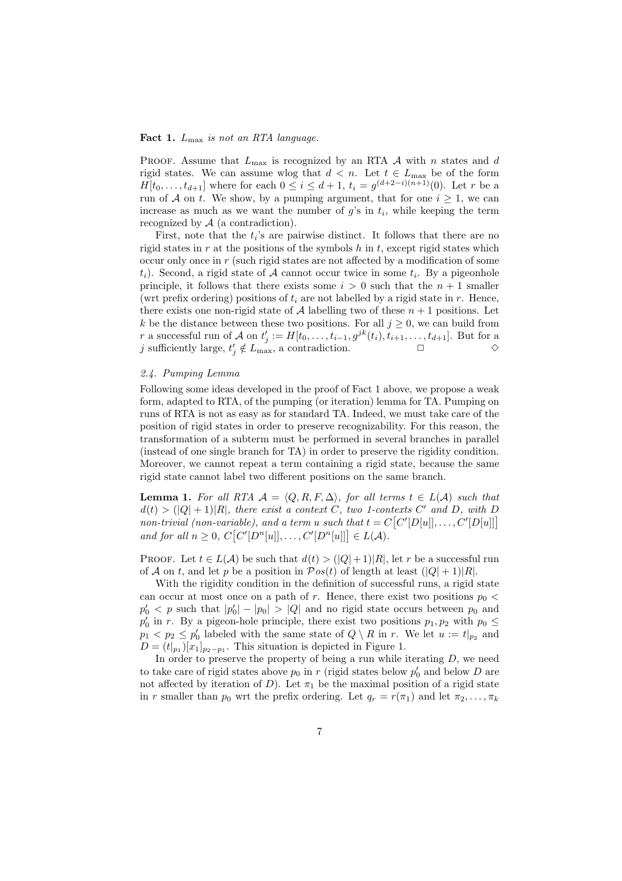**Fact 1.** *$L_{\max}$ is not an RTA language.*

Proof. Assume that $L_{\max}$ is recognized by an RTA $\mathcal{A}$ with $n$ states and $d$ rigid states. We can assume wlog that $d < n$. Let $t \in L_{\max}$ be of the form $H[t_0, \ldots, t_{d+1}]$ where for each $0 \leq i \leq d+1$, $t_i = g^{(d+2-i)(n+1)}(0)$. Let $r$ be a run of $\mathcal{A}$ on $t$. We show, by a pumping argument, that for one $i \geq 1$, we can increase as much as we want the number of $g$'s in $t_i$, while keeping the term recognized by $\mathcal{A}$ (a contradiction).

First, note that the $t_i$'s are pairwise distinct. It follows that there are no rigid states in $r$ at the positions of the symbols $h$ in $t$, except rigid states which occur only once in $r$ (such rigid states are not affected by a modification of some $t_i$). Second, a rigid state of $\mathcal{A}$ cannot occur twice in some $t_i$. By a pigeonhole principle, it follows that there exists some $i > 0$ such that the $n+1$ smaller (wrt prefix ordering) positions of $t_i$ are not labelled by a rigid state in $r$. Hence, there exists one non-rigid state of $\mathcal{A}$ labelling two of these $n+1$ positions. Let $k$ be the distance between these two positions. For all $j \geq 0$, we can build from $r$ a successful run of $\mathcal{A}$ on $t'_j := H[t_0, \ldots, t_{i-1}, g^{jk}(t_i), t_{i+1}, \ldots, t_{d+1}]$. But for a $j$ sufficiently large, $t'_j \notin L_{\max}$, a contradiction. $\square$ $\diamond$

### *2.4. Pumping Lemma*

Following some ideas developed in the proof of Fact 1 above, we propose a weak form, adapted to RTA, of the pumping (or iteration) lemma for TA. Pumping on runs of RTA is not as easy as for standard TA. Indeed, we must take care of the position of rigid states in order to preserve recognizability. For this reason, the transformation of a subterm must be performed in several branches in parallel (instead of one single branch for TA) in order to preserve the rigidity condition. Moreover, we cannot repeat a term containing a rigid state, because the same rigid state cannot label two different positions on the same branch.

**Lemma 1.** *For all RTA $\mathcal{A} = \langle Q, R, F, \Delta \rangle$, for all terms $t \in L(\mathcal{A})$ such that $d(t) > (|Q|+1)|R|$, there exist a context $C$, two 1-contexts $C'$ and $D$, with $D$ non-trivial (non-variable), and a term $u$ such that $t = C\big[C'[D[u]], \ldots, C'[D[u]]\big]$ and for all $n \geq 0$, $C\big[C'[D^n[u]], \ldots, C'[D^n[u]]\big] \in L(\mathcal{A})$.*

Proof. Let $t \in L(\mathcal{A})$ be such that $d(t) > (|Q|+1)|R|$, let $r$ be a successful run of $\mathcal{A}$ on $t$, and let $p$ be a position in $\mathcal{P}os(t)$ of length at least $(|Q|+1)|R|$.

With the rigidity condition in the definition of successful runs, a rigid state can occur at most once on a path of $r$. Hence, there exist two positions $p_0 < p'_0 < p$ such that $|p'_0| - |p_0| > |Q|$ and no rigid state occurs between $p_0$ and $p'_0$ in $r$. By a pigeon-hole principle, there exist two positions $p_1, p_2$ with $p_0 \leq p_1 < p_2 \leq p'_0$ labeled with the same state of $Q \setminus R$ in $r$. We let $u := t|_{p_2}$ and $D = (t|_{p_1})[x_1]_{p_2 - p_1}$. This situation is depicted in Figure 1.

In order to preserve the property of being a run while iterating $D$, we need to take care of rigid states above $p_0$ in $r$ (rigid states below $p'_0$ and below $D$ are not affected by iteration of $D$). Let $\pi_1$ be the maximal position of a rigid state in $r$ smaller than $p_0$ wrt the prefix ordering. Let $q_r = r(\pi_1)$ and let $\pi_2, \ldots, \pi_k$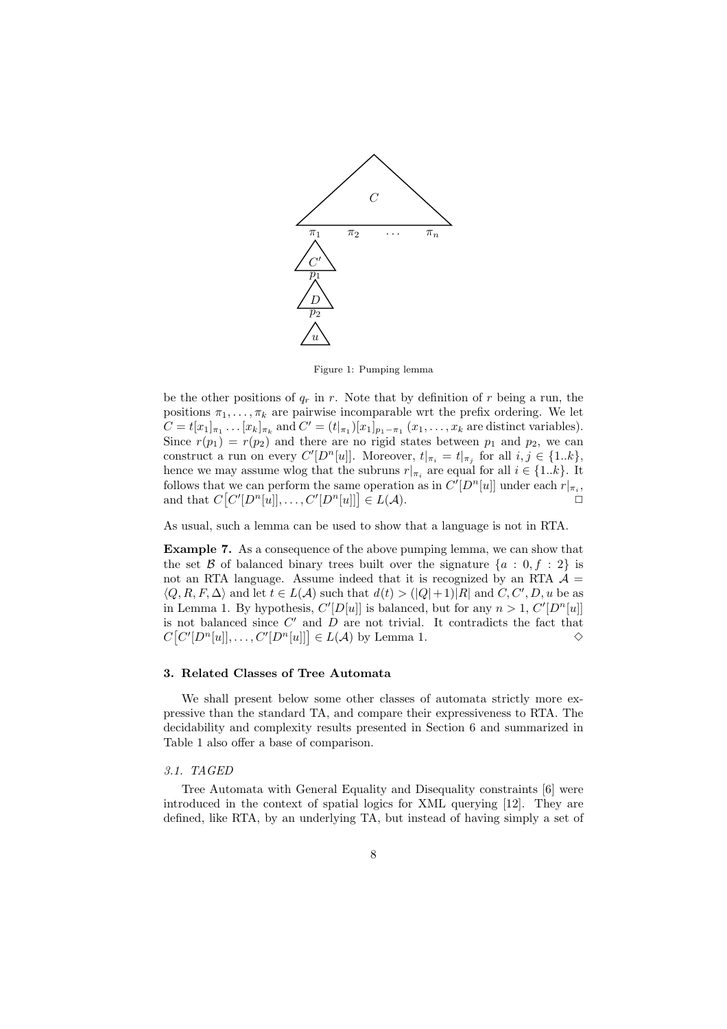Figure 1: Pumping lemma

be the other positions of $q_r$ in $r$. Note that by definition of $r$ being a run, the positions $\pi_1, \ldots, \pi_k$ are pairwise incomparable wrt the prefix ordering. We let $C = t[x_1]_{\pi_1} \ldots [x_k]_{\pi_k}$ and $C' = (t|_{\pi_1})[x_1]_{p_1 - \pi_1}$ ($x_1, \ldots, x_k$ are distinct variables). Since $r(p_1) = r(p_2)$ and there are no rigid states between $p_1$ and $p_2$, we can construct a run on every $C'[D^n[u]]$. Moreover, $t|_{\pi_i} = t|_{\pi_j}$ for all $i, j \in \{1..k\}$, hence we may assume wlog that the subruns $r|_{\pi_i}$ are equal for all $i \in \{1..k\}$. It follows that we can perform the same operation as in $C'[D^n[u]]$ under each $r|_{\pi_i}$, and that $C\big[C'[D^n[u]], \ldots, C'[D^n[u]]\big] \in L(\mathcal{A})$. □

As usual, such a lemma can be used to show that a language is not in RTA.

**Example 7.** As a consequence of the above pumping lemma, we can show that the set $\mathcal{B}$ of balanced binary trees built over the signature $\{a : 0, f : 2\}$ is not an RTA language. Assume indeed that it is recognized by an RTA $\mathcal{A} = \langle Q, R, F, \Delta \rangle$ and let $t \in L(\mathcal{A})$ such that $d(t) > (|Q|+1)|R|$ and $C, C', D, u$ be as in Lemma 1. By hypothesis, $C'[D[u]]$ is balanced, but for any $n > 1$, $C'[D^n[u]]$ is not balanced since $C'$ and $D$ are not trivial. It contradicts the fact that $C\big[C'[D^n[u]], \ldots, C'[D^n[u]]\big] \in L(\mathcal{A})$ by Lemma 1. ◇

## 3. Related Classes of Tree Automata

We shall present below some other classes of automata strictly more expressive than the standard TA, and compare their expressiveness to RTA. The decidability and complexity results presented in Section 6 and summarized in Table 1 also offer a base of comparison.

### 3.1. TAGED

Tree Automata with General Equality and Disequality constraints [6] were introduced in the context of spatial logics for XML querying [12]. They are defined, like RTA, by an underlying TA, but instead of having simply a set of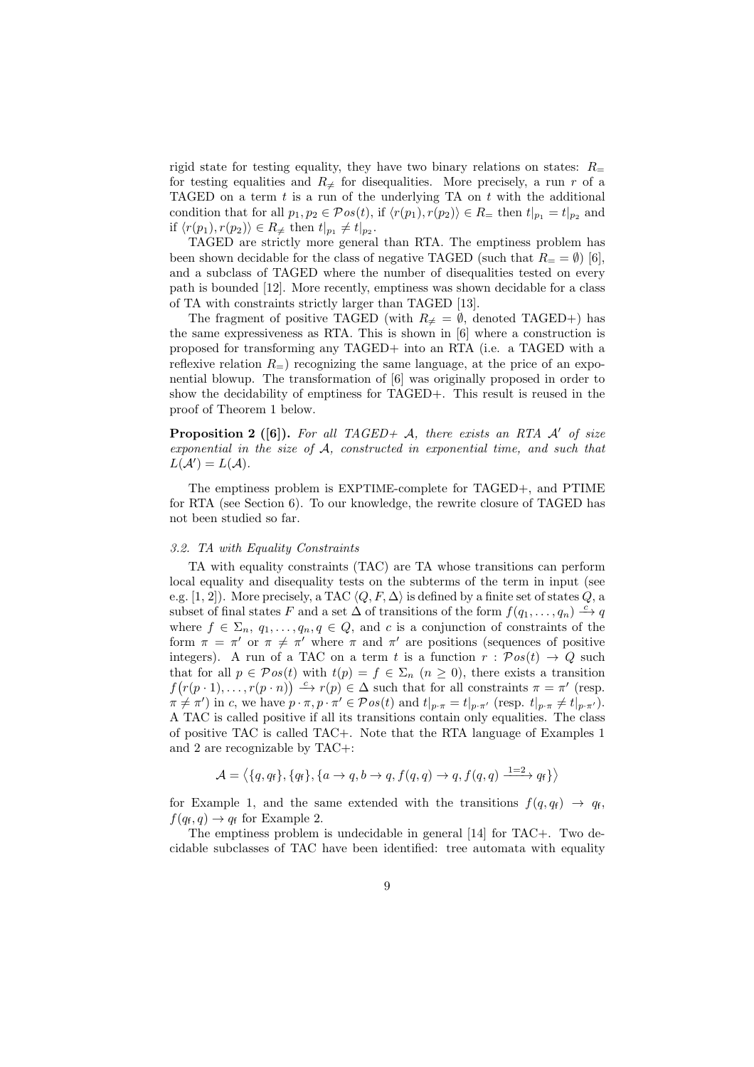rigid state for testing equality, they have two binary relations on states: $R_=$ for testing equalities and $R_{\neq}$ for disequalities. More precisely, a run $r$ of a TAGED on a term $t$ is a run of the underlying TA on $t$ with the additional condition that for all $p_1, p_2 \in \mathcal{P}os(t)$, if $\langle r(p_1), r(p_2)\rangle \in R_=$ then $t|_{p_1} = t|_{p_2}$ and if $\langle r(p_1), r(p_2)\rangle \in R_{\neq}$ then $t|_{p_1} \neq t|_{p_2}$.

TAGED are strictly more general than RTA. The emptiness problem has been shown decidable for the class of negative TAGED (such that $R_= = \emptyset$) [6], and a subclass of TAGED where the number of disequalities tested on every path is bounded [12]. More recently, emptiness was shown decidable for a class of TA with constraints strictly larger than TAGED [13].

The fragment of positive TAGED (with $R_{\neq} = \emptyset$, denoted TAGED+) has the same expressiveness as RTA. This is shown in [6] where a construction is proposed for transforming any TAGED+ into an RTA (i.e. a TAGED with a reflexive relation $R_=$) recognizing the same language, at the price of an exponential blowup. The transformation of [6] was originally proposed in order to show the decidability of emptiness for TAGED+. This result is reused in the proof of Theorem 1 below.

**Proposition 2 ([6]).** *For all TAGED+ $\mathcal{A}$, there exists an RTA $\mathcal{A}'$ of size exponential in the size of $\mathcal{A}$, constructed in exponential time, and such that $L(\mathcal{A}') = L(\mathcal{A})$.*

The emptiness problem is EXPTIME-complete for TAGED+, and PTIME for RTA (see Section 6). To our knowledge, the rewrite closure of TAGED has not been studied so far.

### 3.2. TA with Equality Constraints

TA with equality constraints (TAC) are TA whose transitions can perform local equality and disequality tests on the subterms of the term in input (see e.g. [1, 2]). More precisely, a TAC $\langle Q, F, \Delta\rangle$ is defined by a finite set of states $Q$, a subset of final states $F$ and a set $\Delta$ of transitions of the form $f(q_1, \ldots, q_n) \xrightarrow{c} q$ where $f \in \Sigma_n$, $q_1, \ldots, q_n, q \in Q$, and $c$ is a conjunction of constraints of the form $\pi = \pi'$ or $\pi \neq \pi'$ where $\pi$ and $\pi'$ are positions (sequences of positive integers). A run of a TAC on a term $t$ is a function $r : \mathcal{P}os(t) \to Q$ such that for all $p \in \mathcal{P}os(t)$ with $t(p) = f \in \Sigma_n$ ($n \geq 0$), there exists a transition $f\big(r(p \cdot 1), \ldots, r(p \cdot n)\big) \xrightarrow{c} r(p) \in \Delta$ such that for all constraints $\pi = \pi'$ (resp. $\pi \neq \pi'$) in $c$, we have $p \cdot \pi, p \cdot \pi' \in \mathcal{P}os(t)$ and $t|_{p\cdot\pi} = t|_{p\cdot\pi'}$ (resp. $t|_{p\cdot\pi} \neq t|_{p\cdot\pi'}$). A TAC is called positive if all its transitions contain only equalities. The class of positive TAC is called TAC+. Note that the RTA language of Examples 1 and 2 are recognizable by TAC+:

$$\mathcal{A} = \big\langle \{q, q_\mathsf{f}\}, \{q_\mathsf{f}\}, \{a \to q, b \to q, f(q, q) \to q, f(q, q) \xrightarrow{1=2} q_\mathsf{f}\}\big\rangle$$

for Example 1, and the same extended with the transitions $f(q, q_\mathsf{f}) \to q_\mathsf{f}$, $f(q_\mathsf{f}, q) \to q_\mathsf{f}$ for Example 2.

The emptiness problem is undecidable in general [14] for TAC+. Two decidable subclasses of TAC have been identified: tree automata with equality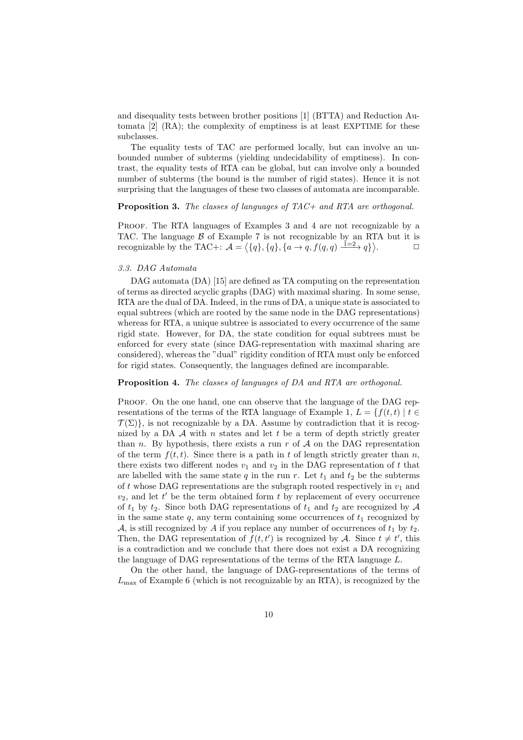and disequality tests between brother positions [1] (BTTA) and Reduction Automata [2] (RA); the complexity of emptiness is at least EXPTIME for these subclasses.

The equality tests of TAC are performed locally, but can involve an unbounded number of subterms (yielding undecidability of emptiness). In contrast, the equality tests of RTA can be global, but can involve only a bounded number of subterms (the bound is the number of rigid states). Hence it is not surprising that the languages of these two classes of automata are incomparable.

**Proposition 3.** *The classes of languages of TAC+ and RTA are orthogonal.*

Proof. The RTA languages of Examples 3 and 4 are not recognizable by a TAC. The language $\mathcal{B}$ of Example 7 is not recognizable by an RTA but it is recognizable by the TAC+: $\mathcal{A} = \langle \{q\}, \{q\}, \{a \to q, f(q,q) \xrightarrow{1=2} q\} \rangle$. □

### 3.3. DAG Automata

DAG automata (DA) [15] are defined as TA computing on the representation of terms as directed acyclic graphs (DAG) with maximal sharing. In some sense, RTA are the dual of DA. Indeed, in the runs of DA, a unique state is associated to equal subtrees (which are rooted by the same node in the DAG representations) whereas for RTA, a unique subtree is associated to every occurrence of the same rigid state. However, for DA, the state condition for equal subtrees must be enforced for every state (since DAG-representation with maximal sharing are considered), whereas the "dual" rigidity condition of RTA must only be enforced for rigid states. Consequently, the languages defined are incomparable.

**Proposition 4.** *The classes of languages of DA and RTA are orthogonal.*

Proof. On the one hand, one can observe that the language of the DAG representations of the terms of the RTA language of Example 1, $L = \{f(t,t) \mid t \in \mathcal{T}(\Sigma)\}$, is not recognizable by a DA. Assume by contradiction that it is recognized by a DA $\mathcal{A}$ with $n$ states and let $t$ be a term of depth strictly greater than $n$. By hypothesis, there exists a run $r$ of $\mathcal{A}$ on the DAG representation of the term $f(t,t)$. Since there is a path in $t$ of length strictly greater than $n$, there exists two different nodes $v_1$ and $v_2$ in the DAG representation of $t$ that are labelled with the same state $q$ in the run $r$. Let $t_1$ and $t_2$ be the subterms of $t$ whose DAG representations are the subgraph rooted respectively in $v_1$ and $v_2$, and let $t'$ be the term obtained form $t$ by replacement of every occurrence of $t_1$ by $t_2$. Since both DAG representations of $t_1$ and $t_2$ are recognized by $\mathcal{A}$ in the same state $q$, any term containing some occurrences of $t_1$ recognized by $\mathcal{A}$, is still recognized by $A$ if you replace any number of occurrences of $t_1$ by $t_2$. Then, the DAG representation of $f(t,t')$ is recognized by $\mathcal{A}$. Since $t \neq t'$, this is a contradiction and we conclude that there does not exist a DA recognizing the language of DAG representations of the terms of the RTA language $L$.

On the other hand, the language of DAG-representations of the terms of $L_{\max}$ of Example 6 (which is not recognizable by an RTA), is recognized by the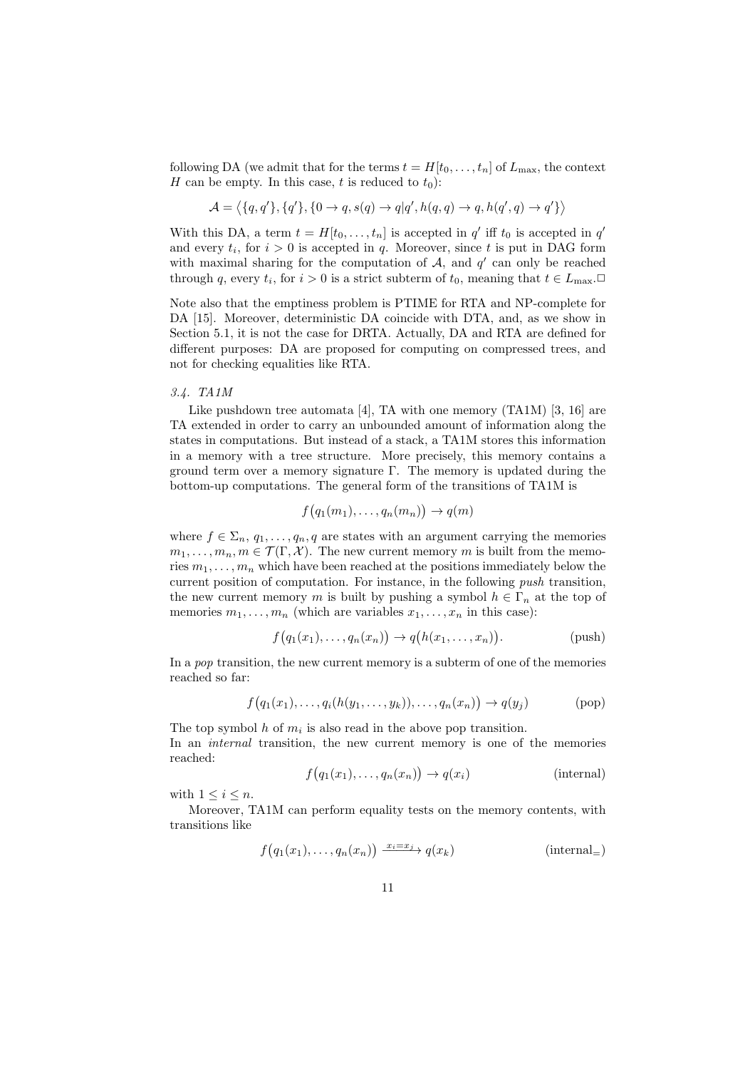following DA (we admit that for the terms $t = H[t_0, \ldots, t_n]$ of $L_{\max}$, the context $H$ can be empty. In this case, $t$ is reduced to $t_0$):

$$\mathcal{A} = \langle \{q, q'\}, \{q'\}, \{0 \to q, s(q) \to q|q', h(q,q) \to q, h(q', q) \to q'\} \rangle$$

With this DA, a term $t = H[t_0, \ldots, t_n]$ is accepted in $q'$ iff $t_0$ is accepted in $q'$ and every $t_i$, for $i > 0$ is accepted in $q$. Moreover, since $t$ is put in DAG form with maximal sharing for the computation of $\mathcal{A}$, and $q'$ can only be reached through $q$, every $t_i$, for $i > 0$ is a strict subterm of $t_0$, meaning that $t \in L_{\max}$.□

Note also that the emptiness problem is PTIME for RTA and NP-complete for DA [15]. Moreover, deterministic DA coincide with DTA, and, as we show in Section 5.1, it is not the case for DRTA. Actually, DA and RTA are defined for different purposes: DA are proposed for computing on compressed trees, and not for checking equalities like RTA.

### 3.4. TA1M

Like pushdown tree automata [4], TA with one memory (TA1M) [3, 16] are TA extended in order to carry an unbounded amount of information along the states in computations. But instead of a stack, a TA1M stores this information in a memory with a tree structure. More precisely, this memory contains a ground term over a memory signature $\Gamma$. The memory is updated during the bottom-up computations. The general form of the transitions of TA1M is

$$f\big(q_1(m_1), \ldots, q_n(m_n)\big) \to q(m)$$

where $f \in \Sigma_n$, $q_1, \ldots, q_n, q$ are states with an argument carrying the memories $m_1, \ldots, m_n, m \in \mathcal{T}(\Gamma, \mathcal{X})$. The new current memory $m$ is built from the memories $m_1, \ldots, m_n$ which have been reached at the positions immediately below the current position of computation. For instance, in the following *push* transition, the new current memory $m$ is built by pushing a symbol $h \in \Gamma_n$ at the top of memories $m_1, \ldots, m_n$ (which are variables $x_1, \ldots, x_n$ in this case):

$$f\big(q_1(x_1), \ldots, q_n(x_n)\big) \to q\big(h(x_1, \ldots, x_n)\big). \qquad \text{(push)}$$

In a *pop* transition, the new current memory is a subterm of one of the memories reached so far:

$$f\big(q_1(x_1), \ldots, q_i(h(y_1, \ldots, y_k)), \ldots, q_n(x_n)\big) \to q(y_j) \qquad \text{(pop)}$$

The top symbol $h$ of $m_i$ is also read in the above pop transition.
In an *internal* transition, the new current memory is one of the memories reached:

$$f\big(q_1(x_1), \ldots, q_n(x_n)\big) \to q(x_i) \qquad \text{(internal)}$$

with $1 \le i \le n$.

Moreover, TA1M can perform equality tests on the memory contents, with transitions like

$$f\big(q_1(x_1), \ldots, q_n(x_n)\big) \xrightarrow{x_i = x_j} q(x_k) \qquad \text{(internal}_=\text{)}$$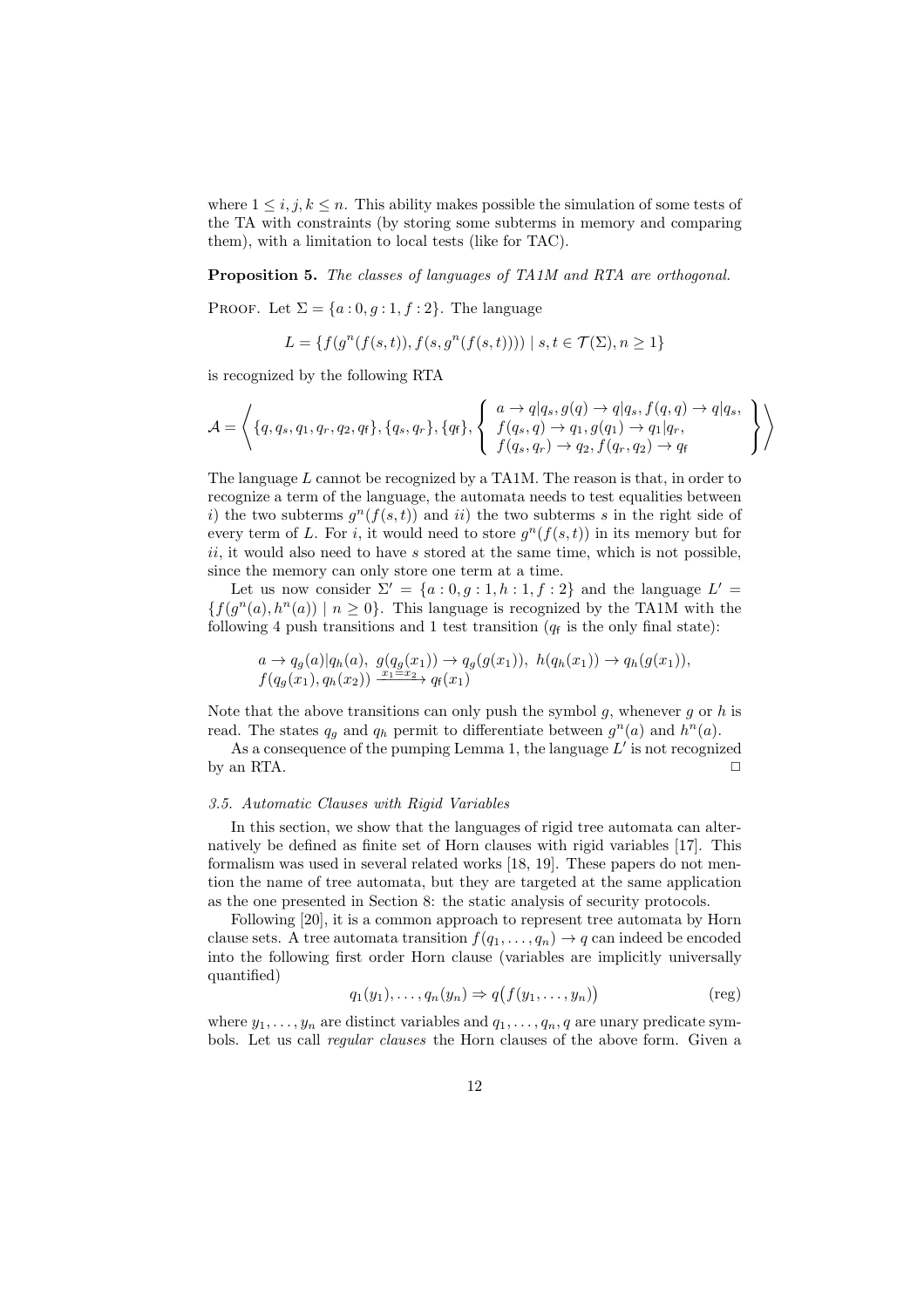where $1 \leq i, j, k \leq n$. This ability makes possible the simulation of some tests of the TA with constraints (by storing some subterms in memory and comparing them), with a limitation to local tests (like for TAC).

**Proposition 5.** *The classes of languages of TA1M and RTA are orthogonal.*

Proof. Let $\Sigma = \{a : 0, g : 1, f : 2\}$. The language

$$L = \{f(g^n(f(s,t)), f(s, g^n(f(s,t)))) \mid s, t \in \mathcal{T}(\Sigma), n \geq 1\}$$

is recognized by the following RTA

$$\mathcal{A} = \left\langle \{q, q_s, q_1, q_r, q_2, q_\mathsf{f}\}, \{q_s, q_r\}, \{q_\mathsf{f}\}, \left\{ \begin{array}{l} a \to q|q_s, g(q) \to q|q_s, f(q,q) \to q|q_s, \\ f(q_s, q) \to q_1, g(q_1) \to q_1|q_r, \\ f(q_s, q_r) \to q_2, f(q_r, q_2) \to q_\mathsf{f} \end{array} \right\} \right\rangle$$

The language $L$ cannot be recognized by a TA1M. The reason is that, in order to recognize a term of the language, the automata needs to test equalities between $i)$ the two subterms $g^n(f(s,t))$ and $ii)$ the two subterms $s$ in the right side of every term of $L$. For $i$, it would need to store $g^n(f(s,t))$ in its memory but for $ii$, it would also need to have $s$ stored at the same time, which is not possible, since the memory can only store one term at a time.

Let us now consider $\Sigma' = \{a : 0, g : 1, h : 1, f : 2\}$ and the language $L' = \{f(g^n(a), h^n(a)) \mid n \geq 0\}$. This language is recognized by the TA1M with the following 4 push transitions and 1 test transition ($q_\mathsf{f}$ is the only final state):

$$\begin{array}{l} a \to q_g(a)|q_h(a),\ g(q_g(x_1)) \to q_g(g(x_1)),\ h(q_h(x_1)) \to q_h(g(x_1)), \\ f(q_g(x_1), q_h(x_2)) \xrightarrow{x_1 = x_2} q_\mathsf{f}(x_1) \end{array}$$

Note that the above transitions can only push the symbol $g$, whenever $g$ or $h$ is read. The states $q_g$ and $q_h$ permit to differentiate between $g^n(a)$ and $h^n(a)$.

As a consequence of the pumping Lemma 1, the language $L'$ is not recognized by an RTA. □

*3.5. Automatic Clauses with Rigid Variables*

In this section, we show that the languages of rigid tree automata can alternatively be defined as finite set of Horn clauses with rigid variables [17]. This formalism was used in several related works [18, 19]. These papers do not mention the name of tree automata, but they are targeted at the same application as the one presented in Section 8: the static analysis of security protocols.

Following [20], it is a common approach to represent tree automata by Horn clause sets. A tree automata transition $f(q_1, \ldots, q_n) \to q$ can indeed be encoded into the following first order Horn clause (variables are implicitly universally quantified)

$$q_1(y_1), \ldots, q_n(y_n) \Rightarrow q\big(f(y_1, \ldots, y_n)\big) \qquad \text{(reg)}$$

where $y_1, \ldots, y_n$ are distinct variables and $q_1, \ldots, q_n, q$ are unary predicate symbols. Let us call *regular clauses* the Horn clauses of the above form. Given a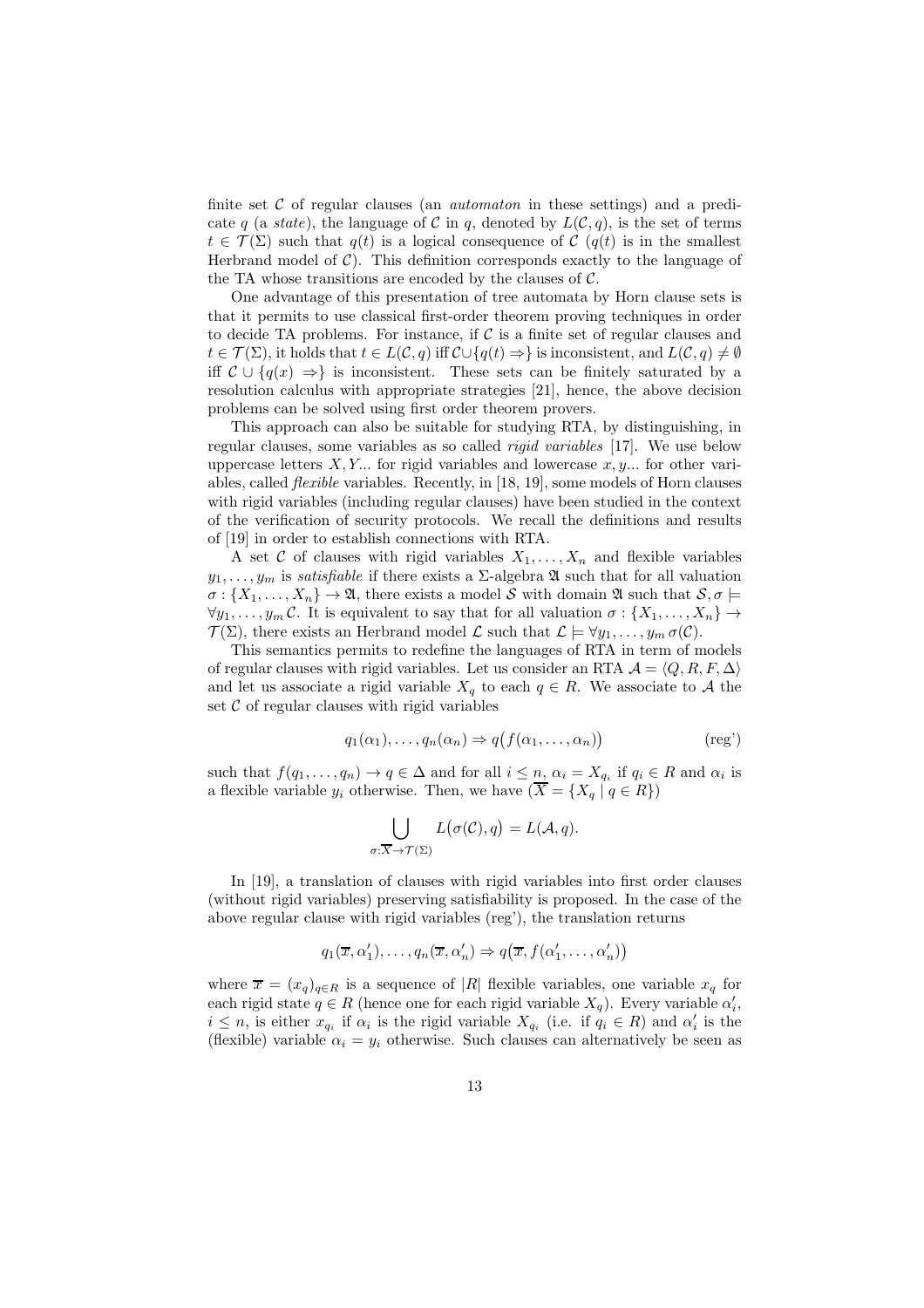finite set $\mathcal{C}$ of regular clauses (an *automaton* in these settings) and a predicate $q$ (a *state*), the language of $\mathcal{C}$ in $q$, denoted by $L(\mathcal{C}, q)$, is the set of terms $t \in \mathcal{T}(\Sigma)$ such that $q(t)$ is a logical consequence of $\mathcal{C}$ ($q(t)$ is in the smallest Herbrand model of $\mathcal{C}$). This definition corresponds exactly to the language of the TA whose transitions are encoded by the clauses of $\mathcal{C}$.

One advantage of this presentation of tree automata by Horn clause sets is that it permits to use classical first-order theorem proving techniques in order to decide TA problems. For instance, if $\mathcal{C}$ is a finite set of regular clauses and $t \in \mathcal{T}(\Sigma)$, it holds that $t \in L(\mathcal{C}, q)$ iff $\mathcal{C} \cup \{q(t) \Rightarrow\}$ is inconsistent, and $L(\mathcal{C}, q) \neq \emptyset$ iff $\mathcal{C} \cup \{q(x) \Rightarrow\}$ is inconsistent. These sets can be finitely saturated by a resolution calculus with appropriate strategies [21], hence, the above decision problems can be solved using first order theorem provers.

This approach can also be suitable for studying RTA, by distinguishing, in regular clauses, some variables as so called *rigid variables* [17]. We use below uppercase letters $X, Y$... for rigid variables and lowercase $x, y$... for other variables, called *flexible* variables. Recently, in [18, 19], some models of Horn clauses with rigid variables (including regular clauses) have been studied in the context of the verification of security protocols. We recall the definitions and results of [19] in order to establish connections with RTA.

A set $\mathcal{C}$ of clauses with rigid variables $X_1, \ldots, X_n$ and flexible variables $y_1, \ldots, y_m$ is *satisfiable* if there exists a $\Sigma$-algebra $\mathfrak{A}$ such that for all valuation $\sigma : \{X_1, \ldots, X_n\} \to \mathfrak{A}$, there exists a model $\mathcal{S}$ with domain $\mathfrak{A}$ such that $\mathcal{S}, \sigma \models \forall y_1, \ldots, y_m \, \mathcal{C}$. It is equivalent to say that for all valuation $\sigma : \{X_1, \ldots, X_n\} \to \mathcal{T}(\Sigma)$, there exists an Herbrand model $\mathcal{L}$ such that $\mathcal{L} \models \forall y_1, \ldots, y_m \, \sigma(\mathcal{C})$.

This semantics permits to redefine the languages of RTA in term of models of regular clauses with rigid variables. Let us consider an RTA $\mathcal{A} = \langle Q, R, F, \Delta \rangle$ and let us associate a rigid variable $X_q$ to each $q \in R$. We associate to $\mathcal{A}$ the set $\mathcal{C}$ of regular clauses with rigid variables

$$q_1(\alpha_1), \ldots, q_n(\alpha_n) \Rightarrow q\big(f(\alpha_1, \ldots, \alpha_n)\big) \qquad \text{(reg')}$$

such that $f(q_1, \ldots, q_n) \to q \in \Delta$ and for all $i \leq n$, $\alpha_i = X_{q_i}$ if $q_i \in R$ and $\alpha_i$ is a flexible variable $y_i$ otherwise. Then, we have ($\overline{X} = \{X_q \mid q \in R\}$)

$$\bigcup_{\sigma : \overline{X} \to \mathcal{T}(\Sigma)} L\big(\sigma(\mathcal{C}), q\big) = L(\mathcal{A}, q).$$

In [19], a translation of clauses with rigid variables into first order clauses (without rigid variables) preserving satisfiability is proposed. In the case of the above regular clause with rigid variables (reg'), the translation returns

$$q_1(\overline{x}, \alpha'_1), \ldots, q_n(\overline{x}, \alpha'_n) \Rightarrow q\big(\overline{x}, f(\alpha'_1, \ldots, \alpha'_n)\big)$$

where $\overline{x} = (x_q)_{q \in R}$ is a sequence of $|R|$ flexible variables, one variable $x_q$ for each rigid state $q \in R$ (hence one for each rigid variable $X_q$). Every variable $\alpha'_i$, $i \leq n$, is either $x_{q_i}$ if $\alpha_i$ is the rigid variable $X_{q_i}$ (i.e. if $q_i \in R$) and $\alpha'_i$ is the (flexible) variable $\alpha_i = y_i$ otherwise. Such clauses can alternatively be seen as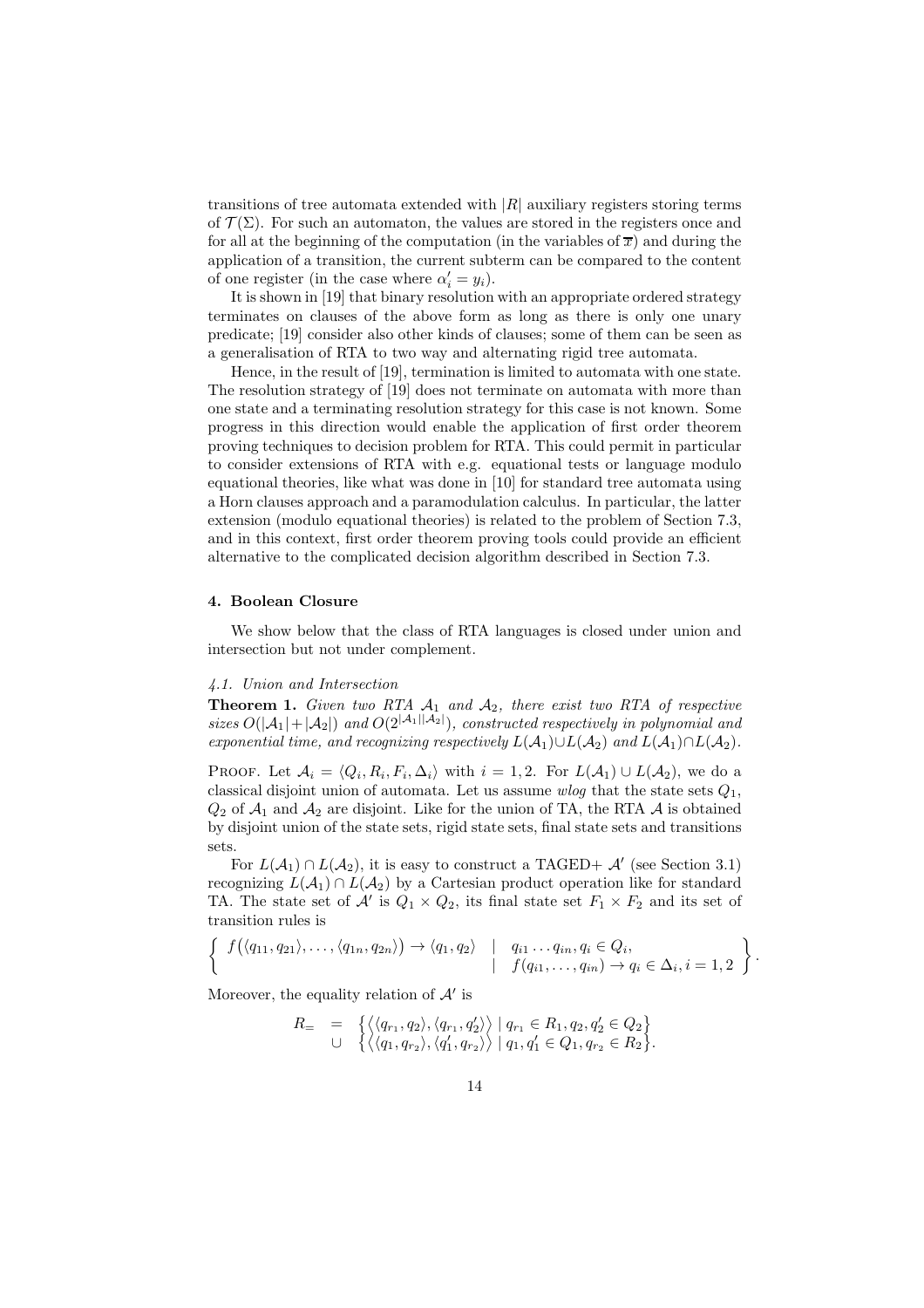transitions of tree automata extended with $|R|$ auxiliary registers storing terms of $\mathcal{T}(\Sigma)$. For such an automaton, the values are stored in the registers once and for all at the beginning of the computation (in the variables of $\overline{x}$) and during the application of a transition, the current subterm can be compared to the content of one register (in the case where $\alpha'_i = y_i$).

It is shown in [19] that binary resolution with an appropriate ordered strategy terminates on clauses of the above form as long as there is only one unary predicate; [19] consider also other kinds of clauses; some of them can be seen as a generalisation of RTA to two way and alternating rigid tree automata.

Hence, in the result of [19], termination is limited to automata with one state. The resolution strategy of [19] does not terminate on automata with more than one state and a terminating resolution strategy for this case is not known. Some progress in this direction would enable the application of first order theorem proving techniques to decision problem for RTA. This could permit in particular to consider extensions of RTA with e.g. equational tests or language modulo equational theories, like what was done in [10] for standard tree automata using a Horn clauses approach and a paramodulation calculus. In particular, the latter extension (modulo equational theories) is related to the problem of Section 7.3, and in this context, first order theorem proving tools could provide an efficient alternative to the complicated decision algorithm described in Section 7.3.

## 4. Boolean Closure

We show below that the class of RTA languages is closed under union and intersection but not under complement.

### *4.1. Union and Intersection*

**Theorem 1.** *Given two RTA $\mathcal{A}_1$ and $\mathcal{A}_2$, there exist two RTA of respective sizes $O(|\mathcal{A}_1|+|\mathcal{A}_2|)$ and $O(2^{|\mathcal{A}_1||\mathcal{A}_2|})$, constructed respectively in polynomial and exponential time, and recognizing respectively $L(\mathcal{A}_1)\cup L(\mathcal{A}_2)$ and $L(\mathcal{A}_1)\cap L(\mathcal{A}_2)$.*

Proof. Let $\mathcal{A}_i = \langle Q_i, R_i, F_i, \Delta_i\rangle$ with $i = 1, 2$. For $L(\mathcal{A}_1) \cup L(\mathcal{A}_2)$, we do a classical disjoint union of automata. Let us assume *wlog* that the state sets $Q_1$, $Q_2$ of $\mathcal{A}_1$ and $\mathcal{A}_2$ are disjoint. Like for the union of TA, the RTA $\mathcal{A}$ is obtained by disjoint union of the state sets, rigid state sets, final state sets and transitions sets.

For $L(\mathcal{A}_1) \cap L(\mathcal{A}_2)$, it is easy to construct a TAGED+ $\mathcal{A}'$ (see Section 3.1) recognizing $L(\mathcal{A}_1) \cap L(\mathcal{A}_2)$ by a Cartesian product operation like for standard TA. The state set of $\mathcal{A}'$ is $Q_1 \times Q_2$, its final state set $F_1 \times F_2$ and its set of transition rules is

$$\left\{ \begin{array}{ll} f\big(\langle q_{11}, q_{21}\rangle, \ldots, \langle q_{1n}, q_{2n}\rangle\big) \to \langle q_1, q_2\rangle & \mid \; q_{i1} \ldots q_{in}, q_i \in Q_i, \\ & \mid \; f(q_{i1}, \ldots, q_{in}) \to q_i \in \Delta_i, i = 1, 2 \end{array} \right\}.$$

Moreover, the equality relation of $\mathcal{A}'$ is

$$\begin{array}{rcl} R_= & = & \big\{\big\langle\langle q_{r_1}, q_2\rangle, \langle q_{r_1}, q'_2\rangle\big\rangle \mid q_{r_1} \in R_1, q_2, q'_2 \in Q_2\big\} \\ & \cup & \big\{\big\langle\langle q_1, q_{r_2}\rangle, \langle q'_1, q_{r_2}\rangle\big\rangle \mid q_1, q'_1 \in Q_1, q_{r_2} \in R_2\big\}. \end{array}$$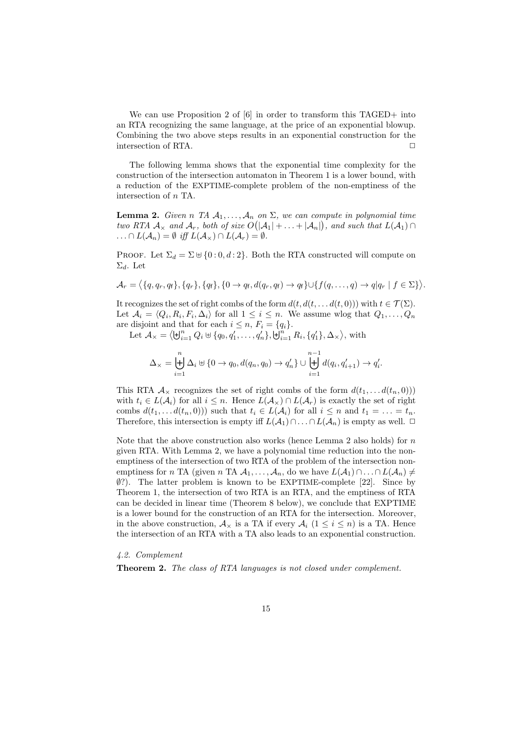We can use Proposition 2 of [6] in order to transform this TAGED+ into an RTA recognizing the same language, at the price of an exponential blowup. Combining the two above steps results in an exponential construction for the intersection of RTA. □

The following lemma shows that the exponential time complexity for the construction of the intersection automaton in Theorem 1 is a lower bound, with a reduction of the EXPTIME-complete problem of the non-emptiness of the intersection of $n$ TA.

**Lemma 2.** *Given $n$ TA $\mathcal{A}_1, \ldots, \mathcal{A}_n$ on $\Sigma$, we can compute in polynomial time two RTA $\mathcal{A}_\times$ and $\mathcal{A}_r$, both of size $O\big(|\mathcal{A}_1| + \ldots + |\mathcal{A}_n|\big)$, and such that $L(\mathcal{A}_1) \cap \ldots \cap L(\mathcal{A}_n) = \emptyset$ iff $L(\mathcal{A}_\times) \cap L(\mathcal{A}_r) = \emptyset$.*

PROOF. Let $\Sigma_d = \Sigma \uplus \{0:0, d:2\}$. Both the RTA constructed will compute on $\Sigma_d$. Let

$$\mathcal{A}_r = \big\langle \{q, q_r, q_\mathsf{f}\}, \{q_r\}, \{q_\mathsf{f}\}, \{0 \to q_\mathsf{f}, d(q_r, q_\mathsf{f}) \to q_\mathsf{f}\} \cup \{f(q, \ldots, q) \to q | q_r \mid f \in \Sigma\}\big\rangle.$$

It recognizes the set of right combs of the form $d(t, d(t, \ldots d(t, 0)))$ with $t \in \mathcal{T}(\Sigma)$. Let $\mathcal{A}_i = \langle Q_i, R_i, F_i, \Delta_i \rangle$ for all $1 \leq i \leq n$. We assume wlog that $Q_1, \ldots, Q_n$ are disjoint and that for each $i \leq n$, $F_i = \{q_i\}$.

Let $\mathcal{A}_\times = \big\langle \biguplus_{i=1}^n Q_i \uplus \{q_0, q'_1, \ldots, q'_n\}, \biguplus_{i=1}^n R_i, \{q'_1\}, \Delta_\times \big\rangle$, with

$$\Delta_\times = \biguplus_{i=1}^n \Delta_i \uplus \{0 \to q_0, d(q_n, q_0) \to q'_n\} \cup \biguplus_{i=1}^{n-1} d(q_i, q'_{i+1}) \to q'_i.$$

This RTA $\mathcal{A}_\times$ recognizes the set of right combs of the form $d(t_1, \ldots d(t_n, 0)))$ with $t_i \in L(\mathcal{A}_i)$ for all $i \leq n$. Hence $L(\mathcal{A}_\times) \cap L(\mathcal{A}_r)$ is exactly the set of right combs $d(t_1, \ldots d(t_n, 0)))$ such that $t_i \in L(\mathcal{A}_i)$ for all $i \leq n$ and $t_1 = \ldots = t_n$. Therefore, this intersection is empty iff $L(\mathcal{A}_1) \cap \ldots \cap L(\mathcal{A}_n)$ is empty as well. □

Note that the above construction also works (hence Lemma 2 also holds) for $n$ given RTA. With Lemma 2, we have a polynomial time reduction into the non-emptiness of the intersection of two RTA of the problem of the intersection non-emptiness for $n$ TA (given $n$ TA $\mathcal{A}_1, \ldots, \mathcal{A}_n$, do we have $L(\mathcal{A}_1) \cap \ldots \cap L(\mathcal{A}_n) \neq \emptyset$?). The latter problem is known to be EXPTIME-complete [22]. Since by Theorem 1, the intersection of two RTA is an RTA, and the emptiness of RTA can be decided in linear time (Theorem 8 below), we conclude that EXPTIME is a lower bound for the construction of an RTA for the intersection. Moreover, in the above construction, $\mathcal{A}_\times$ is a TA if every $\mathcal{A}_i$ ($1 \leq i \leq n$) is a TA. Hence the intersection of an RTA with a TA also leads to an exponential construction.

*4.2. Complement*

**Theorem 2.** *The class of RTA languages is not closed under complement.*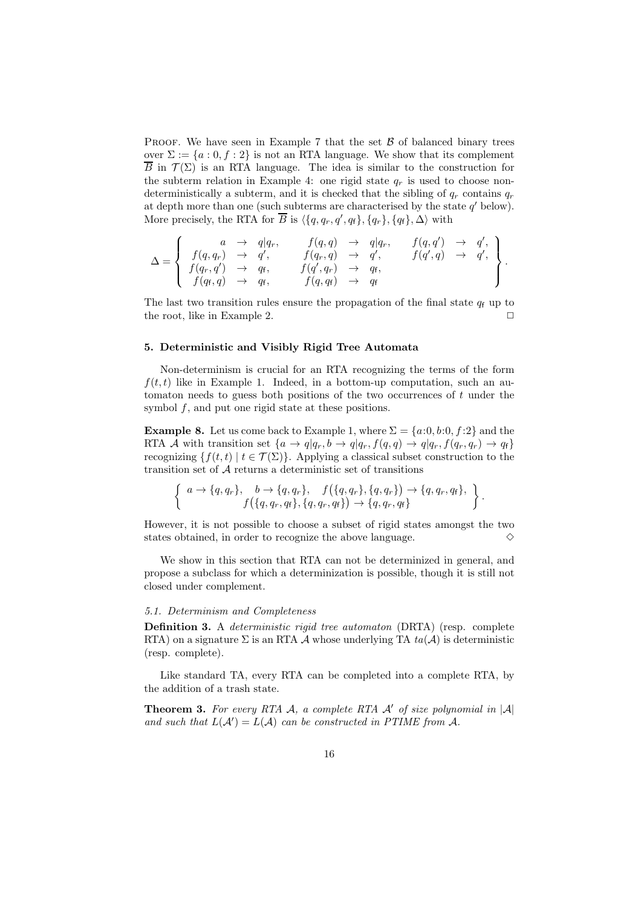Proof. We have seen in Example 7 that the set $\mathcal{B}$ of balanced binary trees over $\Sigma := \{a : 0, f : 2\}$ is not an RTA language. We show that its complement $\overline{B}$ in $\mathcal{T}(\Sigma)$ is an RTA language. The idea is similar to the construction for the subterm relation in Example 4: one rigid state $q_r$ is used to choose non-deterministically a subterm, and it is checked that the sibling of $q_r$ contains $q_r$ at depth more than one (such subterms are characterised by the state $q'$ below). More precisely, the RTA for $\overline{B}$ is $\langle \{q, q_r, q', q_\mathsf{f}\}, \{q_r\}, \{q_\mathsf{f}\}, \Delta \rangle$ with

$$\Delta = \left\{ \begin{array}{rclrclrcl} a & \to & q|q_r, & f(q,q) & \to & q|q_r, & f(q,q') & \to & q', \\ f(q,q_r) & \to & q', & f(q_r,q) & \to & q', & f(q',q) & \to & q', \\ f(q_r,q') & \to & q_\mathsf{f}, & f(q',q_r) & \to & q_\mathsf{f}, & & & \\ f(q_\mathsf{f},q) & \to & q_\mathsf{f}, & f(q,q_\mathsf{f}) & \to & q_\mathsf{f} & & & \end{array} \right\}.$$

The last two transition rules ensure the propagation of the final state $q_\mathsf{f}$ up to the root, like in Example 2. ☐

### 5. Deterministic and Visibly Rigid Tree Automata

Non-determinism is crucial for an RTA recognizing the terms of the form $f(t,t)$ like in Example 1. Indeed, in a bottom-up computation, such an automaton needs to guess both positions of the two occurrences of $t$ under the symbol $f$, and put one rigid state at these positions.

**Example 8.** Let us come back to Example 1, where $\Sigma = \{a{:}0, b{:}0, f{:}2\}$ and the RTA $\mathcal{A}$ with transition set $\{a \to q|q_r, b \to q|q_r, f(q,q) \to q|q_r, f(q_r,q_r) \to q_\mathsf{f}\}$ recognizing $\{f(t,t) \mid t \in \mathcal{T}(\Sigma)\}$. Applying a classical subset construction to the transition set of $\mathcal{A}$ returns a deterministic set of transitions

$$\left\{ \begin{array}{c} a \to \{q,q_r\}, \quad b \to \{q,q_r\}, \quad f\big(\{q,q_r\},\{q,q_r\}\big) \to \{q,q_r,q_\mathsf{f}\}, \\ f\big(\{q,q_r,q_\mathsf{f}\},\{q,q_r,q_\mathsf{f}\}\big) \to \{q,q_r,q_\mathsf{f}\} \end{array} \right\}.$$

However, it is not possible to choose a subset of rigid states amongst the two states obtained, in order to recognize the above language. ◇

We show in this section that RTA can not be determinized in general, and propose a subclass for which a determinization is possible, though it is still not closed under complement.

#### 5.1. Determinism and Completeness

**Definition 3.** A *deterministic rigid tree automaton* (DRTA) (resp. complete RTA) on a signature $\Sigma$ is an RTA $\mathcal{A}$ whose underlying TA $ta(\mathcal{A})$ is deterministic (resp. complete).

Like standard TA, every RTA can be completed into a complete RTA, by the addition of a trash state.

**Theorem 3.** *For every RTA $\mathcal{A}$, a complete RTA $\mathcal{A}'$ of size polynomial in $|\mathcal{A}|$ and such that $L(\mathcal{A}') = L(\mathcal{A})$ can be constructed in PTIME from $\mathcal{A}$.*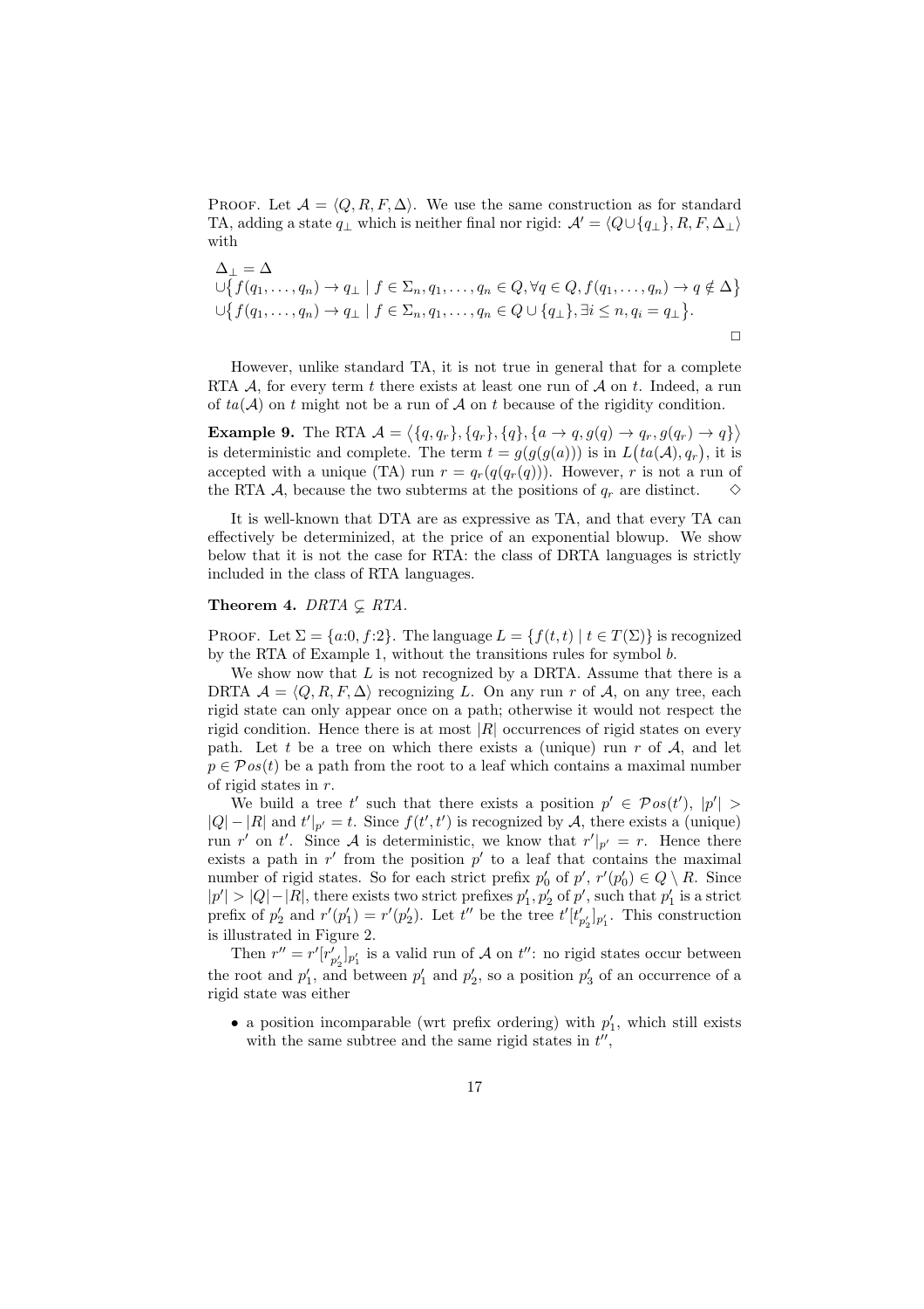PROOF. Let $\mathcal{A} = \langle Q, R, F, \Delta \rangle$. We use the same construction as for standard TA, adding a state $q_\perp$ which is neither final nor rigid: $\mathcal{A}' = \langle Q \cup \{q_\perp\}, R, F, \Delta_\perp \rangle$ with

$$
\begin{aligned}
&\Delta_\perp = \Delta \\
&\cup \big\{ f(q_1, \ldots, q_n) \to q_\perp \mid f \in \Sigma_n, q_1, \ldots, q_n \in Q, \forall q \in Q, f(q_1, \ldots, q_n) \to q \notin \Delta \big\} \\
&\cup \big\{ f(q_1, \ldots, q_n) \to q_\perp \mid f \in \Sigma_n, q_1, \ldots, q_n \in Q \cup \{q_\perp\}, \exists i \le n, q_i = q_\perp \big\}.
\end{aligned}
$$

□

However, unlike standard TA, it is not true in general that for a complete RTA $\mathcal{A}$, for every term $t$ there exists at least one run of $\mathcal{A}$ on $t$. Indeed, a run of $ta(\mathcal{A})$ on $t$ might not be a run of $\mathcal{A}$ on $t$ because of the rigidity condition.

**Example 9.** The RTA $\mathcal{A} = \big\langle \{q, q_r\}, \{q_r\}, \{q\}, \{a \to q, g(q) \to q_r, g(q_r) \to q\} \big\rangle$ is deterministic and complete. The term $t = g(g(g(a)))$ is in $L\big(ta(\mathcal{A}), q_r\big)$, it is accepted with a unique (TA) run $r = q_r(q(q_r(q)))$. However, $r$ is not a run of the RTA $\mathcal{A}$, because the two subterms at the positions of $q_r$ are distinct. ◇

It is well-known that DTA are as expressive as TA, and that every TA can effectively be determinized, at the price of an exponential blowup. We show below that it is not the case for RTA: the class of DRTA languages is strictly included in the class of RTA languages.

**Theorem 4.** *DRTA* $\subsetneq$ *RTA.*

PROOF. Let $\Sigma = \{a{:}0, f{:}2\}$. The language $L = \{f(t,t) \mid t \in T(\Sigma)\}$ is recognized by the RTA of Example 1, without the transitions rules for symbol $b$.

We show now that $L$ is not recognized by a DRTA. Assume that there is a DRTA $\mathcal{A} = \langle Q, R, F, \Delta \rangle$ recognizing $L$. On any run $r$ of $\mathcal{A}$, on any tree, each rigid state can only appear once on a path; otherwise it would not respect the rigid condition. Hence there is at most $|R|$ occurrences of rigid states on every path. Let $t$ be a tree on which there exists a (unique) run $r$ of $\mathcal{A}$, and let $p \in \mathcal{P}os(t)$ be a path from the root to a leaf which contains a maximal number of rigid states in $r$.

We build a tree $t'$ such that there exists a position $p' \in \mathcal{P}os(t')$, $|p'| > |Q| - |R|$ and $t'|_{p'} = t$. Since $f(t', t')$ is recognized by $\mathcal{A}$, there exists a (unique) run $r'$ on $t'$. Since $\mathcal{A}$ is deterministic, we know that $r'|_{p'} = r$. Hence there exists a path in $r'$ from the position $p'$ to a leaf that contains the maximal number of rigid states. So for each strict prefix $p'_0$ of $p'$, $r'(p'_0) \in Q \setminus R$. Since $|p'| > |Q| - |R|$, there exists two strict prefixes $p'_1, p'_2$ of $p'$, such that $p'_1$ is a strict prefix of $p'_2$ and $r'(p'_1) = r'(p'_2)$. Let $t''$ be the tree $t'[t'_{p'_2}]_{p'_1}$. This construction is illustrated in Figure 2.

Then $r'' = r'[r'_{p'_2}]_{p'_1}$ is a valid run of $\mathcal{A}$ on $t''$: no rigid states occur between the root and $p'_1$, and between $p'_1$ and $p'_2$, so a position $p'_3$ of an occurrence of a rigid state was either

- a position incomparable (wrt prefix ordering) with $p'_1$, which still exists with the same subtree and the same rigid states in $t''$,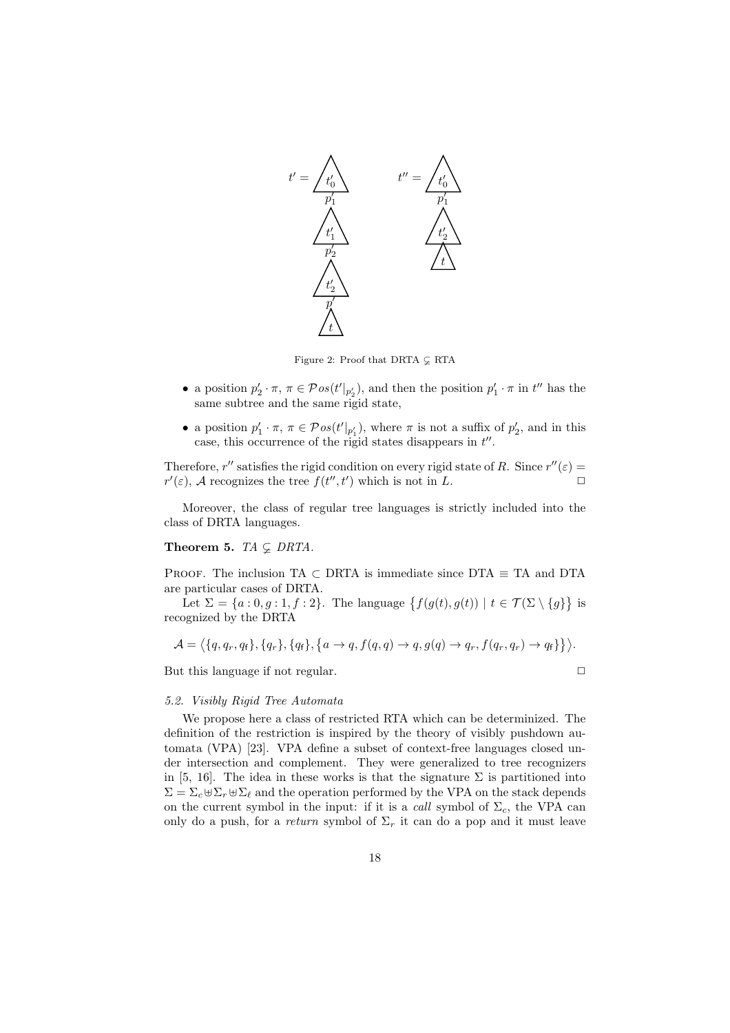Figure 2: Proof that DRTA $\subsetneq$ RTA

- a position $p'_2 \cdot \pi$, $\pi \in \mathcal{P}os(t'|_{p'_2})$, and then the position $p'_1 \cdot \pi$ in $t''$ has the same subtree and the same rigid state,
- a position $p'_1 \cdot \pi$, $\pi \in \mathcal{P}os(t'|_{p'_1})$, where $\pi$ is not a suffix of $p'_2$, and in this case, this occurrence of the rigid states disappears in $t''$.

Therefore, $r''$ satisfies the rigid condition on every rigid state of $R$. Since $r''(\varepsilon) = r'(\varepsilon)$, $\mathcal{A}$ recognizes the tree $f(t'', t')$ which is not in $L$. $\Box$

Moreover, the class of regular tree languages is strictly included into the class of DRTA languages.

**Theorem 5.** *TA $\subsetneq$ DRTA.*

Proof. The inclusion TA $\subset$ DRTA is immediate since DTA $\equiv$ TA and DTA are particular cases of DRTA.

Let $\Sigma = \{a : 0, g : 1, f : 2\}$. The language $\{f(g(t), g(t)) \mid t \in \mathcal{T}(\Sigma \setminus \{g\}\}$ is recognized by the DRTA

$$\mathcal{A} = \big\langle \{q, q_r, q_f\}, \{q_r\}, \{q_f\}, \{a \to q, f(q, q) \to q, g(q) \to q_r, f(q_r, q_r) \to q_f\}\big\rangle.$$

But this language if not regular. $\Box$

### 5.2. Visibly Rigid Tree Automata

We propose here a class of restricted RTA which can be determinized. The definition of the restriction is inspired by the theory of visibly pushdown automata (VPA) [23]. VPA define a subset of context-free languages closed under intersection and complement. They were generalized to tree recognizers in [5, 16]. The idea in these works is that the signature $\Sigma$ is partitioned into $\Sigma = \Sigma_c \uplus \Sigma_r \uplus \Sigma_\ell$ and the operation performed by the VPA on the stack depends on the current symbol in the input: if it is a *call* symbol of $\Sigma_c$, the VPA can only do a push, for a *return* symbol of $\Sigma_r$ it can do a pop and it must leave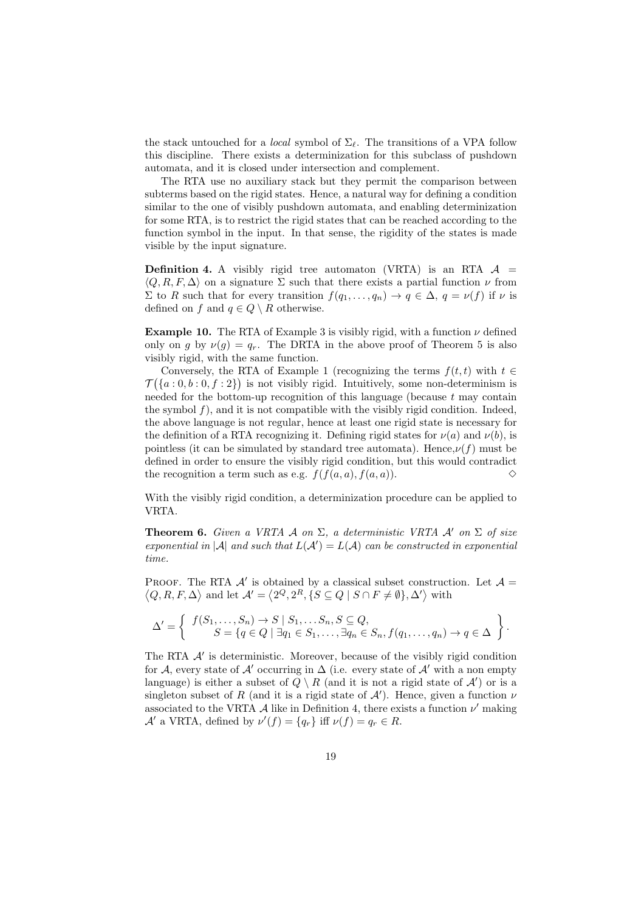the stack untouched for a *local* symbol of $\Sigma_\ell$. The transitions of a VPA follow this discipline. There exists a determinization for this subclass of pushdown automata, and it is closed under intersection and complement.

The RTA use no auxiliary stack but they permit the comparison between subterms based on the rigid states. Hence, a natural way for defining a condition similar to the one of visibly pushdown automata, and enabling determinization for some RTA, is to restrict the rigid states that can be reached according to the function symbol in the input. In that sense, the rigidity of the states is made visible by the input signature.

**Definition 4.** A visibly rigid tree automaton (VRTA) is an RTA $\mathcal{A} = \langle Q, R, F, \Delta \rangle$ on a signature $\Sigma$ such that there exists a partial function $\nu$ from $\Sigma$ to $R$ such that for every transition $f(q_1, \ldots, q_n) \to q \in \Delta$, $q = \nu(f)$ if $\nu$ is defined on $f$ and $q \in Q \setminus R$ otherwise.

**Example 10.** The RTA of Example 3 is visibly rigid, with a function $\nu$ defined only on $g$ by $\nu(g) = q_r$. The DRTA in the above proof of Theorem 5 is also visibly rigid, with the same function.

Conversely, the RTA of Example 1 (recognizing the terms $f(t, t)$ with $t \in \mathcal{T}\big(\{a : 0, b : 0, f : 2\}\big)$ is not visibly rigid. Intuitively, some non-determinism is needed for the bottom-up recognition of this language (because $t$ may contain the symbol $f$), and it is not compatible with the visibly rigid condition. Indeed, the above language is not regular, hence at least one rigid state is necessary for the definition of a RTA recognizing it. Defining rigid states for $\nu(a)$ and $\nu(b)$, is pointless (it can be simulated by standard tree automata). Hence,$\nu(f)$ must be defined in order to ensure the visibly rigid condition, but this would contradict the recognition a term such as e.g. $f(f(a, a), f(a, a))$. $\diamond$

With the visibly rigid condition, a determinization procedure can be applied to VRTA.

**Theorem 6.** *Given a VRTA $\mathcal{A}$ on $\Sigma$, a deterministic VRTA $\mathcal{A}'$ on $\Sigma$ of size exponential in $|\mathcal{A}|$ and such that $L(\mathcal{A}') = L(\mathcal{A})$ can be constructed in exponential time.*

Proof. The RTA $\mathcal{A}'$ is obtained by a classical subset construction. Let $\mathcal{A} = \langle Q, R, F, \Delta \rangle$ and let $\mathcal{A}' = \langle 2^Q, 2^R, \{S \subseteq Q \mid S \cap F \neq \emptyset\}, \Delta' \rangle$ with

$$\Delta' = \left\{ \begin{array}{l} f(S_1, \ldots, S_n) \to S \mid S_1, \ldots S_n, S \subseteq Q, \\ \qquad S = \{q \in Q \mid \exists q_1 \in S_1, \ldots, \exists q_n \in S_n, f(q_1, \ldots, q_n) \to q \in \Delta \end{array} \right\}.$$

The RTA $\mathcal{A}'$ is deterministic. Moreover, because of the visibly rigid condition for $\mathcal{A}$, every state of $\mathcal{A}'$ occurring in $\Delta$ (i.e. every state of $\mathcal{A}'$ with a non empty language) is either a subset of $Q \setminus R$ (and it is not a rigid state of $\mathcal{A}'$) or is a singleton subset of $R$ (and it is a rigid state of $\mathcal{A}'$). Hence, given a function $\nu$ associated to the VRTA $\mathcal{A}$ like in Definition 4, there exists a function $\nu'$ making $\mathcal{A}'$ a VRTA, defined by $\nu'(f) = \{q_r\}$ iff $\nu(f) = q_r \in R$.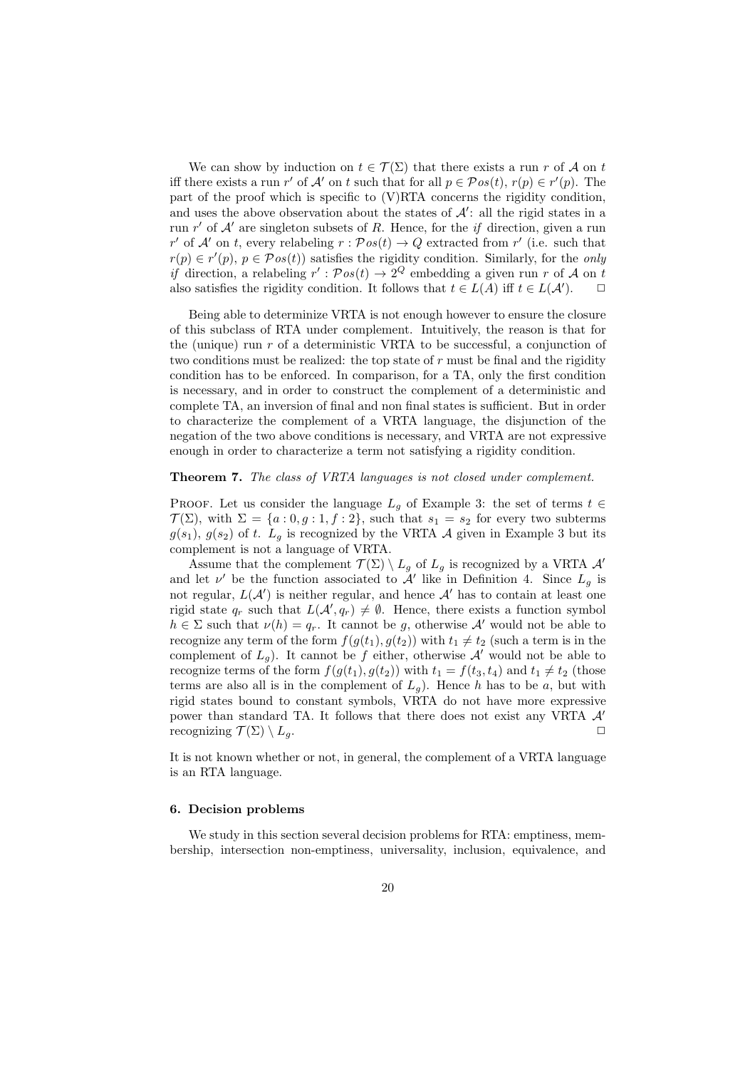We can show by induction on $t \in \mathcal{T}(\Sigma)$ that there exists a run $r$ of $\mathcal{A}$ on $t$ iff there exists a run $r'$ of $\mathcal{A}'$ on $t$ such that for all $p \in \mathcal{P}os(t)$, $r(p) \in r'(p)$. The part of the proof which is specific to (V)RTA concerns the rigidity condition, and uses the above observation about the states of $\mathcal{A}'$: all the rigid states in a run $r'$ of $\mathcal{A}'$ are singleton subsets of $R$. Hence, for the *if* direction, given a run $r'$ of $\mathcal{A}'$ on $t$, every relabeling $r : \mathcal{P}os(t) \to Q$ extracted from $r'$ (i.e. such that $r(p) \in r'(p)$, $p \in \mathcal{P}os(t)$) satisfies the rigidity condition. Similarly, for the *only if* direction, a relabeling $r' : \mathcal{P}os(t) \to 2^Q$ embedding a given run $r$ of $\mathcal{A}$ on $t$ also satisfies the rigidity condition. It follows that $t \in L(A)$ iff $t \in L(\mathcal{A}')$. $\square$

Being able to determinize VRTA is not enough however to ensure the closure of this subclass of RTA under complement. Intuitively, the reason is that for the (unique) run $r$ of a deterministic VRTA to be successful, a conjunction of two conditions must be realized: the top state of $r$ must be final and the rigidity condition has to be enforced. In comparison, for a TA, only the first condition is necessary, and in order to construct the complement of a deterministic and complete TA, an inversion of final and non final states is sufficient. But in order to characterize the complement of a VRTA language, the disjunction of the negation of the two above conditions is necessary, and VRTA are not expressive enough in order to characterize a term not satisfying a rigidity condition.

**Theorem 7.** *The class of VRTA languages is not closed under complement.*

Proof. Let us consider the language $L_g$ of Example 3: the set of terms $t \in \mathcal{T}(\Sigma)$, with $\Sigma = \{a : 0, g : 1, f : 2\}$, such that $s_1 = s_2$ for every two subterms $g(s_1)$, $g(s_2)$ of $t$. $L_g$ is recognized by the VRTA $\mathcal{A}$ given in Example 3 but its complement is not a language of VRTA.

Assume that the complement $\mathcal{T}(\Sigma) \setminus L_g$ of $L_g$ is recognized by a VRTA $\mathcal{A}'$ and let $\nu'$ be the function associated to $\mathcal{A}'$ like in Definition 4. Since $L_g$ is not regular, $L(\mathcal{A}')$ is neither regular, and hence $\mathcal{A}'$ has to contain at least one rigid state $q_r$ such that $L(\mathcal{A}', q_r) \neq \emptyset$. Hence, there exists a function symbol $h \in \Sigma$ such that $\nu(h) = q_r$. It cannot be $g$, otherwise $\mathcal{A}'$ would not be able to recognize any term of the form $f(g(t_1), g(t_2))$ with $t_1 \neq t_2$ (such a term is in the complement of $L_g$). It cannot be $f$ either, otherwise $\mathcal{A}'$ would not be able to recognize terms of the form $f(g(t_1), g(t_2))$ with $t_1 = f(t_3, t_4)$ and $t_1 \neq t_2$ (those terms are also all is in the complement of $L_g$). Hence $h$ has to be $a$, but with rigid states bound to constant symbols, VRTA do not have more expressive power than standard TA. It follows that there does not exist any VRTA $\mathcal{A}'$ recognizing $\mathcal{T}(\Sigma) \setminus L_g$. $\square$

It is not known whether or not, in general, the complement of a VRTA language is an RTA language.

### 6. Decision problems

We study in this section several decision problems for RTA: emptiness, membership, intersection non-emptiness, universality, inclusion, equivalence, and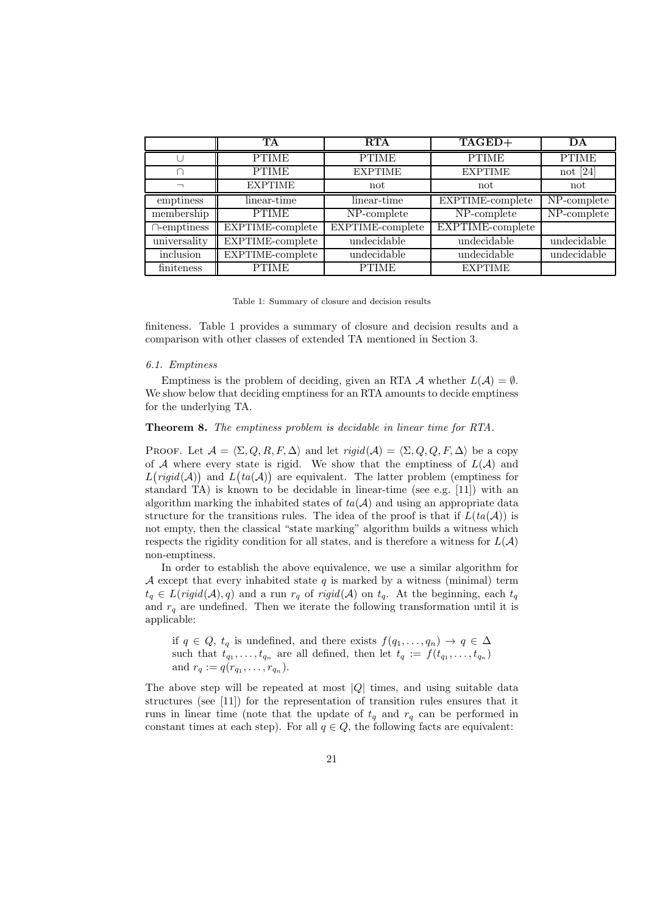| | **TA** | **RTA** | **TAGED+** | **DA** |
|---|---|---|---|---|
| $\cup$ | PTIME | PTIME | PTIME | PTIME |
| $\cap$ | PTIME | EXPTIME | EXPTIME | not [24] |
| $\neg$ | EXPTIME | not | not | not |
| emptiness | linear-time | linear-time | EXPTIME-complete | NP-complete |
| membership | PTIME | NP-complete | NP-complete | NP-complete |
| $\cap$-emptiness | EXPTIME-complete | EXPTIME-complete | EXPTIME-complete | |
| universality | EXPTIME-complete | undecidable | undecidable | undecidable |
| inclusion | EXPTIME-complete | undecidable | undecidable | undecidable |
| finiteness | PTIME | PTIME | EXPTIME | |

Table 1: Summary of closure and decision results

finiteness. Table 1 provides a summary of closure and decision results and a comparison with other classes of extended TA mentioned in Section 3.

### 6.1. Emptiness

Emptiness is the problem of deciding, given an RTA $\mathcal{A}$ whether $L(\mathcal{A}) = \emptyset$. We show below that deciding emptiness for an RTA amounts to decide emptiness for the underlying TA.

**Theorem 8.** *The emptiness problem is decidable in linear time for RTA.*

Proof. Let $\mathcal{A} = \langle \Sigma, Q, R, F, \Delta \rangle$ and let $rigid(\mathcal{A}) = \langle \Sigma, Q, Q, F, \Delta \rangle$ be a copy of $\mathcal{A}$ where every state is rigid. We show that the emptiness of $L(\mathcal{A})$ and $L\big(rigid(\mathcal{A})\big)$ and $L\big(ta(\mathcal{A})\big)$ are equivalent. The latter problem (emptiness for standard TA) is known to be decidable in linear-time (see e.g. [11]) with an algorithm marking the inhabited states of $ta(\mathcal{A})$ and using an appropriate data structure for the transitions rules. The idea of the proof is that if $L(ta(\mathcal{A}))$ is not empty, then the classical "state marking" algorithm builds a witness which respects the rigidity condition for all states, and is therefore a witness for $L(\mathcal{A})$ non-emptiness.

In order to establish the above equivalence, we use a similar algorithm for $\mathcal{A}$ except that every inhabited state $q$ is marked by a witness (minimal) term $t_q \in L(rigid(\mathcal{A}), q)$ and a run $r_q$ of $rigid(\mathcal{A})$ on $t_q$. At the beginning, each $t_q$ and $r_q$ are undefined. Then we iterate the following transformation until it is applicable:

> if $q \in Q$, $t_q$ is undefined, and there exists $f(q_1, \ldots, q_n) \to q \in \Delta$ such that $t_{q_1}, \ldots, t_{q_n}$ are all defined, then let $t_q := f(t_{q_1}, \ldots, t_{q_n})$ and $r_q := q(r_{q_1}, \ldots, r_{q_n})$.

The above step will be repeated at most $|Q|$ times, and using suitable data structures (see [11]) for the representation of transition rules ensures that it runs in linear time (note that the update of $t_q$ and $r_q$ can be performed in constant times at each step). For all $q \in Q$, the following facts are equivalent: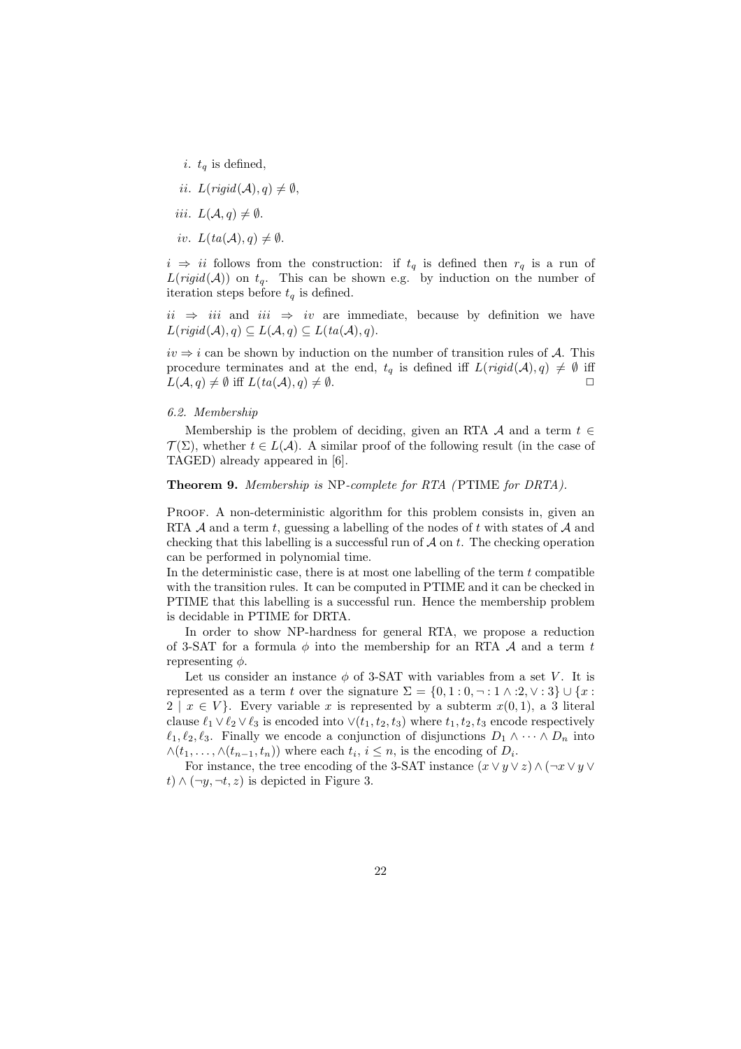*i.* $t_q$ is defined,

*ii.* $L(rigid(\mathcal{A}), q) \neq \emptyset$,

*iii.* $L(\mathcal{A}, q) \neq \emptyset$.

*iv.* $L(ta(\mathcal{A}), q) \neq \emptyset$.

$i \Rightarrow ii$ follows from the construction: if $t_q$ is defined then $r_q$ is a run of $L(rigid(\mathcal{A}))$ on $t_q$. This can be shown e.g. by induction on the number of iteration steps before $t_q$ is defined.

$ii \Rightarrow iii$ and $iii \Rightarrow iv$ are immediate, because by definition we have $L(rigid(\mathcal{A}), q) \subseteq L(\mathcal{A}, q) \subseteq L(ta(\mathcal{A}), q)$.

$iv \Rightarrow i$ can be shown by induction on the number of transition rules of $\mathcal{A}$. This procedure terminates and at the end, $t_q$ is defined iff $L(rigid(\mathcal{A}), q) \neq \emptyset$ iff $L(\mathcal{A}, q) \neq \emptyset$ iff $L(ta(\mathcal{A}), q) \neq \emptyset$. □

*6.2. Membership*

Membership is the problem of deciding, given an RTA $\mathcal{A}$ and a term $t \in \mathcal{T}(\Sigma)$, whether $t \in L(\mathcal{A})$. A similar proof of the following result (in the case of TAGED) already appeared in [6].

**Theorem 9.** *Membership is* NP*-complete for RTA (*PTIME *for DRTA).*

Proof. A non-deterministic algorithm for this problem consists in, given an RTA $\mathcal{A}$ and a term $t$, guessing a labelling of the nodes of $t$ with states of $\mathcal{A}$ and checking that this labelling is a successful run of $\mathcal{A}$ on $t$. The checking operation can be performed in polynomial time.
In the deterministic case, there is at most one labelling of the term $t$ compatible with the transition rules. It can be computed in PTIME and it can be checked in PTIME that this labelling is a successful run. Hence the membership problem is decidable in PTIME for DRTA.

In order to show NP-hardness for general RTA, we propose a reduction of 3-SAT for a formula $\phi$ into the membership for an RTA $\mathcal{A}$ and a term $t$ representing $\phi$.

Let us consider an instance $\phi$ of 3-SAT with variables from a set $V$. It is represented as a term $t$ over the signature $\Sigma = \{0, 1 : 0, \neg : 1\ \wedge : 2, \vee : 3\} \cup \{x : 2 \mid x \in V\}$. Every variable $x$ is represented by a subterm $x(0, 1)$, a 3 literal clause $\ell_1 \vee \ell_2 \vee \ell_3$ is encoded into $\vee(t_1, t_2, t_3)$ where $t_1, t_2, t_3$ encode respectively $\ell_1, \ell_2, \ell_3$. Finally we encode a conjunction of disjunctions $D_1 \wedge \cdots \wedge D_n$ into $\wedge(t_1, \ldots, \wedge(t_{n-1}, t_n))$ where each $t_i$, $i \leq n$, is the encoding of $D_i$.

For instance, the tree encoding of the 3-SAT instance $(x \vee y \vee z) \wedge (\neg x \vee y \vee t) \wedge (\neg y, \neg t, z)$ is depicted in Figure 3.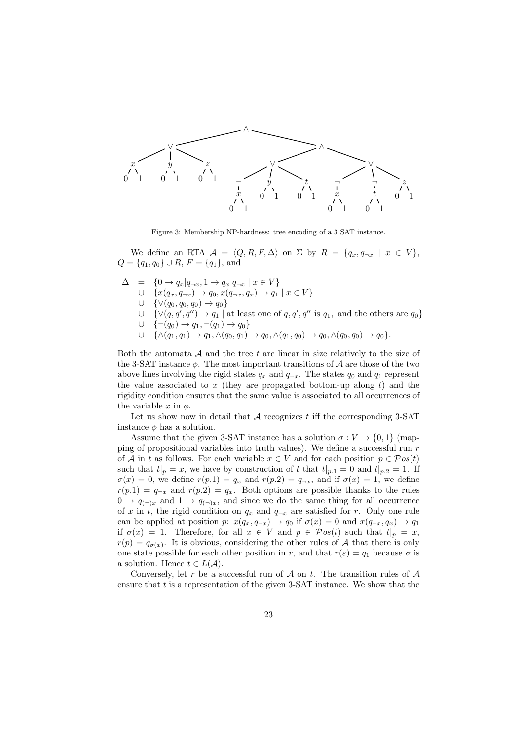Figure 3: Membership NP-hardness: tree encoding of a 3 SAT instance.

We define an RTA $\mathcal{A} = \langle Q, R, F, \Delta \rangle$ on $\Sigma$ by $R = \{q_x, q_{\neg x} \mid x \in V\}$, $Q = \{q_1, q_0\} \cup R$, $F = \{q_1\}$, and

$$
\begin{array}{rcl}
\Delta & = & \{0 \to q_x | q_{\neg x}, 1 \to q_x | q_{\neg x} \mid x \in V\} \\
& \cup & \{x(q_x, q_{\neg x}) \to q_0, x(q_{\neg x}, q_x) \to q_1 \mid x \in V\} \\
& \cup & \{\vee(q_0, q_0, q_0) \to q_0\} \\
& \cup & \{\vee(q, q', q'') \to q_1 \mid \text{at least one of } q, q', q'' \text{ is } q_1, \text{ and the others are } q_0\} \\
& \cup & \{\neg(q_0) \to q_1, \neg(q_1) \to q_0\} \\
& \cup & \{\wedge(q_1, q_1) \to q_1, \wedge(q_0, q_1) \to q_0, \wedge(q_1, q_0) \to q_0, \wedge(q_0, q_0) \to q_0\}.
\end{array}
$$

Both the automata $\mathcal{A}$ and the tree $t$ are linear in size relatively to the size of the 3-SAT instance $\phi$. The most important transitions of $\mathcal{A}$ are those of the two above lines involving the rigid states $q_x$ and $q_{\neg x}$. The states $q_0$ and $q_1$ represent the value associated to $x$ (they are propagated bottom-up along $t$) and the rigidity condition ensures that the same value is associated to all occurrences of the variable $x$ in $\phi$.

Let us show now in detail that $\mathcal{A}$ recognizes $t$ iff the corresponding 3-SAT instance $\phi$ has a solution.

Assume that the given 3-SAT instance has a solution $\sigma : V \to \{0, 1\}$ (mapping of propositional variables into truth values). We define a successful run $r$ of $\mathcal{A}$ in $t$ as follows. For each variable $x \in V$ and for each position $p \in \mathcal{P}os(t)$ such that $t|_p = x$, we have by construction of $t$ that $t|_{p.1} = 0$ and $t|_{p.2} = 1$. If $\sigma(x) = 0$, we define $r(p.1) = q_x$ and $r(p.2) = q_{\neg x}$, and if $\sigma(x) = 1$, we define $r(p.1) = q_{\neg x}$ and $r(p.2) = q_x$. Both options are possible thanks to the rules $0 \to q_{(\neg)x}$ and $1 \to q_{(\neg)x}$, and since we do the same thing for all occurrence of $x$ in $t$, the rigid condition on $q_x$ and $q_{\neg x}$ are satisfied for $r$. Only one rule can be applied at position $p$: $x(q_x, q_{\neg x}) \to q_0$ if $\sigma(x) = 0$ and $x(q_{\neg x}, q_x) \to q_1$ if $\sigma(x) = 1$. Therefore, for all $x \in V$ and $p \in \mathcal{P}os(t)$ such that $t|_p = x$, $r(p) = q_{\sigma(x)}$. It is obvious, considering the other rules of $\mathcal{A}$ that there is only one state possible for each other position in $r$, and that $r(\varepsilon) = q_1$ because $\sigma$ is a solution. Hence $t \in L(\mathcal{A})$.

Conversely, let $r$ be a successful run of $\mathcal{A}$ on $t$. The transition rules of $\mathcal{A}$ ensure that $t$ is a representation of the given 3-SAT instance. We show that the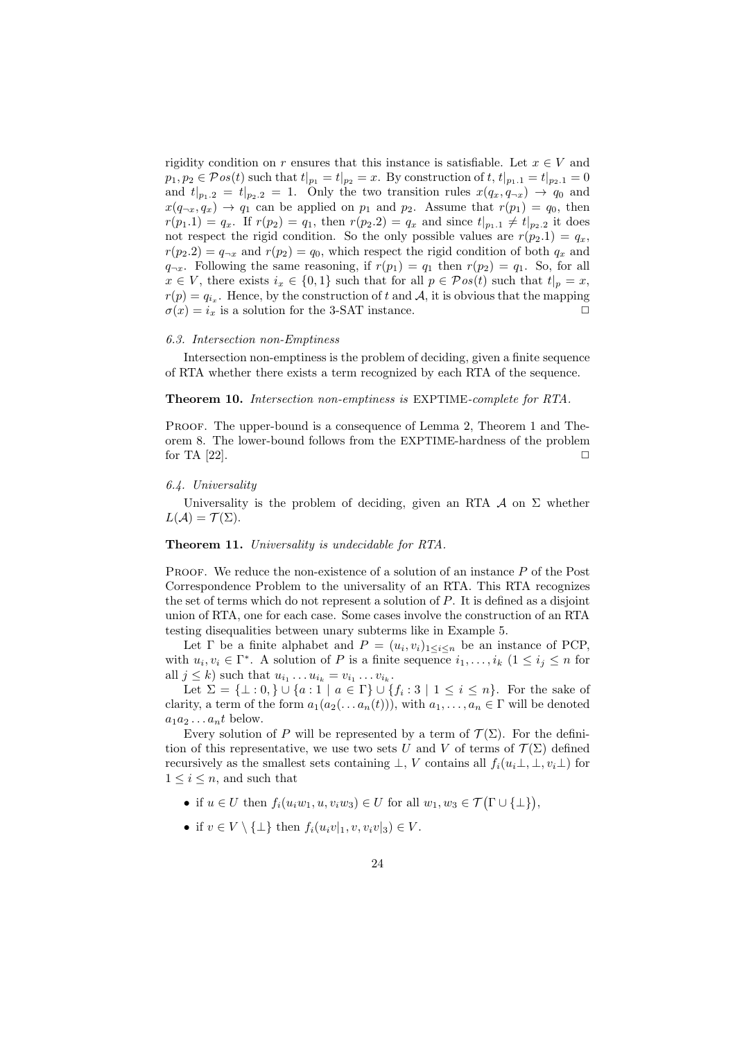rigidity condition on $r$ ensures that this instance is satisfiable. Let $x \in V$ and $p_1, p_2 \in \mathcal{P}os(t)$ such that $t|_{p_1} = t|_{p_2} = x$. By construction of $t$, $t|_{p_1.1} = t|_{p_2.1} = 0$ and $t|_{p_1.2} = t|_{p_2.2} = 1$. Only the two transition rules $x(q_x, q_{\neg x}) \to q_0$ and $x(q_{\neg x}, q_x) \to q_1$ can be applied on $p_1$ and $p_2$. Assume that $r(p_1) = q_0$, then $r(p_1.1) = q_x$. If $r(p_2) = q_1$, then $r(p_2.2) = q_x$ and since $t|_{p_1.1} \neq t|_{p_2.2}$ it does not respect the rigid condition. So the only possible values are $r(p_2.1) = q_x$, $r(p_2.2) = q_{\neg x}$ and $r(p_2) = q_0$, which respect the rigid condition of both $q_x$ and $q_{\neg x}$. Following the same reasoning, if $r(p_1) = q_1$ then $r(p_2) = q_1$. So, for all $x \in V$, there exists $i_x \in \{0, 1\}$ such that for all $p \in \mathcal{P}os(t)$ such that $t|_p = x$, $r(p) = q_{i_x}$. Hence, by the construction of $t$ and $\mathcal{A}$, it is obvious that the mapping $\sigma(x) = i_x$ is a solution for the 3-SAT instance. □

### 6.3. Intersection non-Emptiness

Intersection non-emptiness is the problem of deciding, given a finite sequence of RTA whether there exists a term recognized by each RTA of the sequence.

**Theorem 10.** *Intersection non-emptiness is* EXPTIME*-complete for RTA.*

Proof. The upper-bound is a consequence of Lemma 2, Theorem 1 and Theorem 8. The lower-bound follows from the EXPTIME-hardness of the problem for TA [22]. □

### 6.4. Universality

Universality is the problem of deciding, given an RTA $\mathcal{A}$ on $\Sigma$ whether $L(\mathcal{A}) = \mathcal{T}(\Sigma)$.

**Theorem 11.** *Universality is undecidable for RTA.*

Proof. We reduce the non-existence of a solution of an instance $P$ of the Post Correspondence Problem to the universality of an RTA. This RTA recognizes the set of terms which do not represent a solution of $P$. It is defined as a disjoint union of RTA, one for each case. Some cases involve the construction of an RTA testing disequalities between unary subterms like in Example 5.

Let $\Gamma$ be a finite alphabet and $P = (u_i, v_i)_{1 \leq i \leq n}$ be an instance of PCP, with $u_i, v_i \in \Gamma^*$. A solution of $P$ is a finite sequence $i_1, \ldots, i_k$ ($1 \leq i_j \leq n$ for all $j \leq k$) such that $u_{i_1} \ldots u_{i_k} = v_{i_1} \ldots v_{i_k}$.

Let $\Sigma = \{\bot : 0, \} \cup \{a : 1 \mid a \in \Gamma\} \cup \{f_i : 3 \mid 1 \leq i \leq n\}$. For the sake of clarity, a term of the form $a_1(a_2(\ldots a_n(t)))$, with $a_1, \ldots, a_n \in \Gamma$ will be denoted $a_1 a_2 \ldots a_n t$ below.

Every solution of $P$ will be represented by a term of $\mathcal{T}(\Sigma)$. For the definition of this representative, we use two sets $U$ and $V$ of terms of $\mathcal{T}(\Sigma)$ defined recursively as the smallest sets containing $\bot$, $V$ contains all $f_i(u_i\bot, \bot, v_i\bot)$ for $1 \leq i \leq n$, and such that

- if $u \in U$ then $f_i(u_i w_1, u, v_i w_3) \in U$ for all $w_1, w_3 \in \mathcal{T}\big(\Gamma \cup \{\bot\}\big)$,
- if $v \in V \setminus \{\bot\}$ then $f_i(u_i v|_1, v, v_i v|_3) \in V$.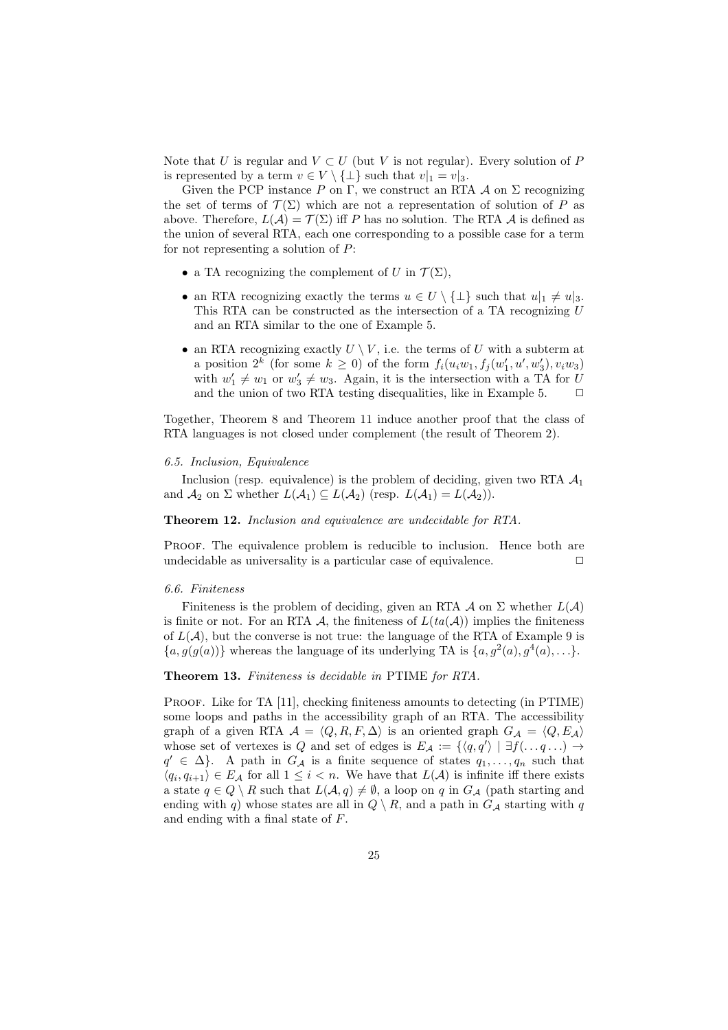Note that $U$ is regular and $V \subset U$ (but $V$ is not regular). Every solution of $P$ is represented by a term $v \in V \setminus \{\bot\}$ such that $v|_1 = v|_3$.

Given the PCP instance $P$ on $\Gamma$, we construct an RTA $\mathcal{A}$ on $\Sigma$ recognizing the set of terms of $\mathcal{T}(\Sigma)$ which are not a representation of solution of $P$ as above. Therefore, $L(\mathcal{A}) = \mathcal{T}(\Sigma)$ iff $P$ has no solution. The RTA $\mathcal{A}$ is defined as the union of several RTA, each one corresponding to a possible case for a term for not representing a solution of $P$:

- a TA recognizing the complement of $U$ in $\mathcal{T}(\Sigma)$,
- an RTA recognizing exactly the terms $u \in U \setminus \{\bot\}$ such that $u|_1 \neq u|_3$. This RTA can be constructed as the intersection of a TA recognizing $U$ and an RTA similar to the one of Example 5.
- an RTA recognizing exactly $U \setminus V$, i.e. the terms of $U$ with a subterm at a position $2^k$ (for some $k \geq 0$) of the form $f_i(u_i w_1, f_j(w'_1, u', w'_3), v_i w_3)$ with $w'_1 \neq w_1$ or $w'_3 \neq w_3$. Again, it is the intersection with a TA for $U$ and the union of two RTA testing disequalities, like in Example 5. $\square$

Together, Theorem 8 and Theorem 11 induce another proof that the class of RTA languages is not closed under complement (the result of Theorem 2).

*6.5. Inclusion, Equivalence*

Inclusion (resp. equivalence) is the problem of deciding, given two RTA $\mathcal{A}_1$ and $\mathcal{A}_2$ on $\Sigma$ whether $L(\mathcal{A}_1) \subseteq L(\mathcal{A}_2)$ (resp. $L(\mathcal{A}_1) = L(\mathcal{A}_2)$).

**Theorem 12.** *Inclusion and equivalence are undecidable for RTA.*

Proof. The equivalence problem is reducible to inclusion. Hence both are undecidable as universality is a particular case of equivalence. $\square$

*6.6. Finiteness*

Finiteness is the problem of deciding, given an RTA $\mathcal{A}$ on $\Sigma$ whether $L(\mathcal{A})$ is finite or not. For an RTA $\mathcal{A}$, the finiteness of $L(ta(\mathcal{A}))$ implies the finiteness of $L(\mathcal{A})$, but the converse is not true: the language of the RTA of Example 9 is $\{a, g(g(a))\}$ whereas the language of its underlying TA is $\{a, g^2(a), g^4(a), \ldots\}$.

**Theorem 13.** *Finiteness is decidable in* PTIME *for RTA.*

Proof. Like for TA [11], checking finiteness amounts to detecting (in PTIME) some loops and paths in the accessibility graph of an RTA. The accessibility graph of a given RTA $\mathcal{A} = \langle Q, R, F, \Delta \rangle$ is an oriented graph $G_\mathcal{A} = \langle Q, E_\mathcal{A} \rangle$ whose set of vertexes is $Q$ and set of edges is $E_\mathcal{A} := \{\langle q, q' \rangle \mid \exists f(\ldots q \ldots) \to q' \in \Delta\}$. A path in $G_\mathcal{A}$ is a finite sequence of states $q_1, \ldots, q_n$ such that $\langle q_i, q_{i+1} \rangle \in E_\mathcal{A}$ for all $1 \leq i < n$. We have that $L(\mathcal{A})$ is infinite iff there exists a state $q \in Q \setminus R$ such that $L(\mathcal{A}, q) \neq \emptyset$, a loop on $q$ in $G_\mathcal{A}$ (path starting and ending with $q$) whose states are all in $Q \setminus R$, and a path in $G_\mathcal{A}$ starting with $q$ and ending with a final state of $F$.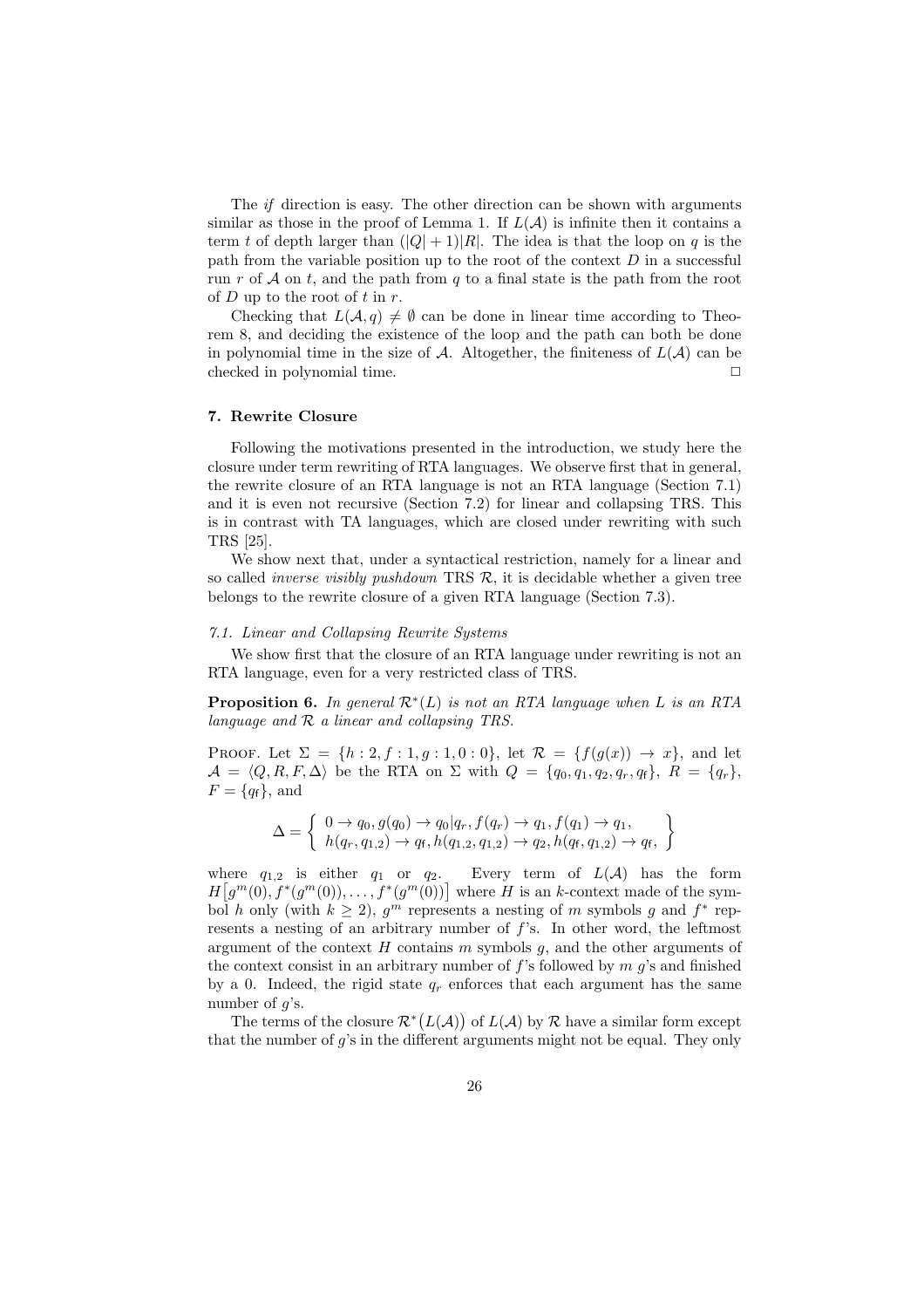The *if* direction is easy. The other direction can be shown with arguments similar as those in the proof of Lemma 1. If $L(\mathcal{A})$ is infinite then it contains a term $t$ of depth larger than $(|Q|+1)|R|$. The idea is that the loop on $q$ is the path from the variable position up to the root of the context $D$ in a successful run $r$ of $\mathcal{A}$ on $t$, and the path from $q$ to a final state is the path from the root of $D$ up to the root of $t$ in $r$.

Checking that $L(\mathcal{A}, q) \neq \emptyset$ can be done in linear time according to Theorem 8, and deciding the existence of the loop and the path can both be done in polynomial time in the size of $\mathcal{A}$. Altogether, the finiteness of $L(\mathcal{A})$ can be checked in polynomial time. $\Box$

## 7. Rewrite Closure

Following the motivations presented in the introduction, we study here the closure under term rewriting of RTA languages. We observe first that in general, the rewrite closure of an RTA language is not an RTA language (Section 7.1) and it is even not recursive (Section 7.2) for linear and collapsing TRS. This is in contrast with TA languages, which are closed under rewriting with such TRS [25].

We show next that, under a syntactical restriction, namely for a linear and so called *inverse visibly pushdown* TRS $\mathcal{R}$, it is decidable whether a given tree belongs to the rewrite closure of a given RTA language (Section 7.3).

### 7.1. Linear and Collapsing Rewrite Systems

We show first that the closure of an RTA language under rewriting is not an RTA language, even for a very restricted class of TRS.

**Proposition 6.** *In general $\mathcal{R}^*(L)$ is not an RTA language when $L$ is an RTA language and $\mathcal{R}$ a linear and collapsing TRS.*

Proof. Let $\Sigma = \{h : 2, f : 1, g : 1, 0 : 0\}$, let $\mathcal{R} = \{f(g(x)) \to x\}$, and let $\mathcal{A} = \langle Q, R, F, \Delta\rangle$ be the RTA on $\Sigma$ with $Q = \{q_0, q_1, q_2, q_r, q_{\mathsf{f}}\}$, $R = \{q_r\}$, $F = \{q_{\mathsf{f}}\}$, and

$$\Delta = \left\{ \begin{array}{l} 0 \to q_0, g(q_0) \to q_0|q_r, f(q_r) \to q_1, f(q_1) \to q_1, \\ h(q_r, q_{1,2}) \to q_{\mathsf{f}}, h(q_{1,2}, q_{1,2}) \to q_2, h(q_{\mathsf{f}}, q_{1,2}) \to q_{\mathsf{f}}, \end{array} \right\}$$

where $q_{1,2}$ is either $q_1$ or $q_2$. Every term of $L(\mathcal{A})$ has the form $H\big[g^m(0), f^*(g^m(0)), \ldots, f^*(g^m(0))\big]$ where $H$ is an $k$-context made of the symbol $h$ only (with $k \geq 2$), $g^m$ represents a nesting of $m$ symbols $g$ and $f^*$ represents a nesting of an arbitrary number of $f$'s. In other word, the leftmost argument of the context $H$ contains $m$ symbols $g$, and the other arguments of the context consist in an arbitrary number of $f$'s followed by $m$ $g$'s and finished by a 0. Indeed, the rigid state $q_r$ enforces that each argument has the same number of $g$'s.

The terms of the closure $\mathcal{R}^*\big(L(\mathcal{A})\big)$ of $L(\mathcal{A})$ by $\mathcal{R}$ have a similar form except that the number of $g$'s in the different arguments might not be equal. They only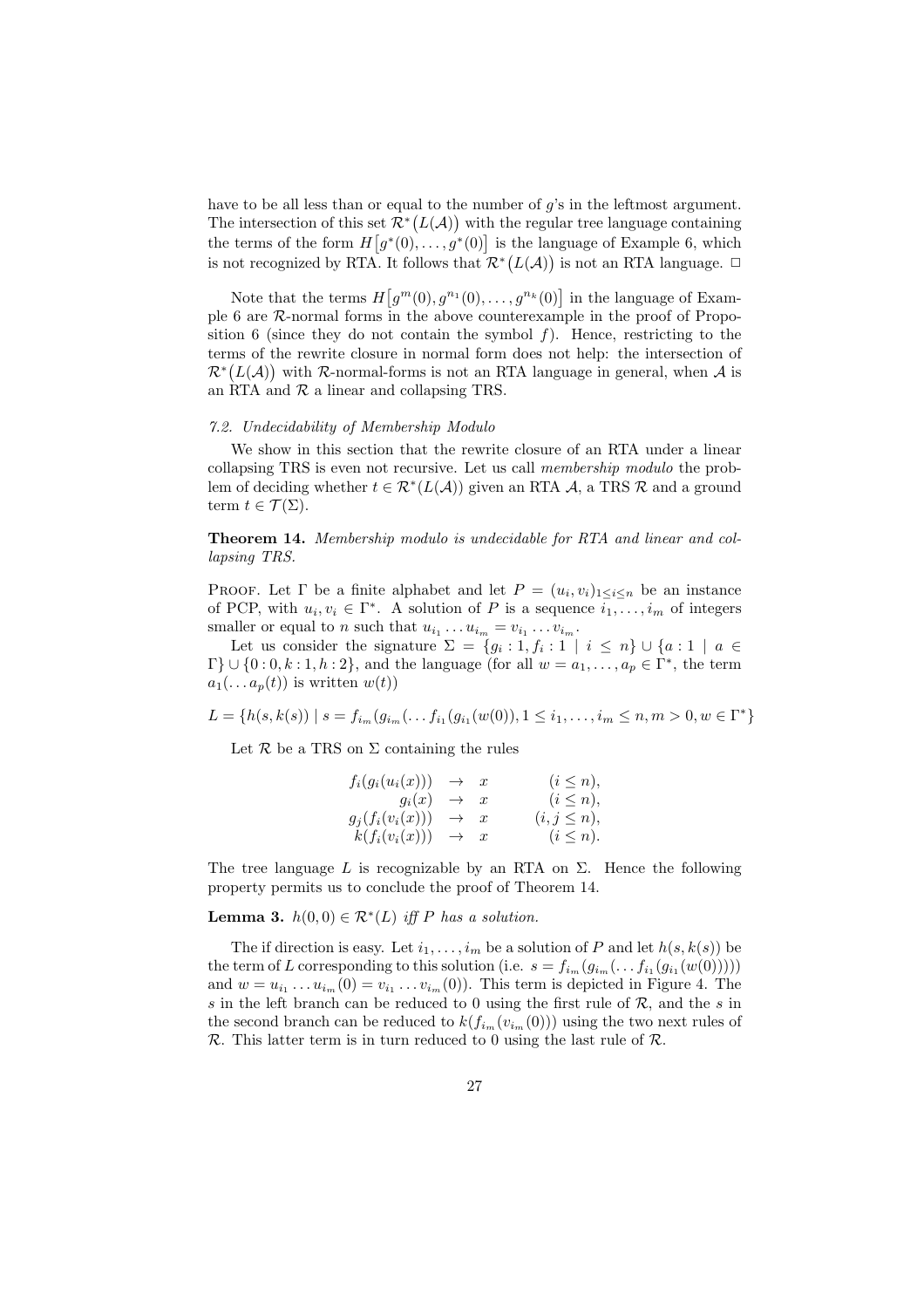have to be all less than or equal to the number of $g$'s in the leftmost argument. The intersection of this set $\mathcal{R}^*\big(L(\mathcal{A})\big)$ with the regular tree language containing the terms of the form $H\big[g^*(0),\ldots,g^*(0)\big]$ is the language of Example 6, which is not recognized by RTA. It follows that $\mathcal{R}^*\big(L(\mathcal{A})\big)$ is not an RTA language. $\Box$

Note that the terms $H\big[g^m(0), g^{n_1}(0),\ldots,g^{n_k}(0)\big]$ in the language of Example 6 are $\mathcal{R}$-normal forms in the above counterexample in the proof of Proposition 6 (since they do not contain the symbol $f$). Hence, restricting to the terms of the rewrite closure in normal form does not help: the intersection of $\mathcal{R}^*\big(L(\mathcal{A})\big)$ with $\mathcal{R}$-normal-forms is not an RTA language in general, when $\mathcal{A}$ is an RTA and $\mathcal{R}$ a linear and collapsing TRS.

### 7.2. Undecidability of Membership Modulo

We show in this section that the rewrite closure of an RTA under a linear collapsing TRS is even not recursive. Let us call *membership modulo* the problem of deciding whether $t \in \mathcal{R}^*(L(\mathcal{A}))$ given an RTA $\mathcal{A}$, a TRS $\mathcal{R}$ and a ground term $t \in \mathcal{T}(\Sigma)$.

**Theorem 14.** *Membership modulo is undecidable for RTA and linear and collapsing TRS.*

Proof. Let $\Gamma$ be a finite alphabet and let $P = (u_i, v_i)_{1\leq i\leq n}$ be an instance of PCP, with $u_i, v_i \in \Gamma^*$. A solution of $P$ is a sequence $i_1,\ldots,i_m$ of integers smaller or equal to $n$ such that $u_{i_1}\ldots u_{i_m} = v_{i_1}\ldots v_{i_m}$.

Let us consider the signature $\Sigma = \{g_i : 1, f_i : 1 \mid i \leq n\} \cup \{a : 1 \mid a \in \Gamma\} \cup \{0 : 0, k : 1, h : 2\}$, and the language (for all $w = a_1,\ldots,a_p \in \Gamma^*$, the term $a_1(\ldots a_p(t))$ is written $w(t)$)

$$L = \{h(s, k(s)) \mid s = f_{i_m}(g_{i_m}(\ldots f_{i_1}(g_{i_1}(w(0)), 1 \leq i_1,\ldots,i_m \leq n, m > 0, w \in \Gamma^*\}$$

Let $\mathcal{R}$ be a TRS on $\Sigma$ containing the rules

$$\begin{array}{rcll}
f_i(g_i(u_i(x))) & \to & x & (i \leq n),\\
g_i(x) & \to & x & (i \leq n),\\
g_j(f_i(v_i(x))) & \to & x & (i,j \leq n),\\
k(f_i(v_i(x))) & \to & x & (i \leq n).
\end{array}$$

The tree language $L$ is recognizable by an RTA on $\Sigma$. Hence the following property permits us to conclude the proof of Theorem 14.

**Lemma 3.** *$h(0,0) \in \mathcal{R}^*(L)$ iff $P$ has a solution.*

The if direction is easy. Let $i_1,\ldots,i_m$ be a solution of $P$ and let $h(s,k(s))$ be the term of $L$ corresponding to this solution (i.e. $s = f_{i_m}(g_{i_m}(\ldots f_{i_1}(g_{i_1}(w(0))))))$ and $w = u_{i_1}\ldots u_{i_m}(0) = v_{i_1}\ldots v_{i_m}(0)$). This term is depicted in Figure 4. The $s$ in the left branch can be reduced to 0 using the first rule of $\mathcal{R}$, and the $s$ in the second branch can be reduced to $k(f_{i_m}(v_{i_m}(0)))$ using the two next rules of $\mathcal{R}$. This latter term is in turn reduced to 0 using the last rule of $\mathcal{R}$.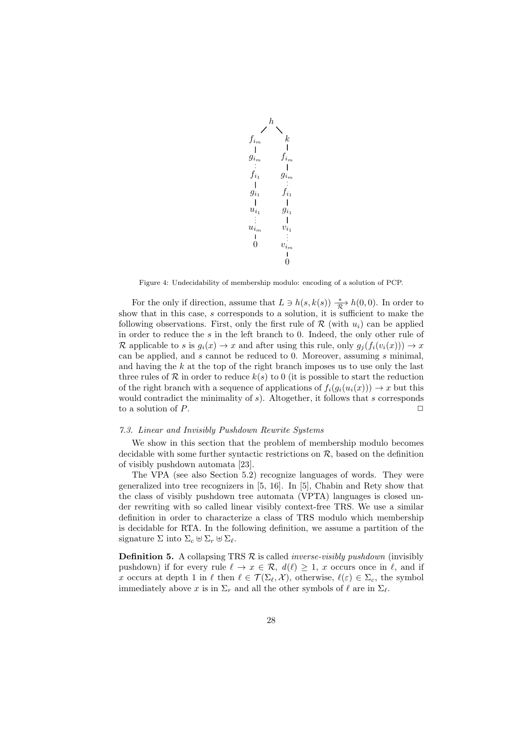Figure 4: Undecidability of membership modulo: encoding of a solution of PCP.

For the only if direction, assume that $L \ni h(s, k(s)) \xrightarrow[\mathcal{R}]{*} h(0, 0)$. In order to show that in this case, $s$ corresponds to a solution, it is sufficient to make the following observations. First, only the first rule of $\mathcal{R}$ (with $u_i$) can be applied in order to reduce the $s$ in the left branch to 0. Indeed, the only other rule of $\mathcal{R}$ applicable to $s$ is $g_i(x) \to x$ and after using this rule, only $g_j(f_i(v_i(x))) \to x$ can be applied, and $s$ cannot be reduced to 0. Moreover, assuming $s$ minimal, and having the $k$ at the top of the right branch imposes us to use only the last three rules of $\mathcal{R}$ in order to reduce $k(s)$ to 0 (it is possible to start the reduction of the right branch with a sequence of applications of $f_i(g_i(u_i(x))) \to x$ but this would contradict the minimality of $s$). Altogether, it follows that $s$ corresponds to a solution of $P$. □

### 7.3. Linear and Invisibly Pushdown Rewrite Systems

We show in this section that the problem of membership modulo becomes decidable with some further syntactic restrictions on $\mathcal{R}$, based on the definition of visibly pushdown automata [23].

The VPA (see also Section 5.2) recognize languages of words. They were generalized into tree recognizers in [5, 16]. In [5], Chabin and Rety show that the class of visibly pushdown tree automata (VPTA) languages is closed under rewriting with so called linear visibly context-free TRS. We use a similar definition in order to characterize a class of TRS modulo which membership is decidable for RTA. In the following definition, we assume a partition of the signature $\Sigma$ into $\Sigma_c \uplus \Sigma_r \uplus \Sigma_\ell$.

**Definition 5.** A collapsing TRS $\mathcal{R}$ is called *inverse-visibly pushdown* (invisibly pushdown) if for every rule $\ell \to x \in \mathcal{R}$, $d(\ell) \geq 1$, $x$ occurs once in $\ell$, and if $x$ occurs at depth 1 in $\ell$ then $\ell \in \mathcal{T}(\Sigma_\ell, \mathcal{X})$, otherwise, $\ell(\varepsilon) \in \Sigma_c$, the symbol immediately above $x$ is in $\Sigma_r$ and all the other symbols of $\ell$ are in $\Sigma_\ell$.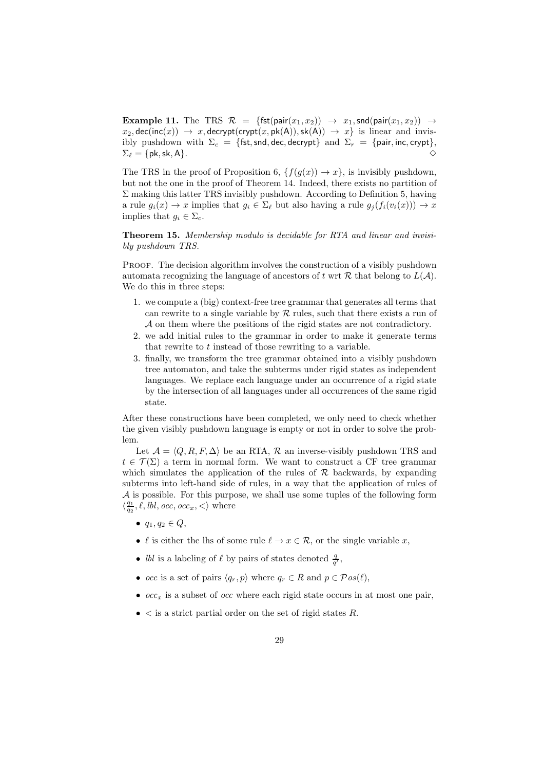**Example 11.** The TRS $\mathcal{R} = \{\mathsf{fst}(\mathsf{pair}(x_1, x_2)) \to x_1, \mathsf{snd}(\mathsf{pair}(x_1, x_2)) \to x_2, \mathsf{dec}(\mathsf{inc}(x)) \to x, \mathsf{decrypt}(\mathsf{crypt}(x, \mathsf{pk}(\mathsf{A})), \mathsf{sk}(\mathsf{A})) \to x\}$ is linear and invisibly pushdown with $\Sigma_c = \{\mathsf{fst}, \mathsf{snd}, \mathsf{dec}, \mathsf{decrypt}\}$ and $\Sigma_r = \{\mathsf{pair}, \mathsf{inc}, \mathsf{crypt}\}$, $\Sigma_\ell = \{\mathsf{pk}, \mathsf{sk}, \mathsf{A}\}$. $\diamond$

The TRS in the proof of Proposition 6, $\{f(g(x)) \to x\}$, is invisibly pushdown, but not the one in the proof of Theorem 14. Indeed, there exists no partition of $\Sigma$ making this latter TRS invisibly pushdown. According to Definition 5, having a rule $g_i(x) \to x$ implies that $g_i \in \Sigma_\ell$ but also having a rule $g_j(f_i(v_i(x))) \to x$ implies that $g_i \in \Sigma_c$.

**Theorem 15.** *Membership modulo is decidable for RTA and linear and invisibly pushdown TRS.*

Proof. The decision algorithm involves the construction of a visibly pushdown automata recognizing the language of ancestors of $t$ wrt $\mathcal{R}$ that belong to $L(\mathcal{A})$. We do this in three steps:

1. we compute a (big) context-free tree grammar that generates all terms that can rewrite to a single variable by $\mathcal{R}$ rules, such that there exists a run of $\mathcal{A}$ on them where the positions of the rigid states are not contradictory.
2. we add initial rules to the grammar in order to make it generate terms that rewrite to $t$ instead of those rewriting to a variable.
3. finally, we transform the tree grammar obtained into a visibly pushdown tree automaton, and take the subterms under rigid states as independent languages. We replace each language under an occurrence of a rigid state by the intersection of all languages under all occurrences of the same rigid state.

After these constructions have been completed, we only need to check whether the given visibly pushdown language is empty or not in order to solve the problem.

Let $\mathcal{A} = \langle Q, R, F, \Delta\rangle$ be an RTA, $\mathcal{R}$ an inverse-visibly pushdown TRS and $t \in \mathcal{T}(\Sigma)$ a term in normal form. We want to construct a CF tree grammar which simulates the application of the rules of $\mathcal{R}$ backwards, by expanding subterms into left-hand side of rules, in a way that the application of rules of $\mathcal{A}$ is possible. For this purpose, we shall use some tuples of the following form $\langle \frac{q_1}{q_2}, \ell, \mathit{lbl}, \mathit{occ}, \mathit{occ}_x, <\rangle$ where

- $q_1, q_2 \in Q$,
- $\ell$ is either the lhs of some rule $\ell \to x \in \mathcal{R}$, or the single variable $x$,
- $\mathit{lbl}$ is a labeling of $\ell$ by pairs of states denoted $\frac{q}{q'}$,
- $\mathit{occ}$ is a set of pairs $\langle q_r, p\rangle$ where $q_r \in R$ and $p \in \mathcal{P}os(\ell)$,
- $\mathit{occ}_x$ is a subset of $\mathit{occ}$ where each rigid state occurs in at most one pair,
- $<$ is a strict partial order on the set of rigid states $R$.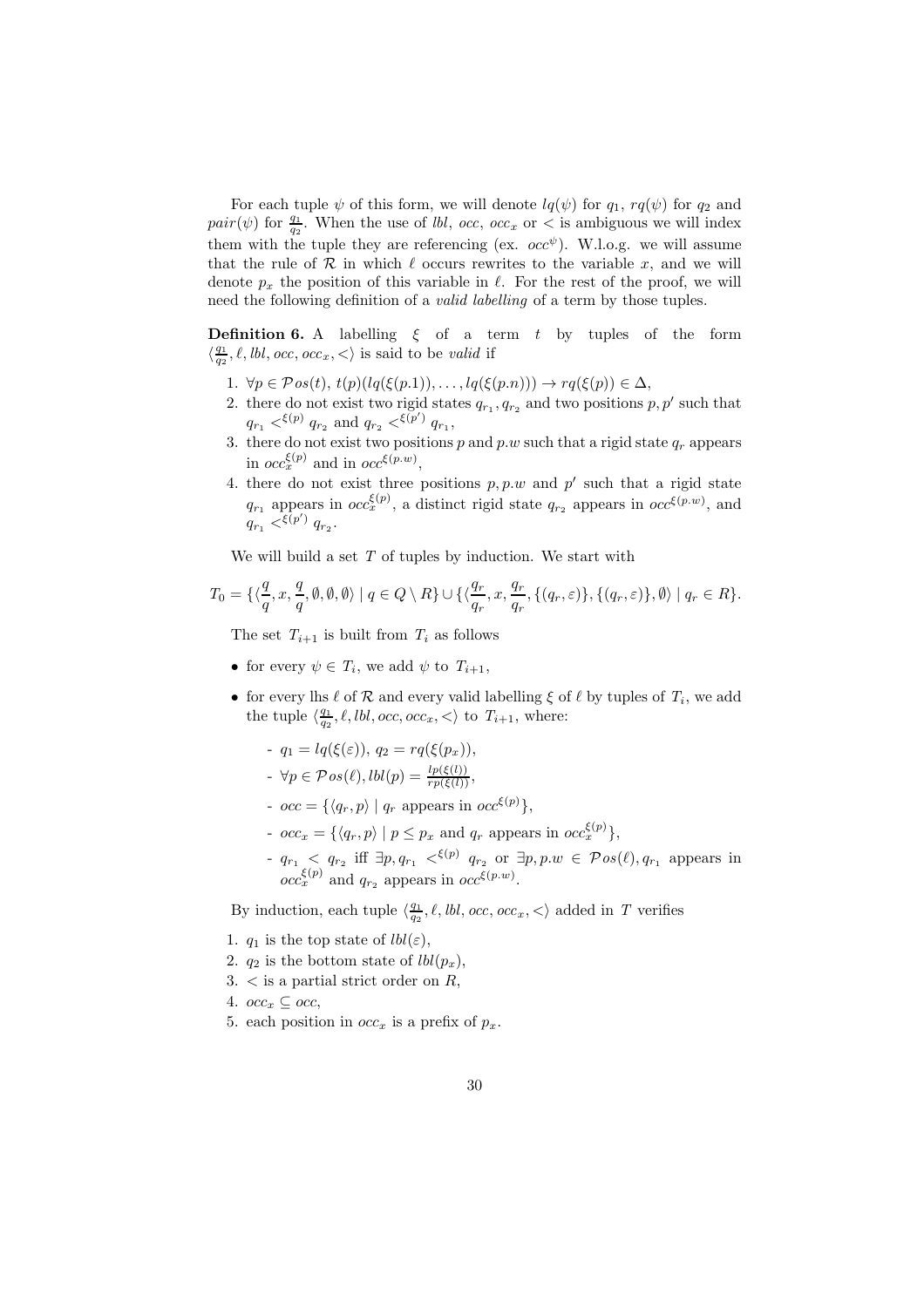For each tuple $\psi$ of this form, we will denote $lq(\psi)$ for $q_1$, $rq(\psi)$ for $q_2$ and $pair(\psi)$ for $\frac{q_1}{q_2}$. When the use of $lbl$, $occ$, $occ_x$ or $<$ is ambiguous we will index them with the tuple they are referencing (ex. $occ^{\psi}$). W.l.o.g. we will assume that the rule of $\mathcal{R}$ in which $\ell$ occurs rewrites to the variable $x$, and we will denote $p_x$ the position of this variable in $\ell$. For the rest of the proof, we will need the following definition of a *valid labelling* of a term by those tuples.

**Definition 6.** A labelling $\xi$ of a term $t$ by tuples of the form $\langle \frac{q_1}{q_2}, \ell, lbl, occ, occ_x, < \rangle$ is said to be *valid* if

1. $\forall p \in \mathcal{P}os(t)$, $t(p)(lq(\xi(p.1)), \ldots, lq(\xi(p.n))) \to rq(\xi(p)) \in \Delta$,
2. there do not exist two rigid states $q_{r_1}, q_{r_2}$ and two positions $p, p'$ such that $q_{r_1} <^{\xi(p)} q_{r_2}$ and $q_{r_2} <^{\xi(p')} q_{r_1}$,
3. there do not exist two positions $p$ and $p.w$ such that a rigid state $q_r$ appears in $occ_x^{\xi(p)}$ and in $occ^{\xi(p.w)}$,
4. there do not exist three positions $p, p.w$ and $p'$ such that a rigid state $q_{r_1}$ appears in $occ_x^{\xi(p)}$, a distinct rigid state $q_{r_2}$ appears in $occ^{\xi(p.w)}$, and $q_{r_1} <^{\xi(p')} q_{r_2}$.

We will build a set $T$ of tuples by induction. We start with

$$T_0 = \{\langle \frac{q}{q}, x, \frac{q}{q}, \emptyset, \emptyset, \emptyset \rangle \mid q \in Q \setminus R\} \cup \{\langle \frac{q_r}{q_r}, x, \frac{q_r}{q_r}, \{(q_r, \varepsilon)\}, \{(q_r, \varepsilon)\}, \emptyset \rangle \mid q_r \in R\}.$$

The set $T_{i+1}$ is built from $T_i$ as follows

- for every $\psi \in T_i$, we add $\psi$ to $T_{i+1}$,
- for every lhs $\ell$ of $\mathcal{R}$ and every valid labelling $\xi$ of $\ell$ by tuples of $T_i$, we add the tuple $\langle \frac{q_1}{q_2}, \ell, lbl, occ, occ_x, < \rangle$ to $T_{i+1}$, where:
  - $q_1 = lq(\xi(\varepsilon))$, $q_2 = rq(\xi(p_x))$,
  - $\forall p \in \mathcal{P}os(\ell), lbl(p) = \frac{lp(\xi(l))}{rp(\xi(l))}$,
  - $occ = \{\langle q_r, p \rangle \mid q_r \text{ appears in } occ^{\xi(p)}\}$,
  - $occ_x = \{\langle q_r, p \rangle \mid p \leq p_x \text{ and } q_r \text{ appears in } occ_x^{\xi(p)}\}$,
  - $q_{r_1} < q_{r_2}$ iff $\exists p, q_{r_1} <^{\xi(p)} q_{r_2}$ or $\exists p, p.w \in \mathcal{P}os(\ell), q_{r_1}$ appears in $occ_x^{\xi(p)}$ and $q_{r_2}$ appears in $occ^{\xi(p.w)}$.

By induction, each tuple $\langle \frac{q_1}{q_2}, \ell, lbl, occ, occ_x, < \rangle$ added in $T$ verifies

1. $q_1$ is the top state of $lbl(\varepsilon)$,
2. $q_2$ is the bottom state of $lbl(p_x)$,
3. $<$ is a partial strict order on $R$,
4. $occ_x \subseteq occ$,
5. each position in $occ_x$ is a prefix of $p_x$.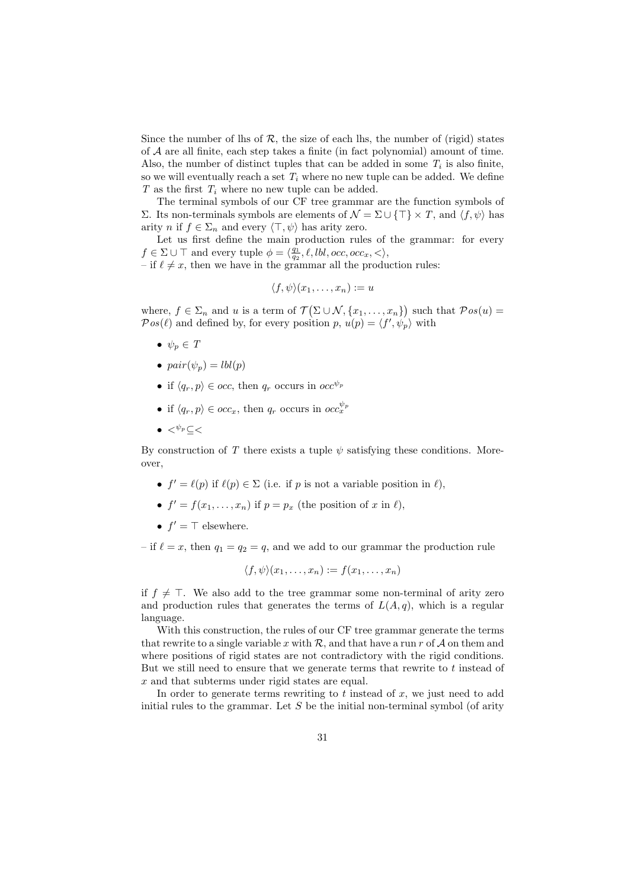Since the number of lhs of $\mathcal{R}$, the size of each lhs, the number of (rigid) states of $\mathcal{A}$ are all finite, each step takes a finite (in fact polynomial) amount of time. Also, the number of distinct tuples that can be added in some $T_i$ is also finite, so we will eventually reach a set $T_i$ where no new tuple can be added. We define $T$ as the first $T_i$ where no new tuple can be added.

The terminal symbols of our CF tree grammar are the function symbols of $\Sigma$. Its non-terminals symbols are elements of $\mathcal{N} = \Sigma \cup \{\top\} \times T$, and $\langle f, \psi \rangle$ has arity $n$ if $f \in \Sigma_n$ and every $\langle \top, \psi \rangle$ has arity zero.

Let us first define the main production rules of the grammar: for every $f \in \Sigma \cup \top$ and every tuple $\phi = \langle \frac{q_1}{q_2}, \ell, lbl, occ, occ_x, < \rangle$,

– if $\ell \neq x$, then we have in the grammar all the production rules:

$$\langle f, \psi \rangle(x_1, \ldots, x_n) := u$$

where, $f \in \Sigma_n$ and $u$ is a term of $\mathcal{T}\big(\Sigma \cup \mathcal{N}, \{x_1, \ldots, x_n\}\big)$ such that $\mathcal{P}os(u) = \mathcal{P}os(\ell)$ and defined by, for every position $p$, $u(p) = \langle f', \psi_p \rangle$ with

- $\psi_p \in T$
- $pair(\psi_p) = lbl(p)$
- if $\langle q_r, p \rangle \in occ$, then $q_r$ occurs in $occ^{\psi_p}$
- if $\langle q_r, p \rangle \in occ_x$, then $q_r$ occurs in $occ_x^{\psi_p}$
- $<^{\psi_p} \subseteq <$

By construction of $T$ there exists a tuple $\psi$ satisfying these conditions. Moreover,

- $f' = \ell(p)$ if $\ell(p) \in \Sigma$ (i.e. if $p$ is not a variable position in $\ell$),
- $f' = f(x_1, \ldots, x_n)$ if $p = p_x$ (the position of $x$ in $\ell$),
- $f' = \top$ elsewhere.

– if $\ell = x$, then $q_1 = q_2 = q$, and we add to our grammar the production rule

$$\langle f, \psi \rangle(x_1, \ldots, x_n) := f(x_1, \ldots, x_n)$$

if $f \neq \top$. We also add to the tree grammar some non-terminal of arity zero and production rules that generates the terms of $L(A, q)$, which is a regular language.

With this construction, the rules of our CF tree grammar generate the terms that rewrite to a single variable $x$ with $\mathcal{R}$, and that have a run $r$ of $\mathcal{A}$ on them and where positions of rigid states are not contradictory with the rigid conditions. But we still need to ensure that we generate terms that rewrite to $t$ instead of $x$ and that subterms under rigid states are equal.

In order to generate terms rewriting to $t$ instead of $x$, we just need to add initial rules to the grammar. Let $S$ be the initial non-terminal symbol (of arity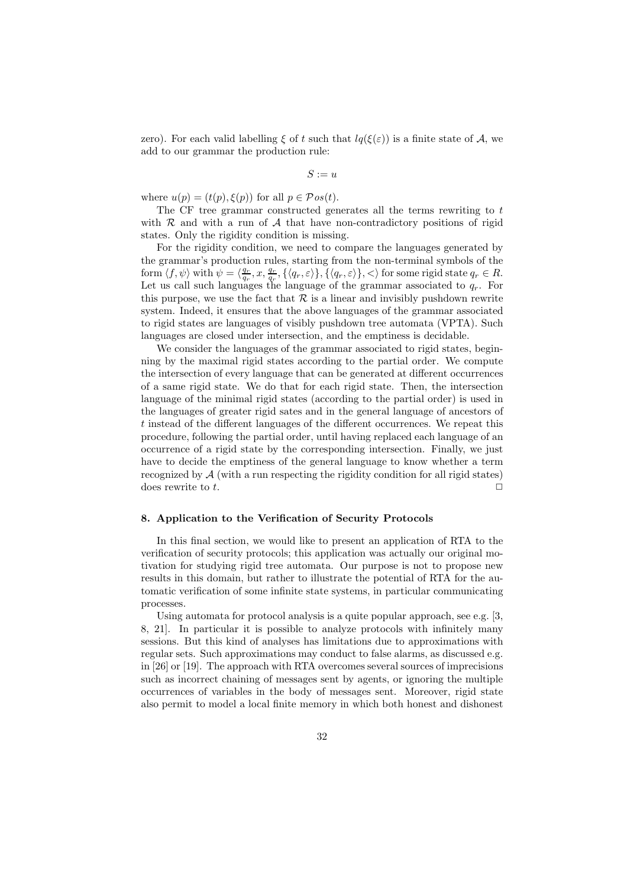zero). For each valid labelling $\xi$ of $t$ such that $lq(\xi(\varepsilon))$ is a finite state of $\mathcal{A}$, we add to our grammar the production rule:

$$S := u$$

where $u(p) = (t(p), \xi(p))$ for all $p \in \mathcal{P}os(t)$.

The CF tree grammar constructed generates all the terms rewriting to $t$ with $\mathcal{R}$ and with a run of $\mathcal{A}$ that have non-contradictory positions of rigid states. Only the rigidity condition is missing.

For the rigidity condition, we need to compare the languages generated by the grammar's production rules, starting from the non-terminal symbols of the form $\langle f, \psi \rangle$ with $\psi = \langle \frac{q_r}{q_r}, x, \frac{q_r}{q_r}, \{\langle q_r, \varepsilon \rangle\}, \{\langle q_r, \varepsilon \rangle\}, < \rangle$ for some rigid state $q_r \in R$. Let us call such languages the language of the grammar associated to $q_r$. For this purpose, we use the fact that $\mathcal{R}$ is a linear and invisibly pushdown rewrite system. Indeed, it ensures that the above languages of the grammar associated to rigid states are languages of visibly pushdown tree automata (VPTA). Such languages are closed under intersection, and the emptiness is decidable.

We consider the languages of the grammar associated to rigid states, beginning by the maximal rigid states according to the partial order. We compute the intersection of every language that can be generated at different occurrences of a same rigid state. We do that for each rigid state. Then, the intersection language of the minimal rigid states (according to the partial order) is used in the languages of greater rigid sates and in the general language of ancestors of $t$ instead of the different languages of the different occurrences. We repeat this procedure, following the partial order, until having replaced each language of an occurrence of a rigid state by the corresponding intersection. Finally, we just have to decide the emptiness of the general language to know whether a term recognized by $\mathcal{A}$ (with a run respecting the rigidity condition for all rigid states) does rewrite to $t$. □

## 8. Application to the Verification of Security Protocols

In this final section, we would like to present an application of RTA to the verification of security protocols; this application was actually our original motivation for studying rigid tree automata. Our purpose is not to propose new results in this domain, but rather to illustrate the potential of RTA for the automatic verification of some infinite state systems, in particular communicating processes.

Using automata for protocol analysis is a quite popular approach, see e.g. [3, 8, 21]. In particular it is possible to analyze protocols with infinitely many sessions. But this kind of analyses has limitations due to approximations with regular sets. Such approximations may conduct to false alarms, as discussed e.g. in [26] or [19]. The approach with RTA overcomes several sources of imprecisions such as incorrect chaining of messages sent by agents, or ignoring the multiple occurrences of variables in the body of messages sent. Moreover, rigid state also permit to model a local finite memory in which both honest and dishonest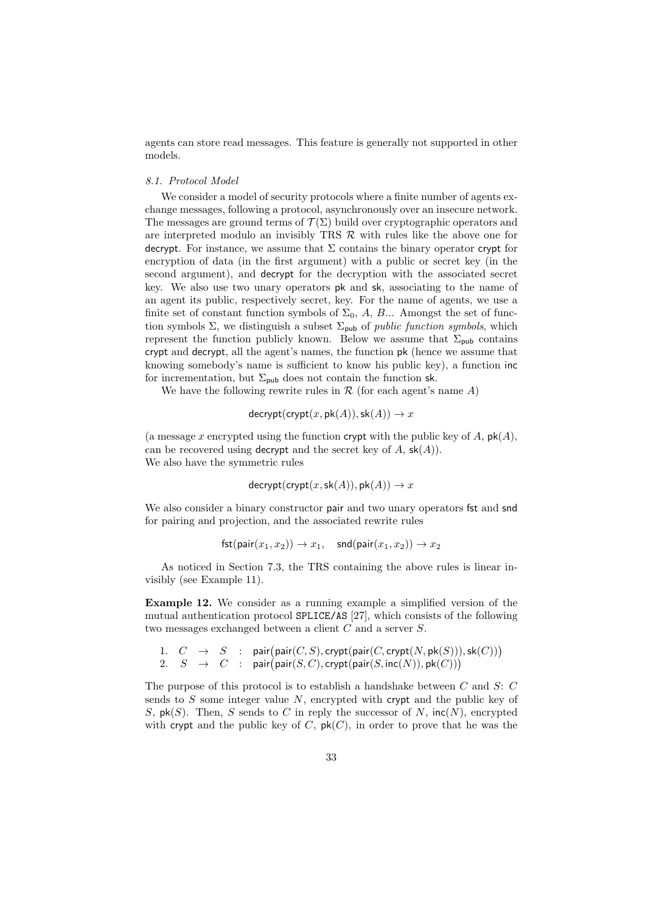agents can store read messages. This feature is generally not supported in other models.

### 8.1. Protocol Model

We consider a model of security protocols where a finite number of agents exchange messages, following a protocol, asynchronously over an insecure network. The messages are ground terms of $\mathcal{T}(\Sigma)$ build over cryptographic operators and are interpreted modulo an invisibly TRS $\mathcal{R}$ with rules like the above one for $\mathsf{decrypt}$. For instance, we assume that $\Sigma$ contains the binary operator $\mathsf{crypt}$ for encryption of data (in the first argument) with a public or secret key (in the second argument), and $\mathsf{decrypt}$ for the decryption with the associated secret key. We also use two unary operators $\mathsf{pk}$ and $\mathsf{sk}$, associating to the name of an agent its public, respectively secret, key. For the name of agents, we use a finite set of constant function symbols of $\Sigma_0$, $A$, $B$... Amongst the set of function symbols $\Sigma$, we distinguish a subset $\Sigma_{\mathsf{pub}}$ of *public function symbols*, which represent the function publicly known. Below we assume that $\Sigma_{\mathsf{pub}}$ contains $\mathsf{crypt}$ and $\mathsf{decrypt}$, all the agent's names, the function $\mathsf{pk}$ (hence we assume that knowing somebody's name is sufficient to know his public key), a function $\mathsf{inc}$ for incrementation, but $\Sigma_{\mathsf{pub}}$ does not contain the function $\mathsf{sk}$.

We have the following rewrite rules in $\mathcal{R}$ (for each agent's name $A$)

$$\mathsf{decrypt}(\mathsf{crypt}(x, \mathsf{pk}(A)), \mathsf{sk}(A)) \to x$$

(a message $x$ encrypted using the function $\mathsf{crypt}$ with the public key of $A$, $\mathsf{pk}(A)$, can be recovered using $\mathsf{decrypt}$ and the secret key of $A$, $\mathsf{sk}(A)$).
We also have the symmetric rules

$$\mathsf{decrypt}(\mathsf{crypt}(x, \mathsf{sk}(A)), \mathsf{pk}(A)) \to x$$

We also consider a binary constructor $\mathsf{pair}$ and two unary operators $\mathsf{fst}$ and $\mathsf{snd}$ for pairing and projection, and the associated rewrite rules

$$\mathsf{fst}(\mathsf{pair}(x_1, x_2)) \to x_1, \quad \mathsf{snd}(\mathsf{pair}(x_1, x_2)) \to x_2$$

As noticed in Section 7.3, the TRS containing the above rules is linear invisibly (see Example 11).

**Example 12.** We consider as a running example a simplified version of the mutual authentication protocol `SPLICE/AS` [27], which consists of the following two messages exchanged between a client $C$ and a server $S$.

1. $C \;\to\; S \;:\; \mathsf{pair}\big(\mathsf{pair}(C, S), \mathsf{crypt}(\mathsf{pair}(C, \mathsf{crypt}(N, \mathsf{pk}(S))), \mathsf{sk}(C))\big)$
2. $S \;\to\; C \;:\; \mathsf{pair}\big(\mathsf{pair}(S, C), \mathsf{crypt}(\mathsf{pair}(S, \mathsf{inc}(N)), \mathsf{pk}(C))\big)$

The purpose of this protocol is to establish a handshake between $C$ and $S$: $C$ sends to $S$ some integer value $N$, encrypted with $\mathsf{crypt}$ and the public key of $S$, $\mathsf{pk}(S)$. Then, $S$ sends to $C$ in reply the successor of $N$, $\mathsf{inc}(N)$, encrypted with $\mathsf{crypt}$ and the public key of $C$, $\mathsf{pk}(C)$, in order to prove that he was the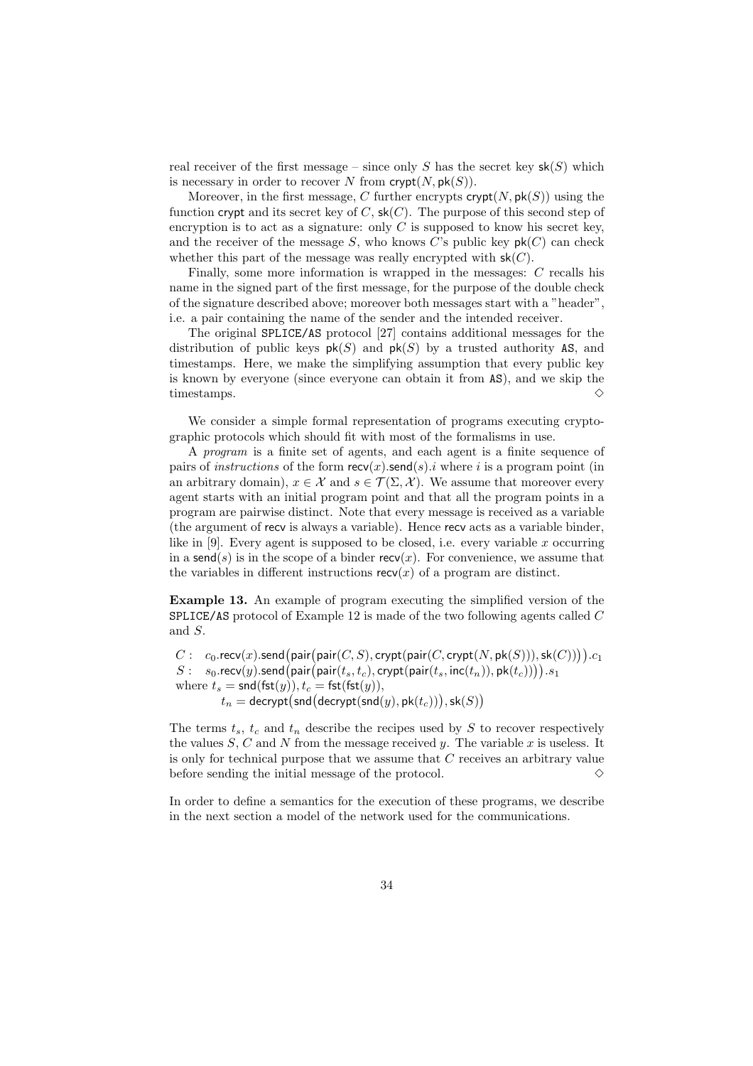real receiver of the first message – since only $S$ has the secret key $\mathsf{sk}(S)$ which is necessary in order to recover $N$ from $\mathsf{crypt}(N, \mathsf{pk}(S))$.

Moreover, in the first message, $C$ further encrypts $\mathsf{crypt}(N, \mathsf{pk}(S))$ using the function $\mathsf{crypt}$ and its secret key of $C$, $\mathsf{sk}(C)$. The purpose of this second step of encryption is to act as a signature: only $C$ is supposed to know his secret key, and the receiver of the message $S$, who knows $C$'s public key $\mathsf{pk}(C)$ can check whether this part of the message was really encrypted with $\mathsf{sk}(C)$.

Finally, some more information is wrapped in the messages: $C$ recalls his name in the signed part of the first message, for the purpose of the double check of the signature described above; moreover both messages start with a "header", i.e. a pair containing the name of the sender and the intended receiver.

The original `SPLICE/AS` protocol [27] contains additional messages for the distribution of public keys $\mathsf{pk}(S)$ and $\mathsf{pk}(S)$ by a trusted authority `AS`, and timestamps. Here, we make the simplifying assumption that every public key is known by everyone (since everyone can obtain it from `AS`), and we skip the timestamps. $\diamond$

We consider a simple formal representation of programs executing cryptographic protocols which should fit with most of the formalisms in use.

A *program* is a finite set of agents, and each agent is a finite sequence of pairs of *instructions* of the form $\mathsf{recv}(x).\mathsf{send}(s).i$ where $i$ is a program point (in an arbitrary domain), $x \in \mathcal{X}$ and $s \in \mathcal{T}(\Sigma, \mathcal{X})$. We assume that moreover every agent starts with an initial program point and that all the program points in a program are pairwise distinct. Note that every message is received as a variable (the argument of $\mathsf{recv}$ is always a variable). Hence $\mathsf{recv}$ acts as a variable binder, like in [9]. Every agent is supposed to be closed, i.e. every variable $x$ occurring in a $\mathsf{send}(s)$ is in the scope of a binder $\mathsf{recv}(x)$. For convenience, we assume that the variables in different instructions $\mathsf{recv}(x)$ of a program are distinct.

**Example 13.** An example of program executing the simplified version of the `SPLICE/AS` protocol of Example 12 is made of the two following agents called $C$ and $S$.

$$
\begin{array}{ll}
C: & c_0.\mathsf{recv}(x).\mathsf{send}\big(\mathsf{pair}\big(\mathsf{pair}(C,S), \mathsf{crypt}(\mathsf{pair}(C, \mathsf{crypt}(N, \mathsf{pk}(S))), \mathsf{sk}(C))\big)\big).c_1 \\
S: & s_0.\mathsf{recv}(y).\mathsf{send}\big(\mathsf{pair}\big(\mathsf{pair}(t_s, t_c), \mathsf{crypt}(\mathsf{pair}(t_s, \mathsf{inc}(t_n)), \mathsf{pk}(t_c))\big)\big).s_1 \\
\multicolumn{2}{l}{\text{where } t_s = \mathsf{snd}(\mathsf{fst}(y)), t_c = \mathsf{fst}(\mathsf{fst}(y)),} \\
& \quad t_n = \mathsf{decrypt}\big(\mathsf{snd}\big(\mathsf{decrypt}(\mathsf{snd}(y), \mathsf{pk}(t_c))\big), \mathsf{sk}(S)\big)
\end{array}
$$

The terms $t_s$, $t_c$ and $t_n$ describe the recipes used by $S$ to recover respectively the values $S$, $C$ and $N$ from the message received $y$. The variable $x$ is useless. It is only for technical purpose that we assume that $C$ receives an arbitrary value before sending the initial message of the protocol. $\diamond$

In order to define a semantics for the execution of these programs, we describe in the next section a model of the network used for the communications.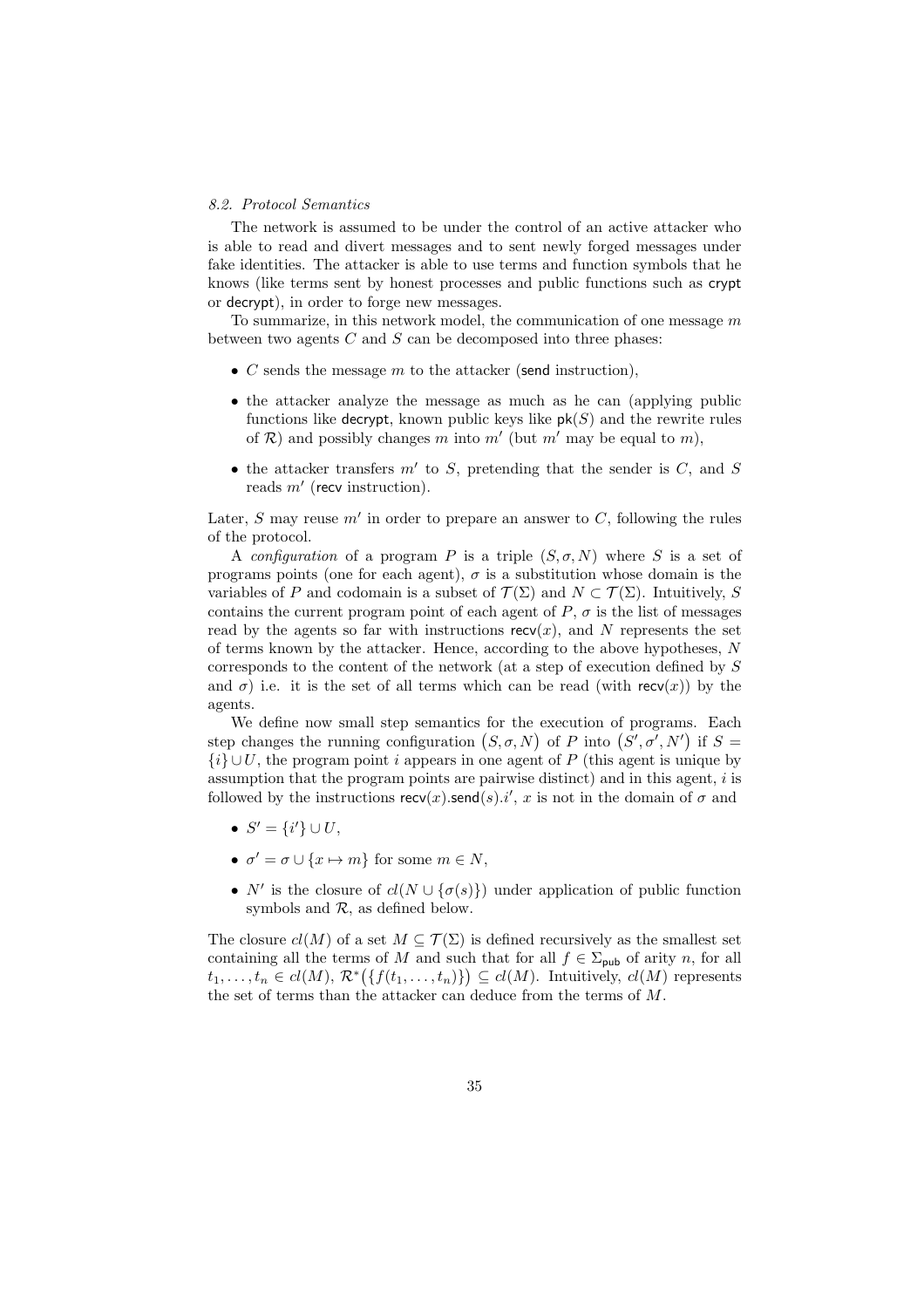### 8.2. Protocol Semantics

The network is assumed to be under the control of an active attacker who is able to read and divert messages and to sent newly forged messages under fake identities. The attacker is able to use terms and function symbols that he knows (like terms sent by honest processes and public functions such as $\mathsf{crypt}$ or $\mathsf{decrypt}$), in order to forge new messages.

To summarize, in this network model, the communication of one message $m$ between two agents $C$ and $S$ can be decomposed into three phases:

- $C$ sends the message $m$ to the attacker ($\mathsf{send}$ instruction),
- the attacker analyze the message as much as he can (applying public functions like $\mathsf{decrypt}$, known public keys like $\mathsf{pk}(S)$ and the rewrite rules of $\mathcal{R}$) and possibly changes $m$ into $m'$ (but $m'$ may be equal to $m$),
- the attacker transfers $m'$ to $S$, pretending that the sender is $C$, and $S$ reads $m'$ ($\mathsf{recv}$ instruction).

Later, $S$ may reuse $m'$ in order to prepare an answer to $C$, following the rules of the protocol.

A *configuration* of a program $P$ is a triple $(S, \sigma, N)$ where $S$ is a set of programs points (one for each agent), $\sigma$ is a substitution whose domain is the variables of $P$ and codomain is a subset of $\mathcal{T}(\Sigma)$ and $N \subset \mathcal{T}(\Sigma)$. Intuitively, $S$ contains the current program point of each agent of $P$, $\sigma$ is the list of messages read by the agents so far with instructions $\mathsf{recv}(x)$, and $N$ represents the set of terms known by the attacker. Hence, according to the above hypotheses, $N$ corresponds to the content of the network (at a step of execution defined by $S$ and $\sigma$) i.e. it is the set of all terms which can be read (with $\mathsf{recv}(x)$) by the agents.

We define now small step semantics for the execution of programs. Each step changes the running configuration $\big(S, \sigma, N\big)$ of $P$ into $\big(S', \sigma', N'\big)$ if $S = \{i\} \cup U$, the program point $i$ appears in one agent of $P$ (this agent is unique by assumption that the program points are pairwise distinct) and in this agent, $i$ is followed by the instructions $\mathsf{recv}(x).\mathsf{send}(s).i'$, $x$ is not in the domain of $\sigma$ and

- $S' = \{i'\} \cup U$,
- $\sigma' = \sigma \cup \{x \mapsto m\}$ for some $m \in N$,
- $N'$ is the closure of $cl(N \cup \{\sigma(s)\})$ under application of public function symbols and $\mathcal{R}$, as defined below.

The closure $cl(M)$ of a set $M \subseteq \mathcal{T}(\Sigma)$ is defined recursively as the smallest set containing all the terms of $M$ and such that for all $f \in \Sigma_{\mathsf{pub}}$ of arity $n$, for all $t_1, \ldots, t_n \in cl(M)$, $\mathcal{R}^*\big(\{f(t_1, \ldots, t_n)\}\big) \subseteq cl(M)$. Intuitively, $cl(M)$ represents the set of terms than the attacker can deduce from the terms of $M$.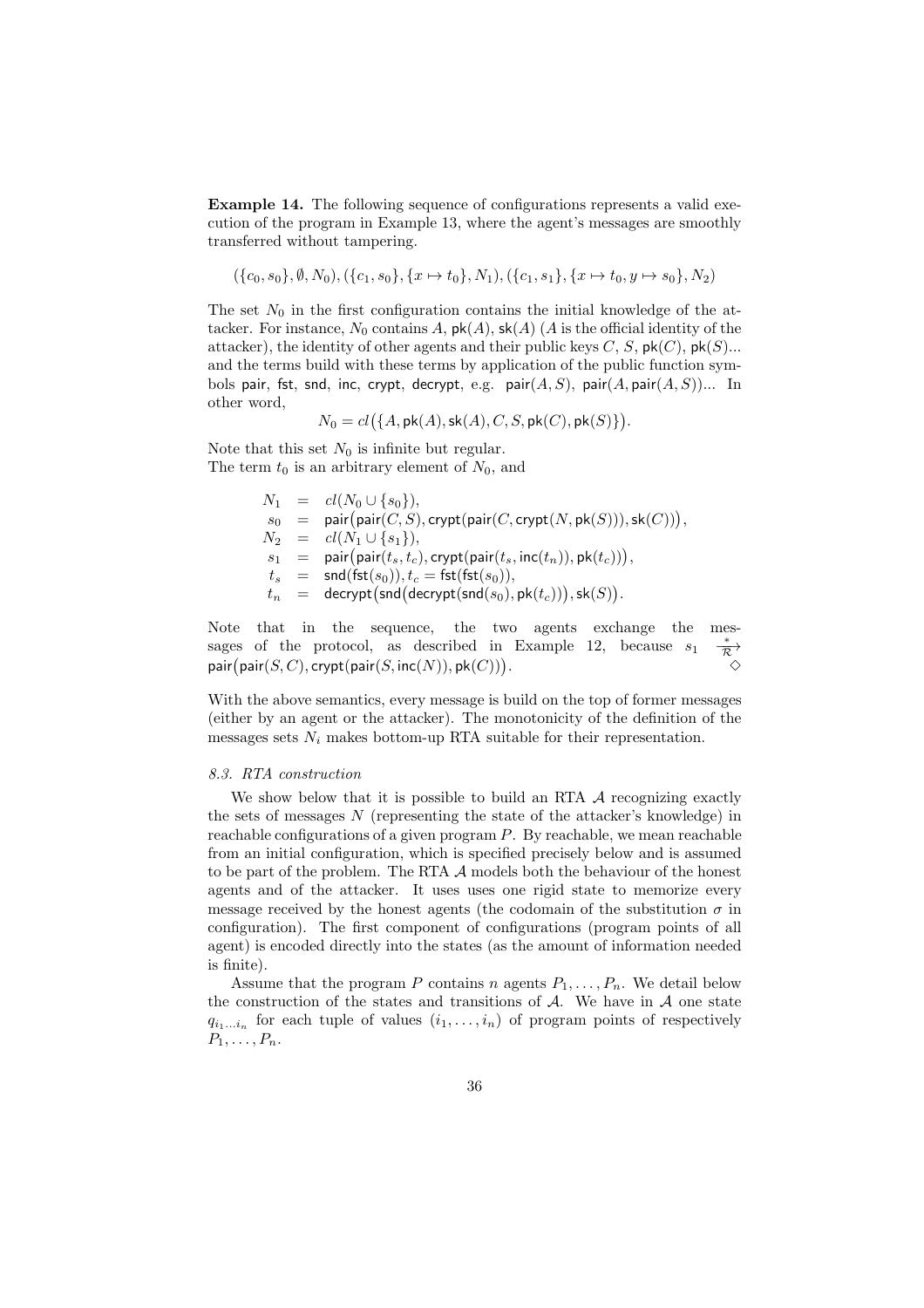**Example 14.** The following sequence of configurations represents a valid execution of the program in Example 13, where the agent's messages are smoothly transferred without tampering.

$$(\{c_0, s_0\}, \emptyset, N_0), (\{c_1, s_0\}, \{x \mapsto t_0\}, N_1), (\{c_1, s_1\}, \{x \mapsto t_0, y \mapsto s_0\}, N_2)$$

The set $N_0$ in the first configuration contains the initial knowledge of the attacker. For instance, $N_0$ contains $A$, $\mathsf{pk}(A)$, $\mathsf{sk}(A)$ ($A$ is the official identity of the attacker), the identity of other agents and their public keys $C$, $S$, $\mathsf{pk}(C)$, $\mathsf{pk}(S)$... and the terms build with these terms by application of the public function symbols $\mathsf{pair}$, $\mathsf{fst}$, $\mathsf{snd}$, $\mathsf{inc}$, $\mathsf{crypt}$, $\mathsf{decrypt}$, e.g. $\mathsf{pair}(A, S)$, $\mathsf{pair}(A, \mathsf{pair}(A, S))$... In other word,

$$N_0 = cl\big(\{A, \mathsf{pk}(A), \mathsf{sk}(A), C, S, \mathsf{pk}(C), \mathsf{pk}(S)\}\big).$$

Note that this set $N_0$ is infinite but regular.
The term $t_0$ is an arbitrary element of $N_0$, and

$$\begin{aligned}
N_1 &= cl(N_0 \cup \{s_0\}),\\
s_0 &= \mathsf{pair}\big(\mathsf{pair}(C, S), \mathsf{crypt}(\mathsf{pair}(C, \mathsf{crypt}(N, \mathsf{pk}(S))), \mathsf{sk}(C))\big),\\
N_2 &= cl(N_1 \cup \{s_1\}),\\
s_1 &= \mathsf{pair}\big(\mathsf{pair}(t_s, t_c), \mathsf{crypt}(\mathsf{pair}(t_s, \mathsf{inc}(t_n)), \mathsf{pk}(t_c))\big),\\
t_s &= \mathsf{snd}(\mathsf{fst}(s_0)), t_c = \mathsf{fst}(\mathsf{fst}(s_0)),\\
t_n &= \mathsf{decrypt}\big(\mathsf{snd}\big(\mathsf{decrypt}(\mathsf{snd}(s_0), \mathsf{pk}(t_c))\big), \mathsf{sk}(S)\big).
\end{aligned}$$

Note that in the sequence, the two agents exchange the messages of the protocol, as described in Example 12, because $s_1 \xrightarrow[\mathcal{R}]{*} \mathsf{pair}\big(\mathsf{pair}(S, C), \mathsf{crypt}(\mathsf{pair}(S, \mathsf{inc}(N)), \mathsf{pk}(C))\big)$. $\diamond$

With the above semantics, every message is build on the top of former messages (either by an agent or the attacker). The monotonicity of the definition of the messages sets $N_i$ makes bottom-up RTA suitable for their representation.

### 8.3. RTA construction

We show below that it is possible to build an RTA $\mathcal{A}$ recognizing exactly the sets of messages $N$ (representing the state of the attacker's knowledge) in reachable configurations of a given program $P$. By reachable, we mean reachable from an initial configuration, which is specified precisely below and is assumed to be part of the problem. The RTA $\mathcal{A}$ models both the behaviour of the honest agents and of the attacker. It uses uses one rigid state to memorize every message received by the honest agents (the codomain of the substitution $\sigma$ in configuration). The first component of configurations (program points of all agent) is encoded directly into the states (as the amount of information needed is finite).

Assume that the program $P$ contains $n$ agents $P_1, \ldots, P_n$. We detail below the construction of the states and transitions of $\mathcal{A}$. We have in $\mathcal{A}$ one state $q_{i_1 \ldots i_n}$ for each tuple of values $(i_1, \ldots, i_n)$ of program points of respectively $P_1, \ldots, P_n$.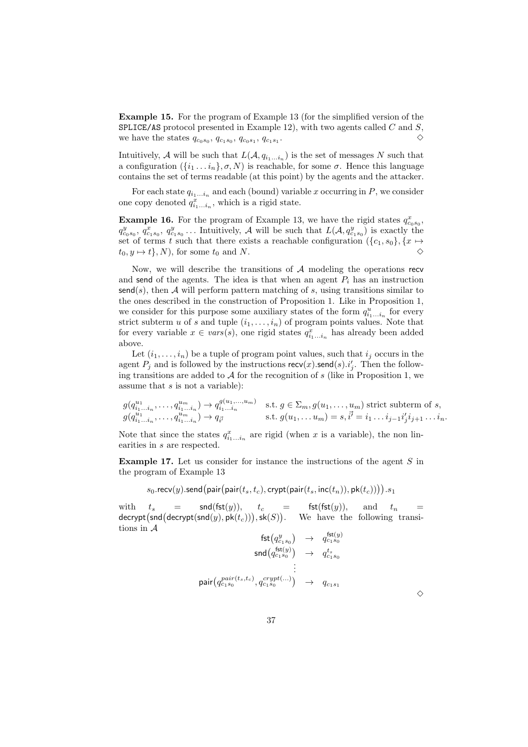**Example 15.** For the program of Example 13 (for the simplified version of the SPLICE/AS protocol presented in Example 12), with two agents called $C$ and $S$, we have the states $q_{c_0 s_0}$, $q_{c_1 s_0}$, $q_{c_0 s_1}$, $q_{c_1 s_1}$. $\diamond$

Intuitively, $\mathcal{A}$ will be such that $L(\mathcal{A}, q_{i_1 \dots i_n})$ is the set of messages $N$ such that a configuration $(\{i_1 \dots i_n\}, \sigma, N)$ is reachable, for some $\sigma$. Hence this language contains the set of terms readable (at this point) by the agents and the attacker.

For each state $q_{i_1 \dots i_n}$ and each (bound) variable $x$ occurring in $P$, we consider one copy denoted $q^x_{i_1 \dots i_n}$, which is a rigid state.

**Example 16.** For the program of Example 13, we have the rigid states $q^x_{c_0 s_0}$, $q^y_{c_0 s_0}$, $q^x_{c_1 s_0}$, $q^y_{c_1 s_0}$ ... Intuitively, $\mathcal{A}$ will be such that $L(\mathcal{A}, q^y_{c_1 s_0})$ is exactly the set of terms $t$ such that there exists a reachable configuration $(\{c_1, s_0\}, \{x \mapsto t_0, y \mapsto t\}, N)$, for some $t_0$ and $N$. $\diamond$

Now, we will describe the transitions of $\mathcal{A}$ modeling the operations $\mathsf{recv}$ and $\mathsf{send}$ of the agents. The idea is that when an agent $P_i$ has an instruction $\mathsf{send}(s)$, then $\mathcal{A}$ will perform pattern matching of $s$, using transitions similar to the ones described in the construction of Proposition 1. Like in Proposition 1, we consider for this purpose some auxiliary states of the form $q^u_{i_1 \dots i_n}$ for every strict subterm $u$ of $s$ and tuple $(i_1, \dots, i_n)$ of program points values. Note that for every variable $x \in vars(s)$, one rigid states $q^x_{i_1 \dots i_n}$ has already been added above.

Let $(i_1, \dots, i_n)$ be a tuple of program point values, such that $i_j$ occurs in the agent $P_j$ and is followed by the instructions $\mathsf{recv}(x).\mathsf{send}(s).i'_j$. Then the following transitions are added to $\mathcal{A}$ for the recognition of $s$ (like in Proposition 1, we assume that $s$ is not a variable):

$$
\begin{array}{ll}
g(q^{u_1}_{i_1 \dots i_n}, \dots, q^{u_m}_{i_1 \dots i_n}) \to q^{g(u_1, \dots, u_m)}_{i_1 \dots i_n} & \text{s.t. } g \in \Sigma_m, g(u_1, \dots, u_m) \text{ strict subterm of } s, \\
g(q^{u_1}_{i_1 \dots i_n}, \dots, q^{u_m}_{i_1 \dots i_n}) \to q_{\vec{i'}} & \text{s.t. } g(u_1, \dots u_m) = s, \vec{i'} = i_1 \dots i_{j-1} i'_j i_{j+1} \dots i_n.
\end{array}
$$

Note that since the states $q^x_{i_1 \dots i_n}$ are rigid (when $x$ is a variable), the non linearities in $s$ are respected.

**Example 17.** Let us consider for instance the instructions of the agent $S$ in the program of Example 13

$$s_0.\mathsf{recv}(y).\mathsf{send}\big(\mathsf{pair}\big(\mathsf{pair}(t_s, t_c), \mathsf{crypt}(\mathsf{pair}(t_s, \mathsf{inc}(t_n)), \mathsf{pk}(t_c))\big)\big).s_1$$

with $t_s = \mathsf{snd}(\mathsf{fst}(y))$, $t_c = \mathsf{fst}(\mathsf{fst}(y))$, and $t_n = \mathsf{decrypt}\big(\mathsf{snd}\big(\mathsf{decrypt}(\mathsf{snd}(y), \mathsf{pk}(t_c))\big), \mathsf{sk}(S)\big)$. We have the following transitions in $\mathcal{A}$

$$
\begin{array}{rcl}
\mathsf{fst}\big(q^y_{c_1 s_0}\big) & \to & q^{\mathsf{fst}(y)}_{c_1 s_0} \\
\mathsf{snd}\big(q^{\mathsf{fst}(y)}_{c_1 s_0}\big) & \to & q^{t_s}_{c_1 s_0} \\
& \vdots & \\
\mathsf{pair}\big(q^{pair(t_s, t_c)}_{c_1 s_0}, q^{crypt(\dots)}_{c_1 s_0}\big) & \to & q_{c_1 s_1}
\end{array}
$$

$\diamond$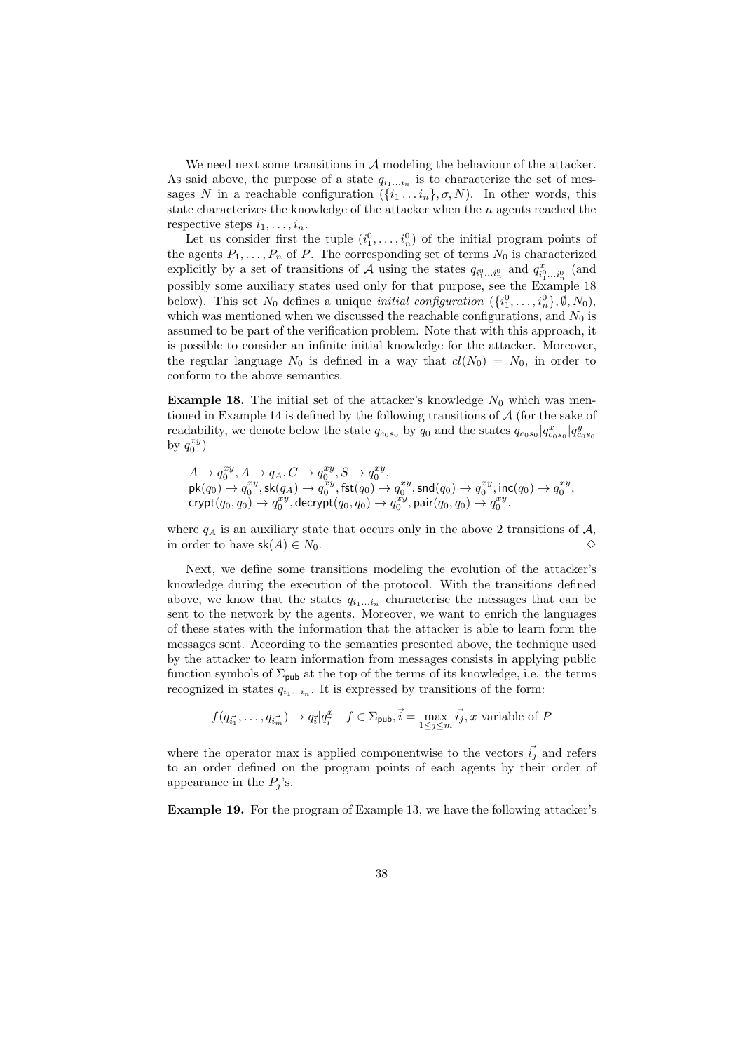We need next some transitions in $\mathcal{A}$ modeling the behaviour of the attacker. As said above, the purpose of a state $q_{i_1 \ldots i_n}$ is to characterize the set of messages $N$ in a reachable configuration $(\{i_1 \ldots i_n\}, \sigma, N)$. In other words, this state characterizes the knowledge of the attacker when the $n$ agents reached the respective steps $i_1, \ldots, i_n$.

Let us consider first the tuple $(i_1^0, \ldots, i_n^0)$ of the initial program points of the agents $P_1, \ldots, P_n$ of $P$. The corresponding set of terms $N_0$ is characterized explicitly by a set of transitions of $\mathcal{A}$ using the states $q_{i_1^0 \ldots i_n^0}$ and $q^x_{i_1^0 \ldots i_n^0}$ (and possibly some auxiliary states used only for that purpose, see the Example 18 below). This set $N_0$ defines a unique *initial configuration* $(\{i_1^0, \ldots, i_n^0\}, \emptyset, N_0)$, which was mentioned when we discussed the reachable configurations, and $N_0$ is assumed to be part of the verification problem. Note that with this approach, it is possible to consider an infinite initial knowledge for the attacker. Moreover, the regular language $N_0$ is defined in a way that $cl(N_0) = N_0$, in order to conform to the above semantics.

**Example 18.** The initial set of the attacker's knowledge $N_0$ which was mentioned in Example 14 is defined by the following transitions of $\mathcal{A}$ (for the sake of readability, we denote below the state $q_{c_0 s_0}$ by $q_0$ and the states $q_{c_0 s_0} | q^x_{c_0 s_0} | q^y_{c_0 s_0}$ by $q_0^{xy}$)

$$\begin{array}{l}
A \to q_0^{xy}, A \to q_A, C \to q_0^{xy}, S \to q_0^{xy}, \\
\mathsf{pk}(q_0) \to q_0^{xy}, \mathsf{sk}(q_A) \to q_0^{xy}, \mathsf{fst}(q_0) \to q_0^{xy}, \mathsf{snd}(q_0) \to q_0^{xy}, \mathsf{inc}(q_0) \to q_0^{xy}, \\
\mathsf{crypt}(q_0, q_0) \to q_0^{xy}, \mathsf{decrypt}(q_0, q_0) \to q_0^{xy}, \mathsf{pair}(q_0, q_0) \to q_0^{xy}.
\end{array}$$

where $q_A$ is an auxiliary state that occurs only in the above 2 transitions of $\mathcal{A}$, in order to have $\mathsf{sk}(A) \in N_0$. $\diamond$

Next, we define some transitions modeling the evolution of the attacker's knowledge during the execution of the protocol. With the transitions defined above, we know that the states $q_{i_1 \ldots i_n}$ characterise the messages that can be sent to the network by the agents. Moreover, we want to enrich the languages of these states with the information that the attacker is able to learn form the messages sent. According to the semantics presented above, the technique used by the attacker to learn information from messages consists in applying public function symbols of $\Sigma_{\mathsf{pub}}$ at the top of the terms of its knowledge, i.e. the terms recognized in states $q_{i_1 \ldots i_n}$. It is expressed by transitions of the form:

$$f(q_{\vec{i_1}}, \ldots, q_{\vec{i_m}}) \to q_{\vec{i}} | q^x_{\vec{i}} \quad f \in \Sigma_{\mathsf{pub}}, \vec{i} = \max_{1 \leq j \leq m} \vec{i_j}, x \text{ variable of } P$$

where the operator max is applied componentwise to the vectors $\vec{i_j}$ and refers to an order defined on the program points of each agents by their order of appearance in the $P_j$'s.

**Example 19.** For the program of Example 13, we have the following attacker's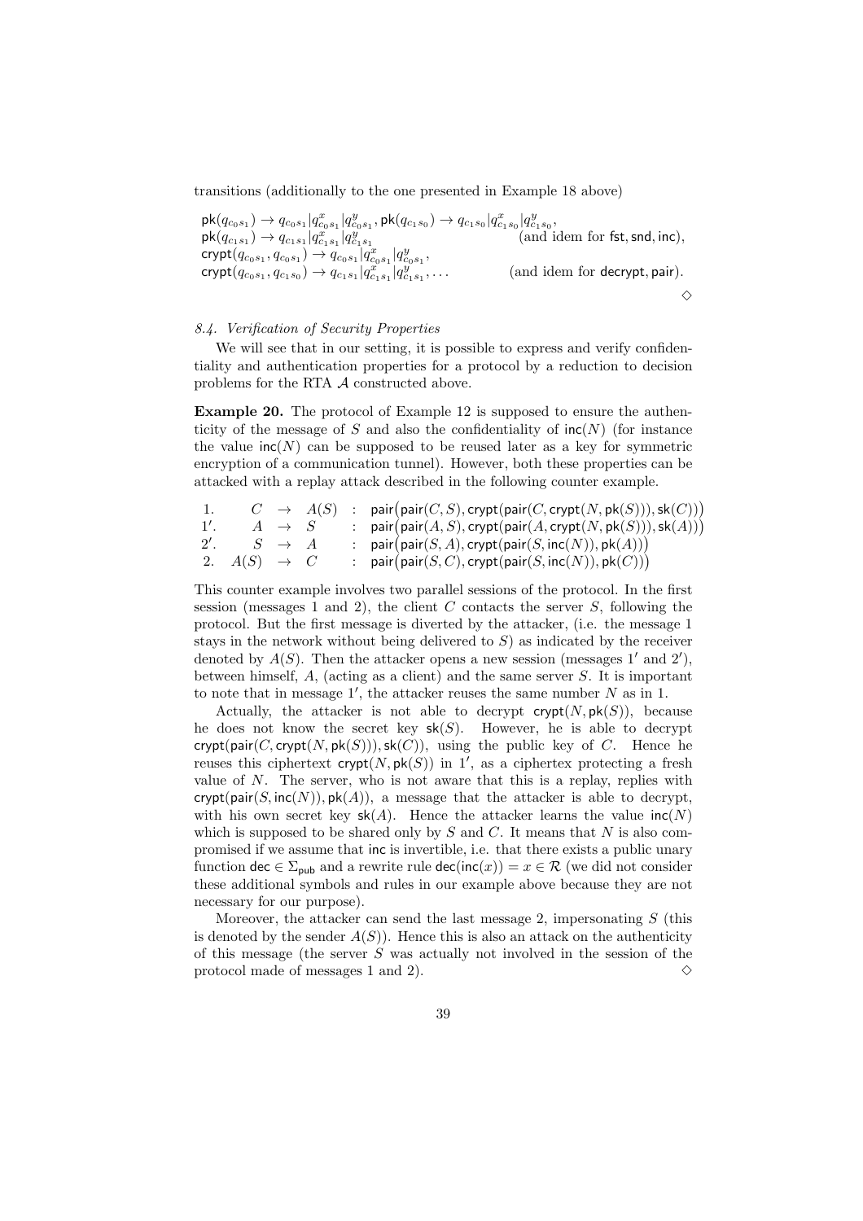transitions (additionally to the one presented in Example 18 above)

$$\begin{array}{ll}
\mathsf{pk}(q_{c_0 s_1}) \to q_{c_0 s_1} | q^x_{c_0 s_1} | q^y_{c_0 s_1}, \mathsf{pk}(q_{c_1 s_0}) \to q_{c_1 s_0} | q^x_{c_1 s_0} | q^y_{c_1 s_0}, & \\
\mathsf{pk}(q_{c_1 s_1}) \to q_{c_1 s_1} | q^x_{c_1 s_1} | q^y_{c_1 s_1} & \text{(and idem for } \mathsf{fst}, \mathsf{snd}, \mathsf{inc}\text{)}, \\
\mathsf{crypt}(q_{c_0 s_1}, q_{c_0 s_1}) \to q_{c_0 s_1} | q^x_{c_0 s_1} | q^y_{c_0 s_1}, & \\
\mathsf{crypt}(q_{c_0 s_1}, q_{c_1 s_0}) \to q_{c_1 s_1} | q^x_{c_1 s_1} | q^y_{c_1 s_1}, \ldots & \text{(and idem for } \mathsf{decrypt}, \mathsf{pair}\text{)}.
\end{array}$$

◇

### 8.4. Verification of Security Properties

We will see that in our setting, it is possible to express and verify confidentiality and authentication properties for a protocol by a reduction to decision problems for the RTA $\mathcal{A}$ constructed above.

**Example 20.** The protocol of Example 12 is supposed to ensure the authenticity of the message of $S$ and also the confidentiality of $\mathsf{inc}(N)$ (for instance the value $\mathsf{inc}(N)$ can be supposed to be reused later as a key for symmetric encryption of a communication tunnel). However, both these properties can be attacked with a replay attack described in the following counter example.

$$\begin{array}{lrcll}
1. & C & \to & A(S) & : \ \mathsf{pair}\big(\mathsf{pair}(C, S), \mathsf{crypt}(\mathsf{pair}(C, \mathsf{crypt}(N, \mathsf{pk}(S))), \mathsf{sk}(C))\big) \\
1'. & A & \to & S & : \ \mathsf{pair}\big(\mathsf{pair}(A, S), \mathsf{crypt}(\mathsf{pair}(A, \mathsf{crypt}(N, \mathsf{pk}(S))), \mathsf{sk}(A))\big) \\
2'. & S & \to & A & : \ \mathsf{pair}\big(\mathsf{pair}(S, A), \mathsf{crypt}(\mathsf{pair}(S, \mathsf{inc}(N)), \mathsf{pk}(A))\big) \\
2. & A(S) & \to & C & : \ \mathsf{pair}\big(\mathsf{pair}(S, C), \mathsf{crypt}(\mathsf{pair}(S, \mathsf{inc}(N)), \mathsf{pk}(C))\big)
\end{array}$$

This counter example involves two parallel sessions of the protocol. In the first session (messages 1 and 2), the client $C$ contacts the server $S$, following the protocol. But the first message is diverted by the attacker, (i.e. the message 1 stays in the network without being delivered to $S$) as indicated by the receiver denoted by $A(S)$. Then the attacker opens a new session (messages $1'$ and $2'$), between himself, $A$, (acting as a client) and the same server $S$. It is important to note that in message $1'$, the attacker reuses the same number $N$ as in 1.

Actually, the attacker is not able to decrypt $\mathsf{crypt}(N, \mathsf{pk}(S))$, because he does not know the secret key $\mathsf{sk}(S)$. However, he is able to decrypt $\mathsf{crypt}(\mathsf{pair}(C, \mathsf{crypt}(N, \mathsf{pk}(S))), \mathsf{sk}(C))$, using the public key of $C$. Hence he reuses this ciphertext $\mathsf{crypt}(N, \mathsf{pk}(S))$ in $1'$, as a ciphertex protecting a fresh value of $N$. The server, who is not aware that this is a replay, replies with $\mathsf{crypt}(\mathsf{pair}(S, \mathsf{inc}(N)), \mathsf{pk}(A))$, a message that the attacker is able to decrypt, with his own secret key $\mathsf{sk}(A)$. Hence the attacker learns the value $\mathsf{inc}(N)$ which is supposed to be shared only by $S$ and $C$. It means that $N$ is also compromised if we assume that $\mathsf{inc}$ is invertible, i.e. that there exists a public unary function $\mathsf{dec} \in \Sigma_{\mathsf{pub}}$ and a rewrite rule $\mathsf{dec}(\mathsf{inc}(x)) = x \in \mathcal{R}$ (we did not consider these additional symbols and rules in our example above because they are not necessary for our purpose).

Moreover, the attacker can send the last message 2, impersonating $S$ (this is denoted by the sender $A(S)$). Hence this is also an attack on the authenticity of this message (the server $S$ was actually not involved in the session of the protocol made of messages 1 and 2). ◇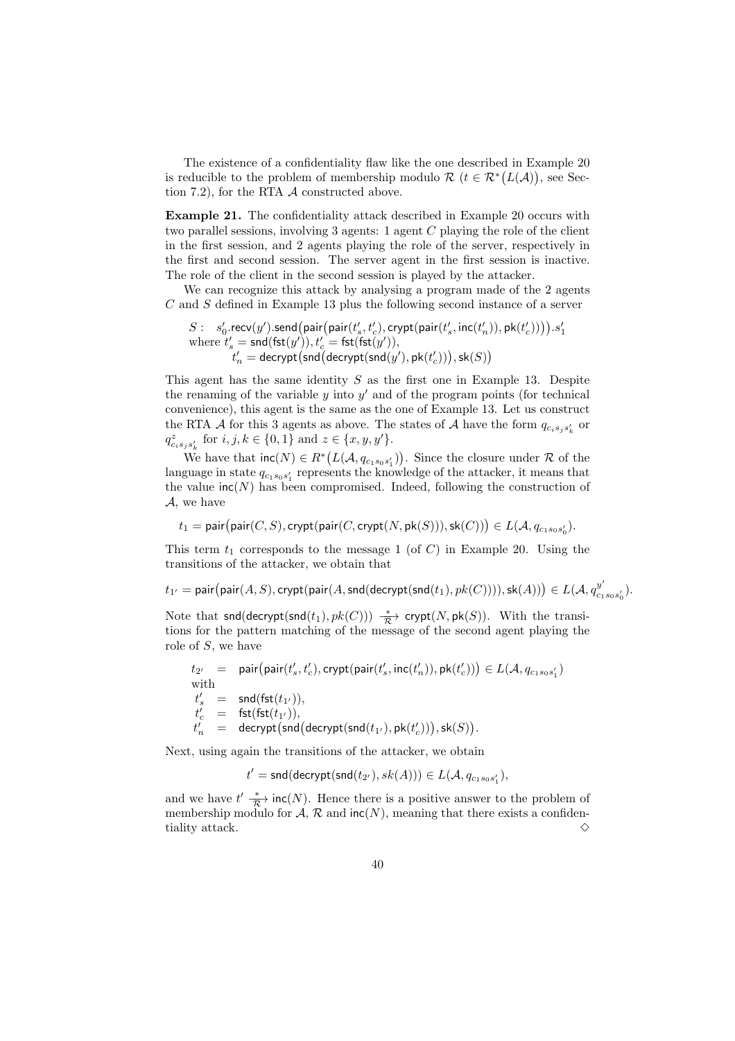The existence of a confidentiality flaw like the one described in Example 20 is reducible to the problem of membership modulo $\mathcal{R}$ ($t \in \mathcal{R}^*\big(L(\mathcal{A})\big)$, see Section 7.2), for the RTA $\mathcal{A}$ constructed above.

**Example 21.** The confidentiality attack described in Example 20 occurs with two parallel sessions, involving 3 agents: 1 agent $C$ playing the role of the client in the first session, and 2 agents playing the role of the server, respectively in the first and second session. The server agent in the first session is inactive. The role of the client in the second session is played by the attacker.

We can recognize this attack by analysing a program made of the 2 agents $C$ and $S$ defined in Example 13 plus the following second instance of a server

$$S: \quad s_0'.\mathsf{recv}(y').\mathsf{send}\big(\mathsf{pair}\big(\mathsf{pair}(t_s', t_c'), \mathsf{crypt}(\mathsf{pair}(t_s', \mathsf{inc}(t_n')), \mathsf{pk}(t_c'))\big)\big).s_1'$$
where $t_s' = \mathsf{snd}(\mathsf{fst}(y')), t_c' = \mathsf{fst}(\mathsf{fst}(y'))$,
$t_n' = \mathsf{decrypt}\big(\mathsf{snd}\big(\mathsf{decrypt}(\mathsf{snd}(y'), \mathsf{pk}(t_c'))\big), \mathsf{sk}(S)\big)$

This agent has the same identity $S$ as the first one in Example 13. Despite the renaming of the variable $y$ into $y'$ and of the program points (for technical convenience), this agent is the same as the one of Example 13. Let us construct the RTA $\mathcal{A}$ for this 3 agents as above. The states of $\mathcal{A}$ have the form $q_{c_i s_j s_k'}$ or $q^z_{c_i s_j s_k'}$ for $i, j, k \in \{0, 1\}$ and $z \in \{x, y, y'\}$.

We have that $\mathsf{inc}(N) \in R^*\big(L(\mathcal{A}, q_{c_1 s_0 s_1'})\big)$. Since the closure under $\mathcal{R}$ of the language in state $q_{c_1 s_0 s_1'}$ represents the knowledge of the attacker, it means that the value $\mathsf{inc}(N)$ has been compromised. Indeed, following the construction of $\mathcal{A}$, we have

$$t_1 = \mathsf{pair}\big(\mathsf{pair}(C, S), \mathsf{crypt}(\mathsf{pair}(C, \mathsf{crypt}(N, \mathsf{pk}(S))), \mathsf{sk}(C))\big) \in L(\mathcal{A}, q_{c_1 s_0 s_0'}).$$

This term $t_1$ corresponds to the message 1 (of $C$) in Example 20. Using the transitions of the attacker, we obtain that

$$t_{1'} = \mathsf{pair}\big(\mathsf{pair}(A, S), \mathsf{crypt}(\mathsf{pair}(A, \mathsf{snd}(\mathsf{decrypt}(\mathsf{snd}(t_1), pk(C)))), \mathsf{sk}(A))\big) \in L(\mathcal{A}, q^{y'}_{c_1 s_0 s_0'}).$$

Note that $\mathsf{snd}(\mathsf{decrypt}(\mathsf{snd}(t_1), pk(C))) \xrightarrow[\mathcal{R}]{*} \mathsf{crypt}(N, \mathsf{pk}(S))$. With the transitions for the pattern matching of the message of the second agent playing the role of $S$, we have

$$\begin{array}{rcl}
t_{2'} & = & \mathsf{pair}\big(\mathsf{pair}(t_s', t_c'), \mathsf{crypt}(\mathsf{pair}(t_s', \mathsf{inc}(t_n')), \mathsf{pk}(t_c'))\big) \in L(\mathcal{A}, q_{c_1 s_0 s_1'}) \\
\text{with} & & \\
t_s' & = & \mathsf{snd}(\mathsf{fst}(t_{1'})), \\
t_c' & = & \mathsf{fst}(\mathsf{fst}(t_{1'})), \\
t_n' & = & \mathsf{decrypt}\big(\mathsf{snd}\big(\mathsf{decrypt}(\mathsf{snd}(t_{1'}), \mathsf{pk}(t_c'))\big), \mathsf{sk}(S)\big).
\end{array}$$

Next, using again the transitions of the attacker, we obtain

$$t' = \mathsf{snd}(\mathsf{decrypt}(\mathsf{snd}(t_{2'}), sk(A))) \in L(\mathcal{A}, q_{c_1 s_0 s_1'}),$$

and we have $t' \xrightarrow[\mathcal{R}]{*} \mathsf{inc}(N)$. Hence there is a positive answer to the problem of membership modulo for $\mathcal{A}$, $\mathcal{R}$ and $\mathsf{inc}(N)$, meaning that there exists a confidentiality attack. ◇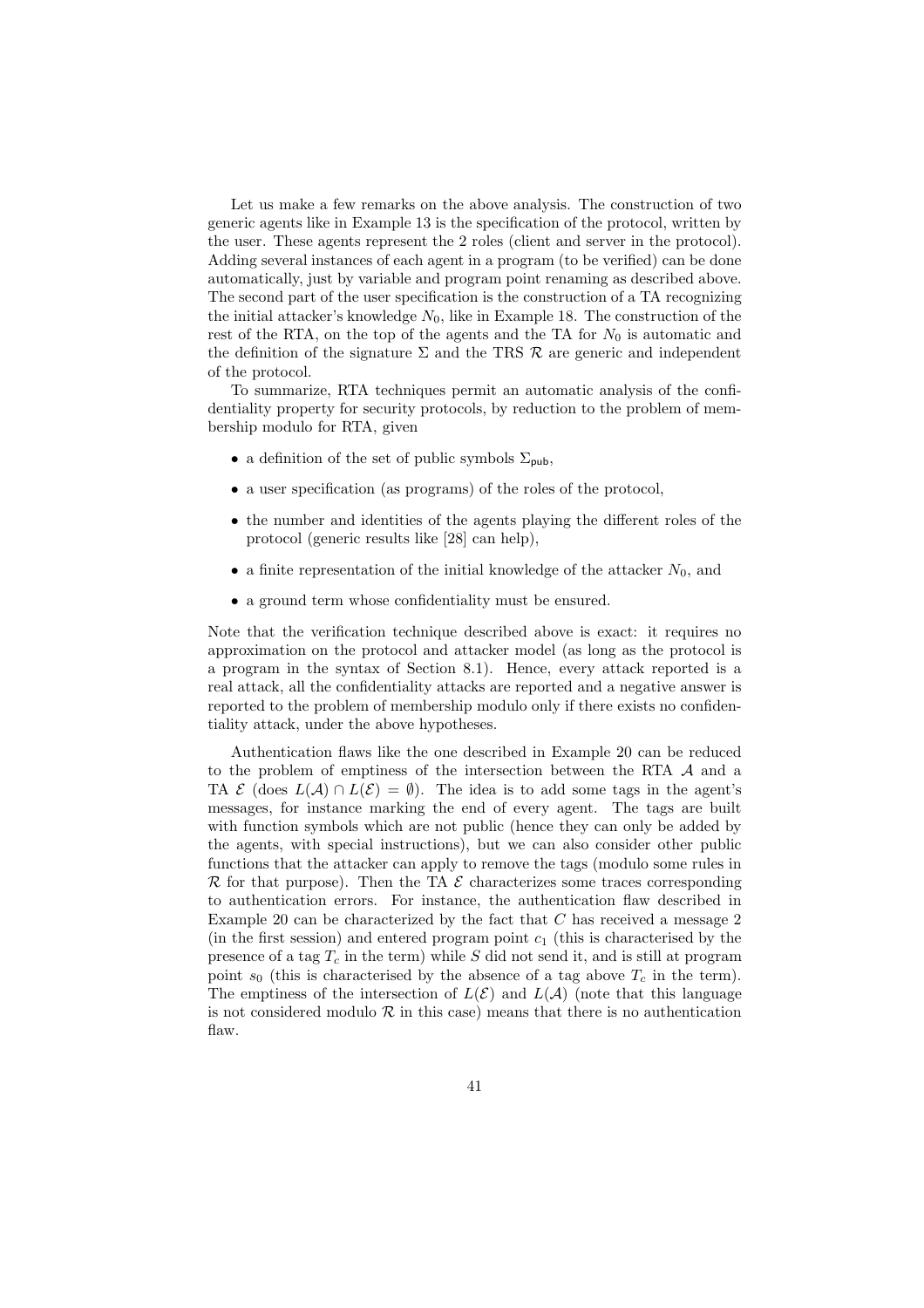Let us make a few remarks on the above analysis. The construction of two generic agents like in Example 13 is the specification of the protocol, written by the user. These agents represent the 2 roles (client and server in the protocol). Adding several instances of each agent in a program (to be verified) can be done automatically, just by variable and program point renaming as described above. The second part of the user specification is the construction of a TA recognizing the initial attacker's knowledge $N_0$, like in Example 18. The construction of the rest of the RTA, on the top of the agents and the TA for $N_0$ is automatic and the definition of the signature $\Sigma$ and the TRS $\mathcal{R}$ are generic and independent of the protocol.

To summarize, RTA techniques permit an automatic analysis of the confidentiality property for security protocols, by reduction to the problem of membership modulo for RTA, given

- a definition of the set of public symbols $\Sigma_{\mathsf{pub}}$,
- a user specification (as programs) of the roles of the protocol,
- the number and identities of the agents playing the different roles of the protocol (generic results like [28] can help),
- a finite representation of the initial knowledge of the attacker $N_0$, and
- a ground term whose confidentiality must be ensured.

Note that the verification technique described above is exact: it requires no approximation on the protocol and attacker model (as long as the protocol is a program in the syntax of Section 8.1). Hence, every attack reported is a real attack, all the confidentiality attacks are reported and a negative answer is reported to the problem of membership modulo only if there exists no confidentiality attack, under the above hypotheses.

Authentication flaws like the one described in Example 20 can be reduced to the problem of emptiness of the intersection between the RTA $\mathcal{A}$ and a TA $\mathcal{E}$ (does $L(\mathcal{A}) \cap L(\mathcal{E}) = \emptyset$). The idea is to add some tags in the agent's messages, for instance marking the end of every agent. The tags are built with function symbols which are not public (hence they can only be added by the agents, with special instructions), but we can also consider other public functions that the attacker can apply to remove the tags (modulo some rules in $\mathcal{R}$ for that purpose). Then the TA $\mathcal{E}$ characterizes some traces corresponding to authentication errors. For instance, the authentication flaw described in Example 20 can be characterized by the fact that $C$ has received a message 2 (in the first session) and entered program point $c_1$ (this is characterised by the presence of a tag $T_c$ in the term) while $S$ did not send it, and is still at program point $s_0$ (this is characterised by the absence of a tag above $T_c$ in the term). The emptiness of the intersection of $L(\mathcal{E})$ and $L(\mathcal{A})$ (note that this language is not considered modulo $\mathcal{R}$ in this case) means that there is no authentication flaw.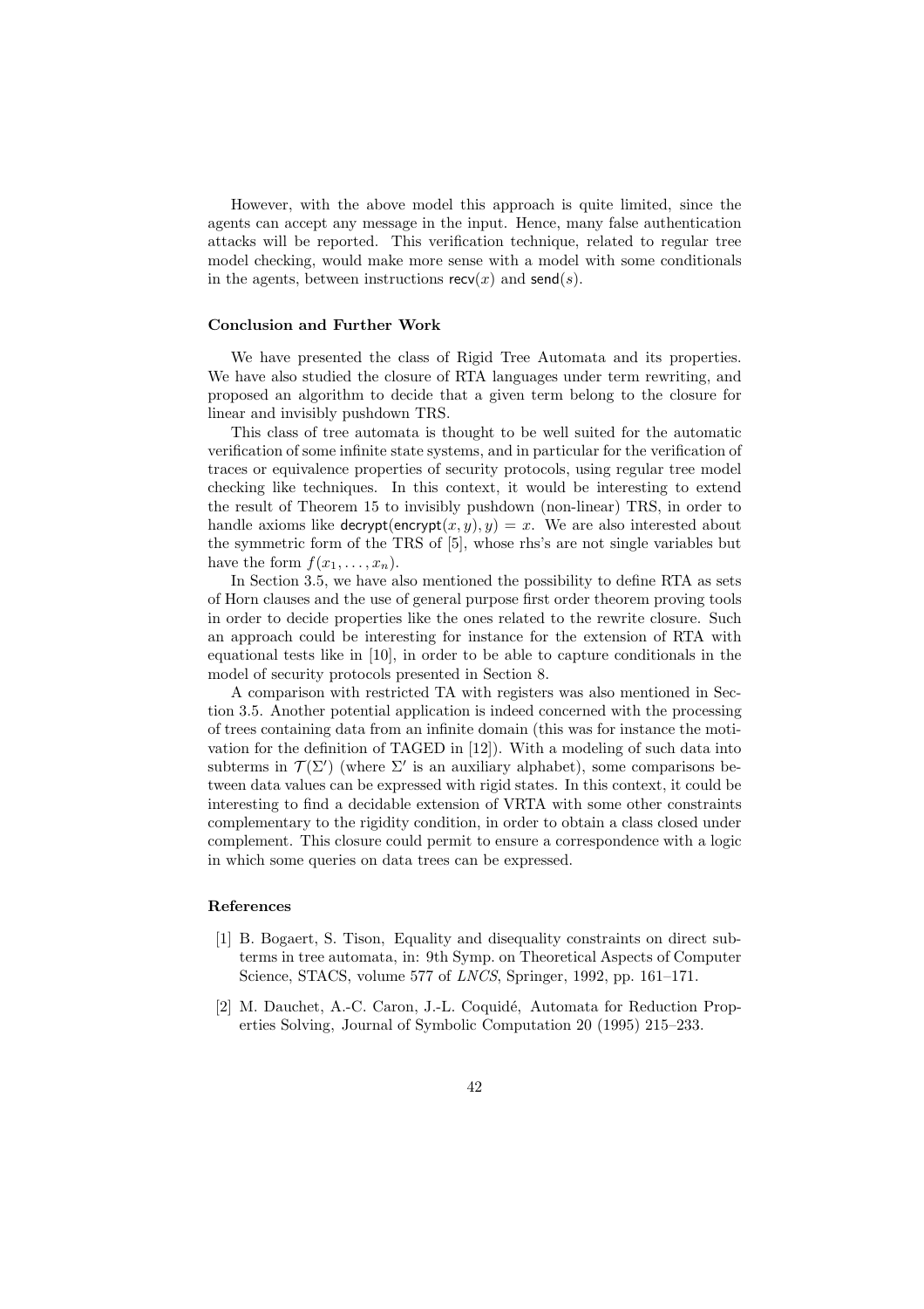However, with the above model this approach is quite limited, since the agents can accept any message in the input. Hence, many false authentication attacks will be reported. This verification technique, related to regular tree model checking, would make more sense with a model with some conditionals in the agents, between instructions $\mathsf{recv}(x)$ and $\mathsf{send}(s)$.

### Conclusion and Further Work

We have presented the class of Rigid Tree Automata and its properties. We have also studied the closure of RTA languages under term rewriting, and proposed an algorithm to decide that a given term belong to the closure for linear and invisibly pushdown TRS.

This class of tree automata is thought to be well suited for the automatic verification of some infinite state systems, and in particular for the verification of traces or equivalence properties of security protocols, using regular tree model checking like techniques. In this context, it would be interesting to extend the result of Theorem 15 to invisibly pushdown (non-linear) TRS, in order to handle axioms like $\mathsf{decrypt}(\mathsf{encrypt}(x, y), y) = x$. We are also interested about the symmetric form of the TRS of [5], whose rhs's are not single variables but have the form $f(x_1, \ldots, x_n)$.

In Section 3.5, we have also mentioned the possibility to define RTA as sets of Horn clauses and the use of general purpose first order theorem proving tools in order to decide properties like the ones related to the rewrite closure. Such an approach could be interesting for instance for the extension of RTA with equational tests like in [10], in order to be able to capture conditionals in the model of security protocols presented in Section 8.

A comparison with restricted TA with registers was also mentioned in Section 3.5. Another potential application is indeed concerned with the processing of trees containing data from an infinite domain (this was for instance the motivation for the definition of TAGED in [12]). With a modeling of such data into subterms in $\mathcal{T}(\Sigma')$ (where $\Sigma'$ is an auxiliary alphabet), some comparisons between data values can be expressed with rigid states. In this context, it could be interesting to find a decidable extension of VRTA with some other constraints complementary to the rigidity condition, in order to obtain a class closed under complement. This closure could permit to ensure a correspondence with a logic in which some queries on data trees can be expressed.

### References

[1] B. Bogaert, S. Tison, Equality and disequality constraints on direct subterms in tree automata, in: 9th Symp. on Theoretical Aspects of Computer Science, STACS, volume 577 of *LNCS*, Springer, 1992, pp. 161–171.

[2] M. Dauchet, A.-C. Caron, J.-L. Coquidé, Automata for Reduction Properties Solving, Journal of Symbolic Computation 20 (1995) 215–233.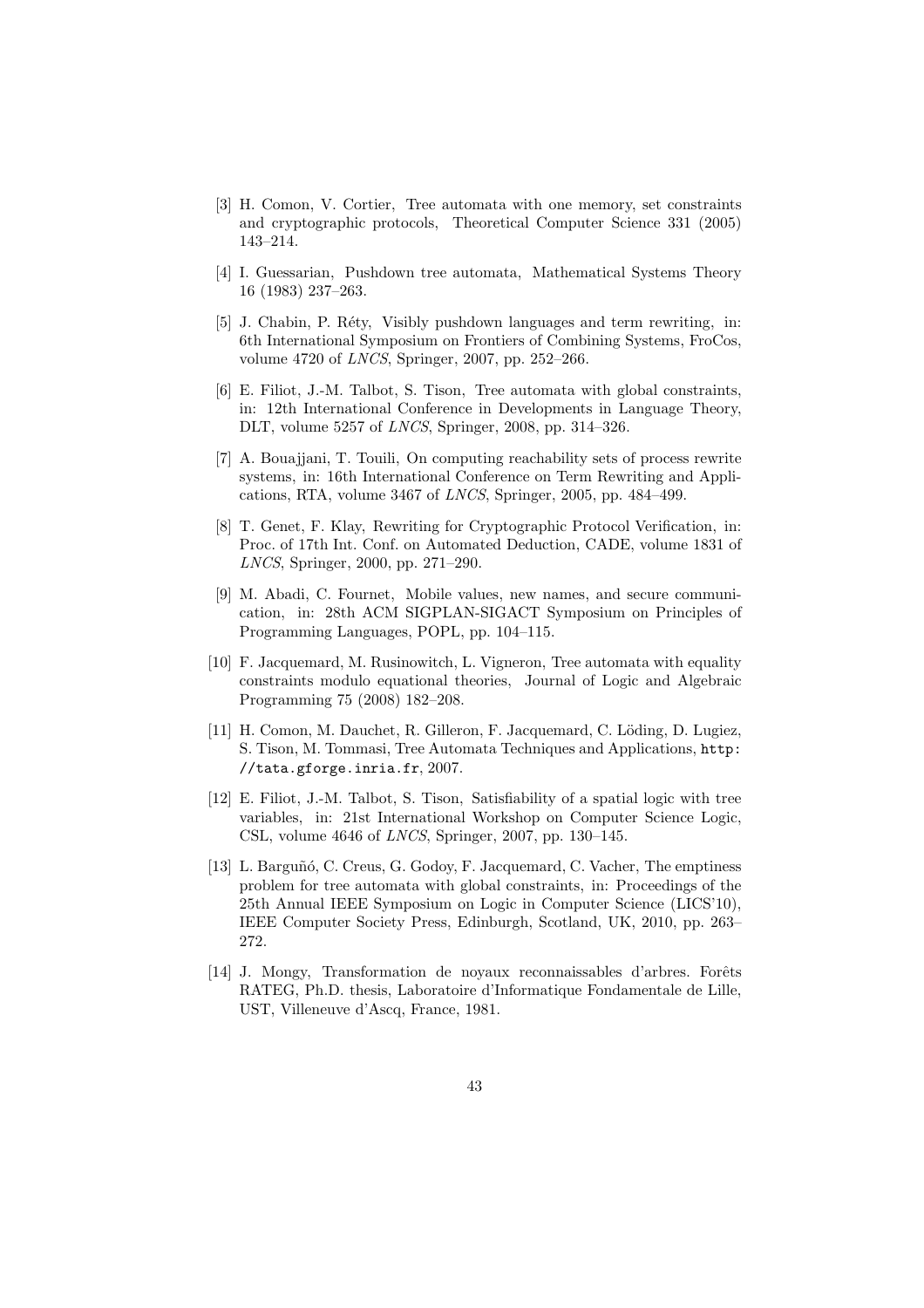[3] H. Comon, V. Cortier, Tree automata with one memory, set constraints and cryptographic protocols, Theoretical Computer Science 331 (2005) 143–214.

[4] I. Guessarian, Pushdown tree automata, Mathematical Systems Theory 16 (1983) 237–263.

[5] J. Chabin, P. Réty, Visibly pushdown languages and term rewriting, in: 6th International Symposium on Frontiers of Combining Systems, FroCos, volume 4720 of *LNCS*, Springer, 2007, pp. 252–266.

[6] E. Filiot, J.-M. Talbot, S. Tison, Tree automata with global constraints, in: 12th International Conference in Developments in Language Theory, DLT, volume 5257 of *LNCS*, Springer, 2008, pp. 314–326.

[7] A. Bouajjani, T. Touili, On computing reachability sets of process rewrite systems, in: 16th International Conference on Term Rewriting and Applications, RTA, volume 3467 of *LNCS*, Springer, 2005, pp. 484–499.

[8] T. Genet, F. Klay, Rewriting for Cryptographic Protocol Verification, in: Proc. of 17th Int. Conf. on Automated Deduction, CADE, volume 1831 of *LNCS*, Springer, 2000, pp. 271–290.

[9] M. Abadi, C. Fournet, Mobile values, new names, and secure communication, in: 28th ACM SIGPLAN-SIGACT Symposium on Principles of Programming Languages, POPL, pp. 104–115.

[10] F. Jacquemard, M. Rusinowitch, L. Vigneron, Tree automata with equality constraints modulo equational theories, Journal of Logic and Algebraic Programming 75 (2008) 182–208.

[11] H. Comon, M. Dauchet, R. Gilleron, F. Jacquemard, C. Löding, D. Lugiez, S. Tison, M. Tommasi, Tree Automata Techniques and Applications, `http://tata.gforge.inria.fr`, 2007.

[12] E. Filiot, J.-M. Talbot, S. Tison, Satisfiability of a spatial logic with tree variables, in: 21st International Workshop on Computer Science Logic, CSL, volume 4646 of *LNCS*, Springer, 2007, pp. 130–145.

[13] L. Barguñó, C. Creus, G. Godoy, F. Jacquemard, C. Vacher, The emptiness problem for tree automata with global constraints, in: Proceedings of the 25th Annual IEEE Symposium on Logic in Computer Science (LICS'10), IEEE Computer Society Press, Edinburgh, Scotland, UK, 2010, pp. 263–272.

[14] J. Mongy, Transformation de noyaux reconnaissables d'arbres. Forêts RATEG, Ph.D. thesis, Laboratoire d'Informatique Fondamentale de Lille, UST, Villeneuve d'Ascq, France, 1981.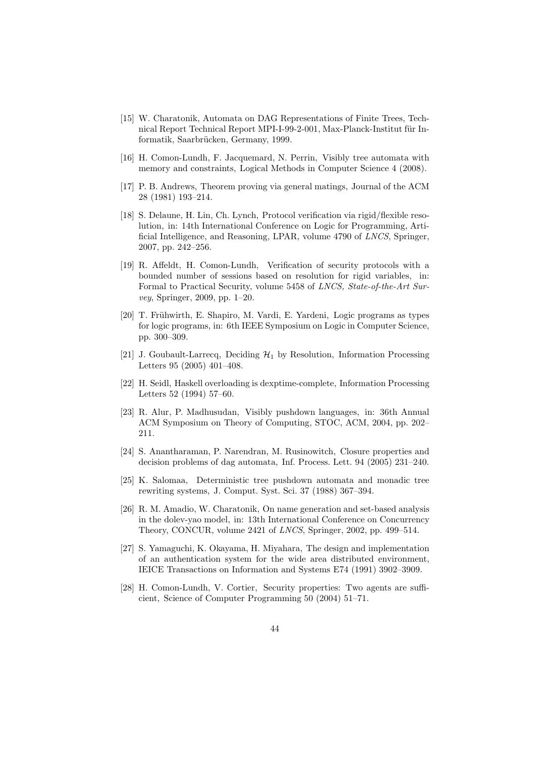[15] W. Charatonik, Automata on DAG Representations of Finite Trees, Technical Report Technical Report MPI-I-99-2-001, Max-Planck-Institut für Informatik, Saarbrücken, Germany, 1999.

[16] H. Comon-Lundh, F. Jacquemard, N. Perrin, Visibly tree automata with memory and constraints, Logical Methods in Computer Science 4 (2008).

[17] P. B. Andrews, Theorem proving via general matings, Journal of the ACM 28 (1981) 193–214.

[18] S. Delaune, H. Lin, Ch. Lynch, Protocol verification via rigid/flexible resolution, in: 14th International Conference on Logic for Programming, Artificial Intelligence, and Reasoning, LPAR, volume 4790 of *LNCS*, Springer, 2007, pp. 242–256.

[19] R. Affeldt, H. Comon-Lundh, Verification of security protocols with a bounded number of sessions based on resolution for rigid variables, in: Formal to Practical Security, volume 5458 of *LNCS, State-of-the-Art Survey*, Springer, 2009, pp. 1–20.

[20] T. Frühwirth, E. Shapiro, M. Vardi, E. Yardeni, Logic programs as types for logic programs, in: 6th IEEE Symposium on Logic in Computer Science, pp. 300–309.

[21] J. Goubault-Larrecq, Deciding $\mathcal{H}_1$ by Resolution, Information Processing Letters 95 (2005) 401–408.

[22] H. Seidl, Haskell overloading is dexptime-complete, Information Processing Letters 52 (1994) 57–60.

[23] R. Alur, P. Madhusudan, Visibly pushdown languages, in: 36th Annual ACM Symposium on Theory of Computing, STOC, ACM, 2004, pp. 202–211.

[24] S. Anantharaman, P. Narendran, M. Rusinowitch, Closure properties and decision problems of dag automata, Inf. Process. Lett. 94 (2005) 231–240.

[25] K. Salomaa, Deterministic tree pushdown automata and monadic tree rewriting systems, J. Comput. Syst. Sci. 37 (1988) 367–394.

[26] R. M. Amadio, W. Charatonik, On name generation and set-based analysis in the dolev-yao model, in: 13th International Conference on Concurrency Theory, CONCUR, volume 2421 of *LNCS*, Springer, 2002, pp. 499–514.

[27] S. Yamaguchi, K. Okayama, H. Miyahara, The design and implementation of an authentication system for the wide area distributed environment, IEICE Transactions on Information and Systems E74 (1991) 3902–3909.

[28] H. Comon-Lundh, V. Cortier, Security properties: Two agents are sufficient, Science of Computer Programming 50 (2004) 51–71.